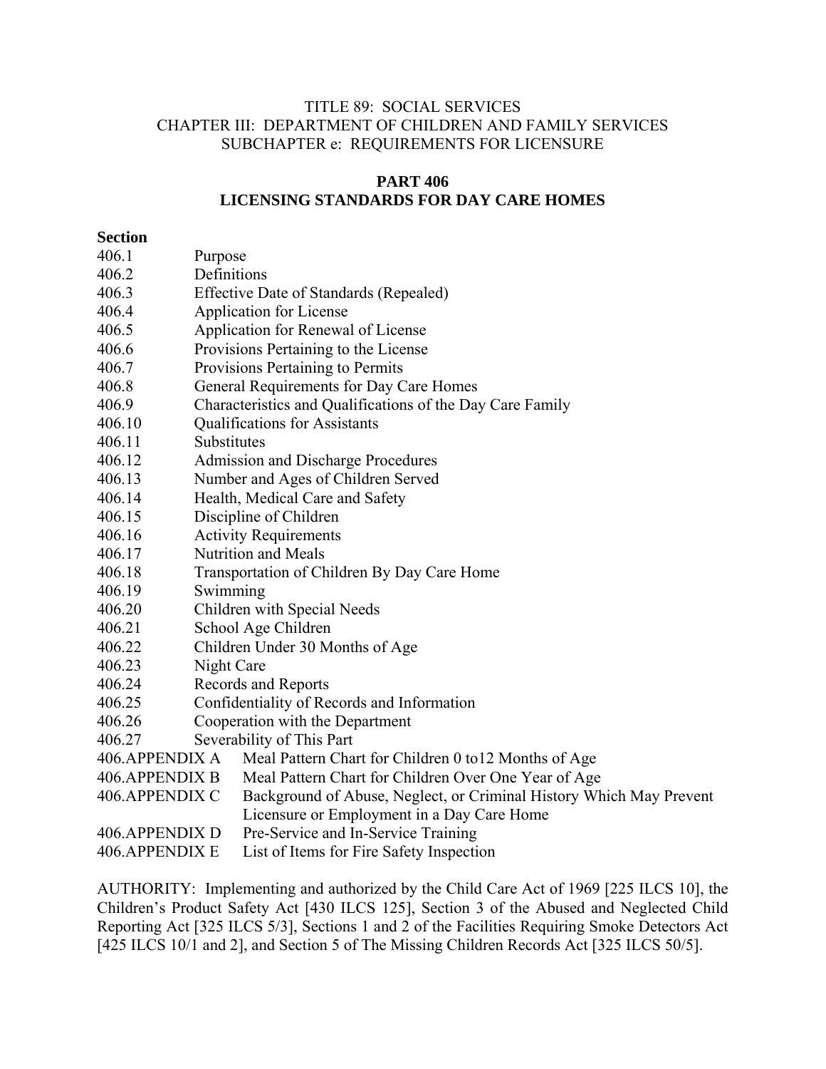TITLE 89: SOCIAL SERVICES
CHAPTER III: DEPARTMENT OF CHILDREN AND FAMILY SERVICES
SUBCHAPTER e: REQUIREMENTS FOR LICENSURE

# PART 406
# LICENSING STANDARDS FOR DAY CARE HOMES

**Section**

| | |
|---|---|
| 406.1 | Purpose |
| 406.2 | Definitions |
| 406.3 | Effective Date of Standards (Repealed) |
| 406.4 | Application for License |
| 406.5 | Application for Renewal of License |
| 406.6 | Provisions Pertaining to the License |
| 406.7 | Provisions Pertaining to Permits |
| 406.8 | General Requirements for Day Care Homes |
| 406.9 | Characteristics and Qualifications of the Day Care Family |
| 406.10 | Qualifications for Assistants |
| 406.11 | Substitutes |
| 406.12 | Admission and Discharge Procedures |
| 406.13 | Number and Ages of Children Served |
| 406.14 | Health, Medical Care and Safety |
| 406.15 | Discipline of Children |
| 406.16 | Activity Requirements |
| 406.17 | Nutrition and Meals |
| 406.18 | Transportation of Children By Day Care Home |
| 406.19 | Swimming |
| 406.20 | Children with Special Needs |
| 406.21 | School Age Children |
| 406.22 | Children Under 30 Months of Age |
| 406.23 | Night Care |
| 406.24 | Records and Reports |
| 406.25 | Confidentiality of Records and Information |
| 406.26 | Cooperation with the Department |
| 406.27 | Severability of This Part |
| 406.APPENDIX A | Meal Pattern Chart for Children 0 to12 Months of Age |
| 406.APPENDIX B | Meal Pattern Chart for Children Over One Year of Age |
| 406.APPENDIX C | Background of Abuse, Neglect, or Criminal History Which May Prevent Licensure or Employment in a Day Care Home |
| 406.APPENDIX D | Pre-Service and In-Service Training |
| 406.APPENDIX E | List of Items for Fire Safety Inspection |

AUTHORITY: Implementing and authorized by the Child Care Act of 1969 [225 ILCS 10], the Children's Product Safety Act [430 ILCS 125], Section 3 of the Abused and Neglected Child Reporting Act [325 ILCS 5/3], Sections 1 and 2 of the Facilities Requiring Smoke Detectors Act [425 ILCS 10/1 and 2], and Section 5 of The Missing Children Records Act [325 ILCS 50/5].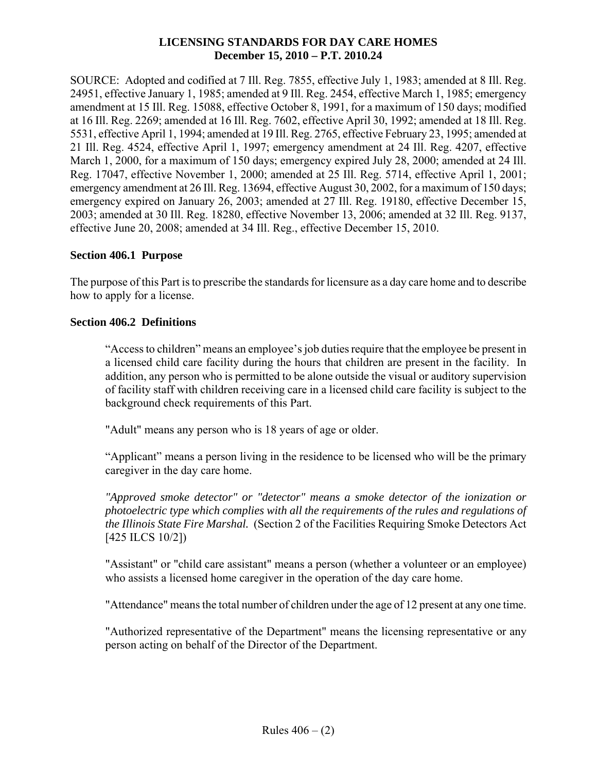**LICENSING STANDARDS FOR DAY CARE HOMES**
**December 15, 2010 – P.T. 2010.24**

SOURCE: Adopted and codified at 7 Ill. Reg. 7855, effective July 1, 1983; amended at 8 Ill. Reg. 24951, effective January 1, 1985; amended at 9 Ill. Reg. 2454, effective March 1, 1985; emergency amendment at 15 Ill. Reg. 15088, effective October 8, 1991, for a maximum of 150 days; modified at 16 Ill. Reg. 2269; amended at 16 Ill. Reg. 7602, effective April 30, 1992; amended at 18 Ill. Reg. 5531, effective April 1, 1994; amended at 19 Ill. Reg. 2765, effective February 23, 1995; amended at 21 Ill. Reg. 4524, effective April 1, 1997; emergency amendment at 24 Ill. Reg. 4207, effective March 1, 2000, for a maximum of 150 days; emergency expired July 28, 2000; amended at 24 Ill. Reg. 17047, effective November 1, 2000; amended at 25 Ill. Reg. 5714, effective April 1, 2001; emergency amendment at 26 Ill. Reg. 13694, effective August 30, 2002, for a maximum of 150 days; emergency expired on January 26, 2003; amended at 27 Ill. Reg. 19180, effective December 15, 2003; amended at 30 Ill. Reg. 18280, effective November 13, 2006; amended at 32 Ill. Reg. 9137, effective June 20, 2008; amended at 34 Ill. Reg., effective December 15, 2010.

### Section 406.1 Purpose

The purpose of this Part is to prescribe the standards for licensure as a day care home and to describe how to apply for a license.

### Section 406.2 Definitions

"Access to children" means an employee's job duties require that the employee be present in a licensed child care facility during the hours that children are present in the facility. In addition, any person who is permitted to be alone outside the visual or auditory supervision of facility staff with children receiving care in a licensed child care facility is subject to the background check requirements of this Part.

"Adult" means any person who is 18 years of age or older.

"Applicant" means a person living in the residence to be licensed who will be the primary caregiver in the day care home.

*"Approved smoke detector" or "detector" means a smoke detector of the ionization or photoelectric type which complies with all the requirements of the rules and regulations of the Illinois State Fire Marshal.* (Section 2 of the Facilities Requiring Smoke Detectors Act [425 ILCS 10/2])

"Assistant" or "child care assistant" means a person (whether a volunteer or an employee) who assists a licensed home caregiver in the operation of the day care home.

"Attendance" means the total number of children under the age of 12 present at any one time.

"Authorized representative of the Department" means the licensing representative or any person acting on behalf of the Director of the Department.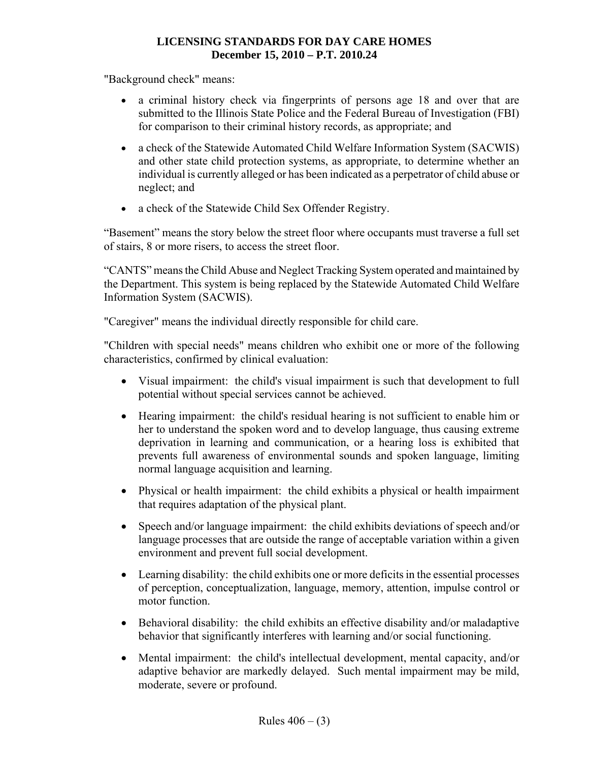"Background check" means:

- a criminal history check via fingerprints of persons age 18 and over that are submitted to the Illinois State Police and the Federal Bureau of Investigation (FBI) for comparison to their criminal history records, as appropriate; and
- a check of the Statewide Automated Child Welfare Information System (SACWIS) and other state child protection systems, as appropriate, to determine whether an individual is currently alleged or has been indicated as a perpetrator of child abuse or neglect; and
- a check of the Statewide Child Sex Offender Registry.

"Basement" means the story below the street floor where occupants must traverse a full set of stairs, 8 or more risers, to access the street floor.

"CANTS" means the Child Abuse and Neglect Tracking System operated and maintained by the Department. This system is being replaced by the Statewide Automated Child Welfare Information System (SACWIS).

"Caregiver" means the individual directly responsible for child care.

"Children with special needs" means children who exhibit one or more of the following characteristics, confirmed by clinical evaluation:

- Visual impairment: the child's visual impairment is such that development to full potential without special services cannot be achieved.
- Hearing impairment: the child's residual hearing is not sufficient to enable him or her to understand the spoken word and to develop language, thus causing extreme deprivation in learning and communication, or a hearing loss is exhibited that prevents full awareness of environmental sounds and spoken language, limiting normal language acquisition and learning.
- Physical or health impairment: the child exhibits a physical or health impairment that requires adaptation of the physical plant.
- Speech and/or language impairment: the child exhibits deviations of speech and/or language processes that are outside the range of acceptable variation within a given environment and prevent full social development.
- Learning disability: the child exhibits one or more deficits in the essential processes of perception, conceptualization, language, memory, attention, impulse control or motor function.
- Behavioral disability: the child exhibits an effective disability and/or maladaptive behavior that significantly interferes with learning and/or social functioning.
- Mental impairment: the child's intellectual development, mental capacity, and/or adaptive behavior are markedly delayed. Such mental impairment may be mild, moderate, severe or profound.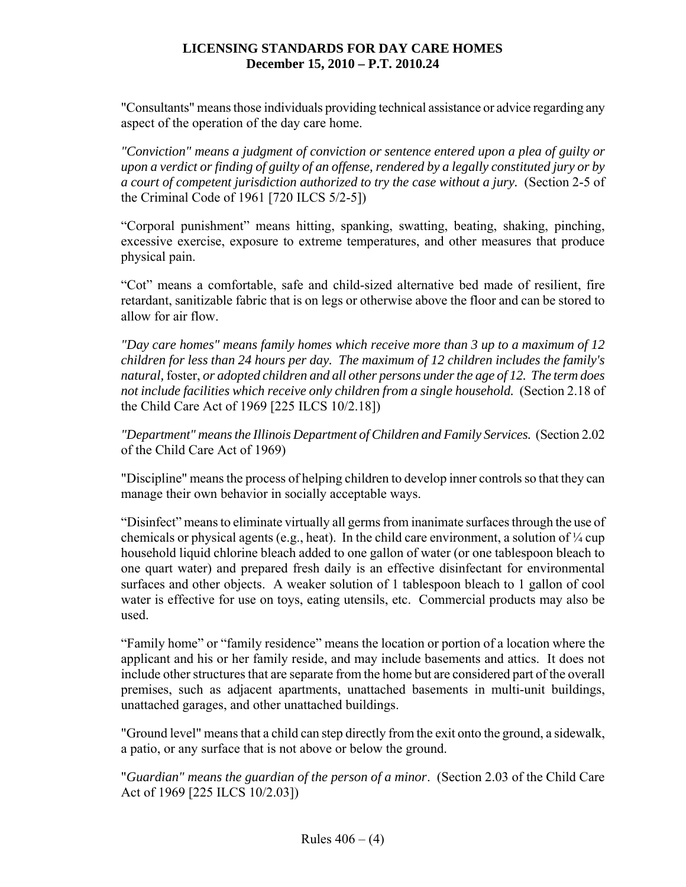"Consultants" means those individuals providing technical assistance or advice regarding any aspect of the operation of the day care home.

*"Conviction" means a judgment of conviction or sentence entered upon a plea of guilty or upon a verdict or finding of guilty of an offense, rendered by a legally constituted jury or by a court of competent jurisdiction authorized to try the case without a jury.* (Section 2-5 of the Criminal Code of 1961 [720 ILCS 5/2-5])

"Corporal punishment" means hitting, spanking, swatting, beating, shaking, pinching, excessive exercise, exposure to extreme temperatures, and other measures that produce physical pain.

"Cot" means a comfortable, safe and child-sized alternative bed made of resilient, fire retardant, sanitizable fabric that is on legs or otherwise above the floor and can be stored to allow for air flow.

*"Day care homes" means family homes which receive more than 3 up to a maximum of 12 children for less than 24 hours per day. The maximum of 12 children includes the family's natural,* foster, *or adopted children and all other persons under the age of 12. The term does not include facilities which receive only children from a single household.* (Section 2.18 of the Child Care Act of 1969 [225 ILCS 10/2.18])

*"Department" means the Illinois Department of Children and Family Services.* (Section 2.02 of the Child Care Act of 1969)

"Discipline" means the process of helping children to develop inner controls so that they can manage their own behavior in socially acceptable ways.

"Disinfect" means to eliminate virtually all germs from inanimate surfaces through the use of chemicals or physical agents (e.g., heat). In the child care environment, a solution of ¼ cup household liquid chlorine bleach added to one gallon of water (or one tablespoon bleach to one quart water) and prepared fresh daily is an effective disinfectant for environmental surfaces and other objects. A weaker solution of 1 tablespoon bleach to 1 gallon of cool water is effective for use on toys, eating utensils, etc. Commercial products may also be used.

"Family home" or "family residence" means the location or portion of a location where the applicant and his or her family reside, and may include basements and attics. It does not include other structures that are separate from the home but are considered part of the overall premises, such as adjacent apartments, unattached basements in multi-unit buildings, unattached garages, and other unattached buildings.

"Ground level" means that a child can step directly from the exit onto the ground, a sidewalk, a patio, or any surface that is not above or below the ground.

"*Guardian" means the guardian of the person of a minor*. (Section 2.03 of the Child Care Act of 1969 [225 ILCS 10/2.03])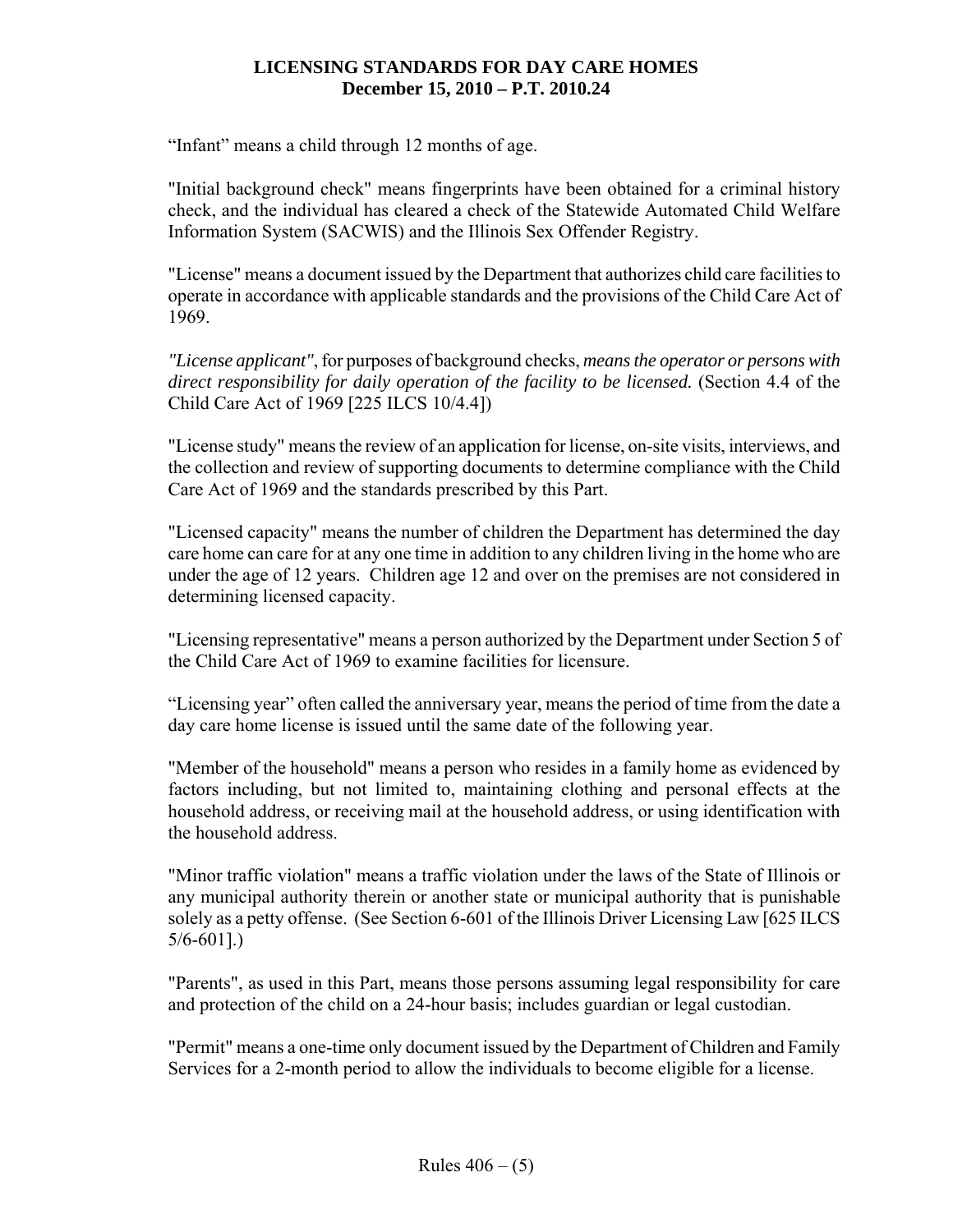“Infant” means a child through 12 months of age.

"Initial background check" means fingerprints have been obtained for a criminal history check, and the individual has cleared a check of the Statewide Automated Child Welfare Information System (SACWIS) and the Illinois Sex Offender Registry.

"License" means a document issued by the Department that authorizes child care facilities to operate in accordance with applicable standards and the provisions of the Child Care Act of 1969.

*"License applicant"*, for purposes of background checks, *means the operator or persons with direct responsibility for daily operation of the facility to be licensed.* (Section 4.4 of the Child Care Act of 1969 [225 ILCS 10/4.4])

"License study" means the review of an application for license, on-site visits, interviews, and the collection and review of supporting documents to determine compliance with the Child Care Act of 1969 and the standards prescribed by this Part.

"Licensed capacity" means the number of children the Department has determined the day care home can care for at any one time in addition to any children living in the home who are under the age of 12 years. Children age 12 and over on the premises are not considered in determining licensed capacity.

"Licensing representative" means a person authorized by the Department under Section 5 of the Child Care Act of 1969 to examine facilities for licensure.

“Licensing year” often called the anniversary year, means the period of time from the date a day care home license is issued until the same date of the following year.

"Member of the household" means a person who resides in a family home as evidenced by factors including, but not limited to, maintaining clothing and personal effects at the household address, or receiving mail at the household address, or using identification with the household address.

"Minor traffic violation" means a traffic violation under the laws of the State of Illinois or any municipal authority therein or another state or municipal authority that is punishable solely as a petty offense. (See Section 6-601 of the Illinois Driver Licensing Law [625 ILCS 5/6-601].)

"Parents", as used in this Part, means those persons assuming legal responsibility for care and protection of the child on a 24-hour basis; includes guardian or legal custodian.

"Permit" means a one-time only document issued by the Department of Children and Family Services for a 2-month period to allow the individuals to become eligible for a license.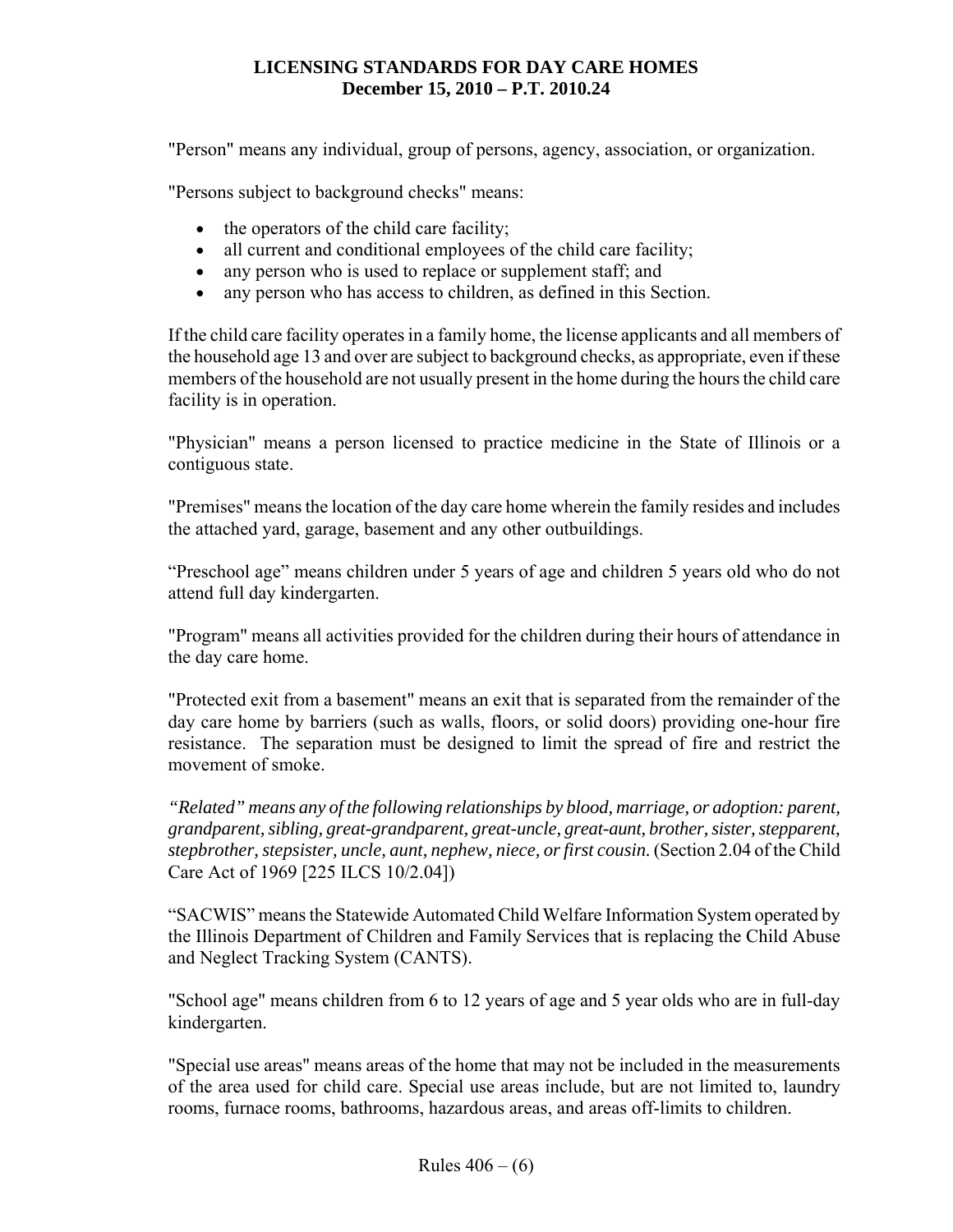"Person" means any individual, group of persons, agency, association, or organization.

"Persons subject to background checks" means:

- the operators of the child care facility;
- all current and conditional employees of the child care facility;
- any person who is used to replace or supplement staff; and
- any person who has access to children, as defined in this Section.

If the child care facility operates in a family home, the license applicants and all members of the household age 13 and over are subject to background checks, as appropriate, even if these members of the household are not usually present in the home during the hours the child care facility is in operation.

"Physician" means a person licensed to practice medicine in the State of Illinois or a contiguous state.

"Premises" means the location of the day care home wherein the family resides and includes the attached yard, garage, basement and any other outbuildings.

"Preschool age" means children under 5 years of age and children 5 years old who do not attend full day kindergarten.

"Program" means all activities provided for the children during their hours of attendance in the day care home.

"Protected exit from a basement" means an exit that is separated from the remainder of the day care home by barriers (such as walls, floors, or solid doors) providing one-hour fire resistance. The separation must be designed to limit the spread of fire and restrict the movement of smoke.

*"Related" means any of the following relationships by blood, marriage, or adoption: parent, grandparent, sibling, great-grandparent, great-uncle, great-aunt, brother, sister, stepparent, stepbrother, stepsister, uncle, aunt, nephew, niece, or first cousin.* (Section 2.04 of the Child Care Act of 1969 [225 ILCS 10/2.04])

"SACWIS" means the Statewide Automated Child Welfare Information System operated by the Illinois Department of Children and Family Services that is replacing the Child Abuse and Neglect Tracking System (CANTS).

"School age" means children from 6 to 12 years of age and 5 year olds who are in full-day kindergarten.

"Special use areas" means areas of the home that may not be included in the measurements of the area used for child care. Special use areas include, but are not limited to, laundry rooms, furnace rooms, bathrooms, hazardous areas, and areas off-limits to children.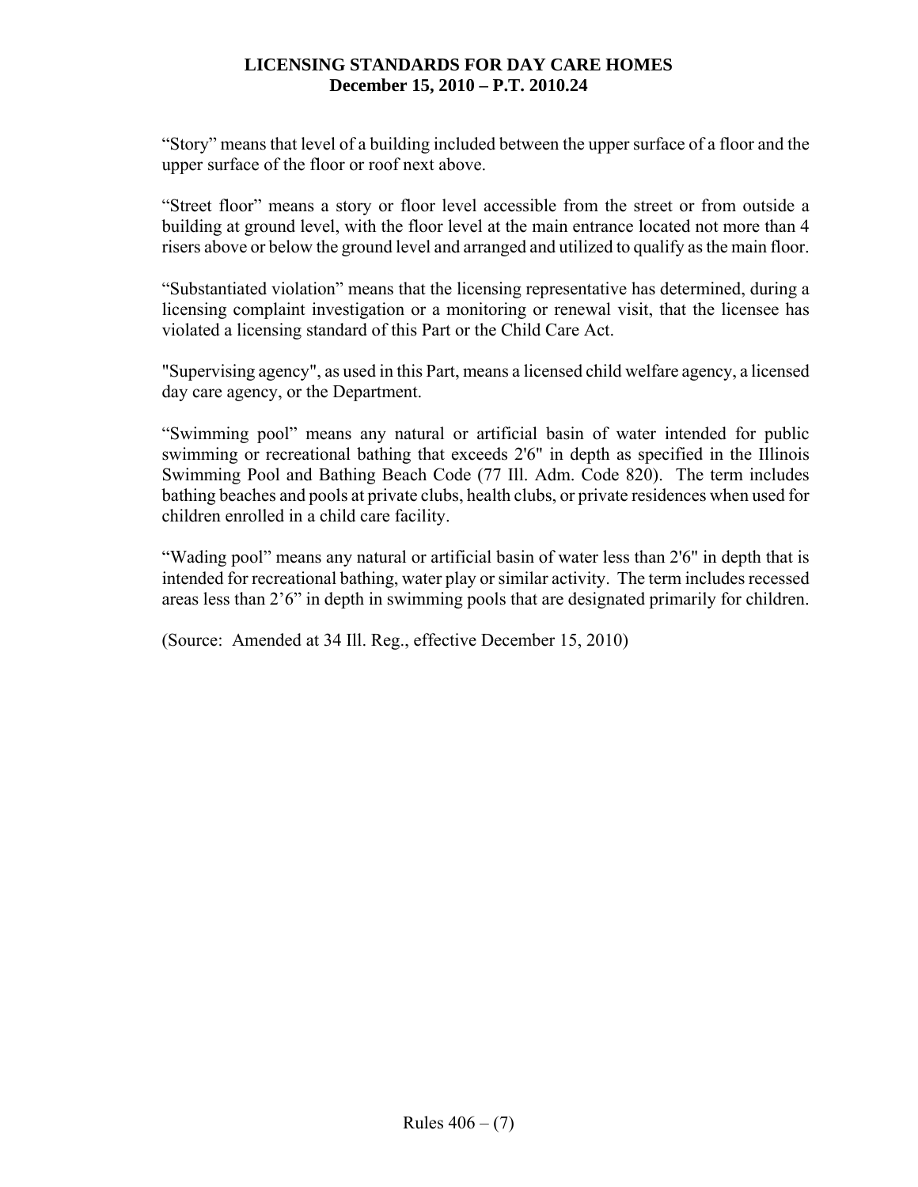"Story" means that level of a building included between the upper surface of a floor and the upper surface of the floor or roof next above.

"Street floor" means a story or floor level accessible from the street or from outside a building at ground level, with the floor level at the main entrance located not more than 4 risers above or below the ground level and arranged and utilized to qualify as the main floor.

"Substantiated violation" means that the licensing representative has determined, during a licensing complaint investigation or a monitoring or renewal visit, that the licensee has violated a licensing standard of this Part or the Child Care Act.

"Supervising agency", as used in this Part, means a licensed child welfare agency, a licensed day care agency, or the Department.

"Swimming pool" means any natural or artificial basin of water intended for public swimming or recreational bathing that exceeds 2'6" in depth as specified in the Illinois Swimming Pool and Bathing Beach Code (77 Ill. Adm. Code 820). The term includes bathing beaches and pools at private clubs, health clubs, or private residences when used for children enrolled in a child care facility.

"Wading pool" means any natural or artificial basin of water less than 2'6" in depth that is intended for recreational bathing, water play or similar activity. The term includes recessed areas less than 2'6" in depth in swimming pools that are designated primarily for children.

(Source: Amended at 34 Ill. Reg., effective December 15, 2010)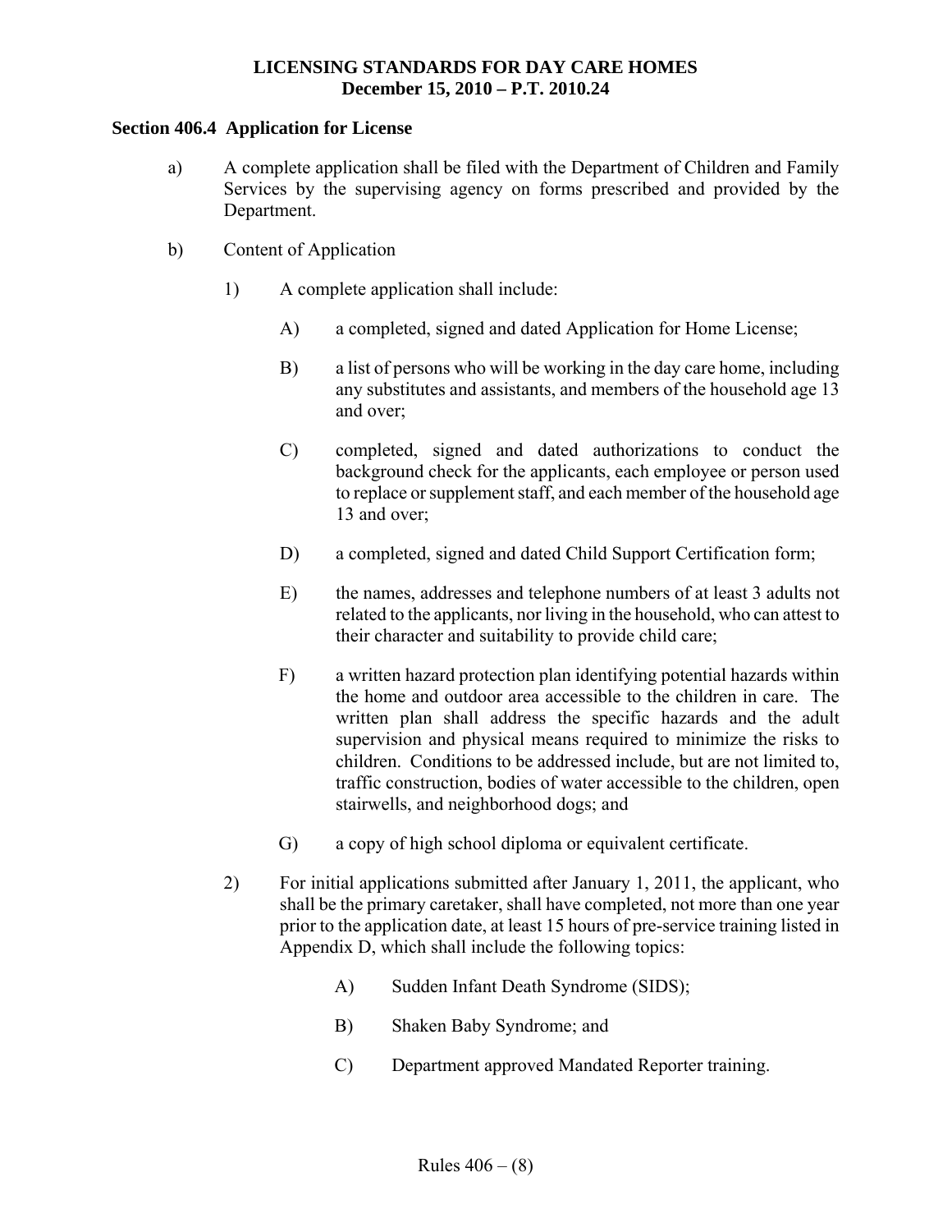## Section 406.4 Application for License

a) A complete application shall be filed with the Department of Children and Family Services by the supervising agency on forms prescribed and provided by the Department.

b) Content of Application

   1) A complete application shall include:

      A) a completed, signed and dated Application for Home License;

      B) a list of persons who will be working in the day care home, including any substitutes and assistants, and members of the household age 13 and over;

      C) completed, signed and dated authorizations to conduct the background check for the applicants, each employee or person used to replace or supplement staff, and each member of the household age 13 and over;

      D) a completed, signed and dated Child Support Certification form;

      E) the names, addresses and telephone numbers of at least 3 adults not related to the applicants, nor living in the household, who can attest to their character and suitability to provide child care;

      F) a written hazard protection plan identifying potential hazards within the home and outdoor area accessible to the children in care. The written plan shall address the specific hazards and the adult supervision and physical means required to minimize the risks to children. Conditions to be addressed include, but are not limited to, traffic construction, bodies of water accessible to the children, open stairwells, and neighborhood dogs; and

      G) a copy of high school diploma or equivalent certificate.

   2) For initial applications submitted after January 1, 2011, the applicant, who shall be the primary caretaker, shall have completed, not more than one year prior to the application date, at least 15 hours of pre-service training listed in Appendix D, which shall include the following topics:

      A) Sudden Infant Death Syndrome (SIDS);

      B) Shaken Baby Syndrome; and

      C) Department approved Mandated Reporter training.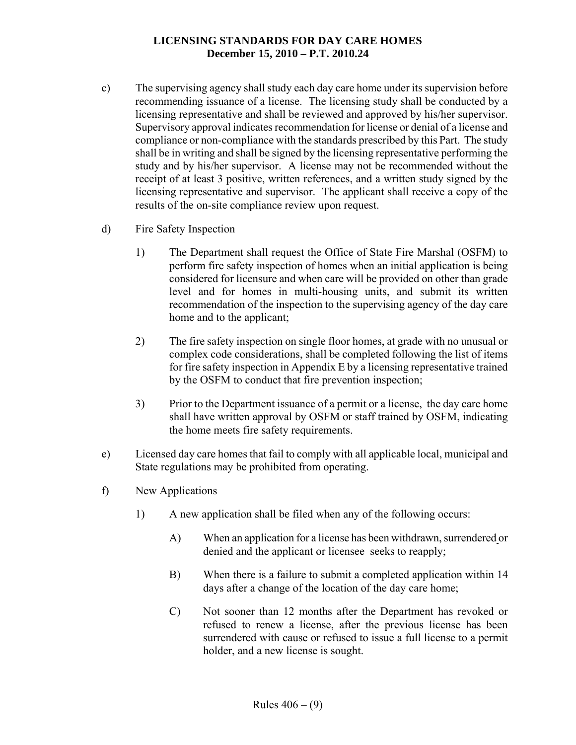c) The supervising agency shall study each day care home under its supervision before recommending issuance of a license. The licensing study shall be conducted by a licensing representative and shall be reviewed and approved by his/her supervisor. Supervisory approval indicates recommendation for license or denial of a license and compliance or non-compliance with the standards prescribed by this Part. The study shall be in writing and shall be signed by the licensing representative performing the study and by his/her supervisor. A license may not be recommended without the receipt of at least 3 positive, written references, and a written study signed by the licensing representative and supervisor. The applicant shall receive a copy of the results of the on-site compliance review upon request.

d) Fire Safety Inspection

1) The Department shall request the Office of State Fire Marshal (OSFM) to perform fire safety inspection of homes when an initial application is being considered for licensure and when care will be provided on other than grade level and for homes in multi-housing units, and submit its written recommendation of the inspection to the supervising agency of the day care home and to the applicant;

2) The fire safety inspection on single floor homes, at grade with no unusual or complex code considerations, shall be completed following the list of items for fire safety inspection in Appendix E by a licensing representative trained by the OSFM to conduct that fire prevention inspection;

3) Prior to the Department issuance of a permit or a license, the day care home shall have written approval by OSFM or staff trained by OSFM, indicating the home meets fire safety requirements.

e) Licensed day care homes that fail to comply with all applicable local, municipal and State regulations may be prohibited from operating.

f) New Applications

1) A new application shall be filed when any of the following occurs:

A) When an application for a license has been withdrawn, surrendered or denied and the applicant or licensee seeks to reapply;

B) When there is a failure to submit a completed application within 14 days after a change of the location of the day care home;

C) Not sooner than 12 months after the Department has revoked or refused to renew a license, after the previous license has been surrendered with cause or refused to issue a full license to a permit holder, and a new license is sought.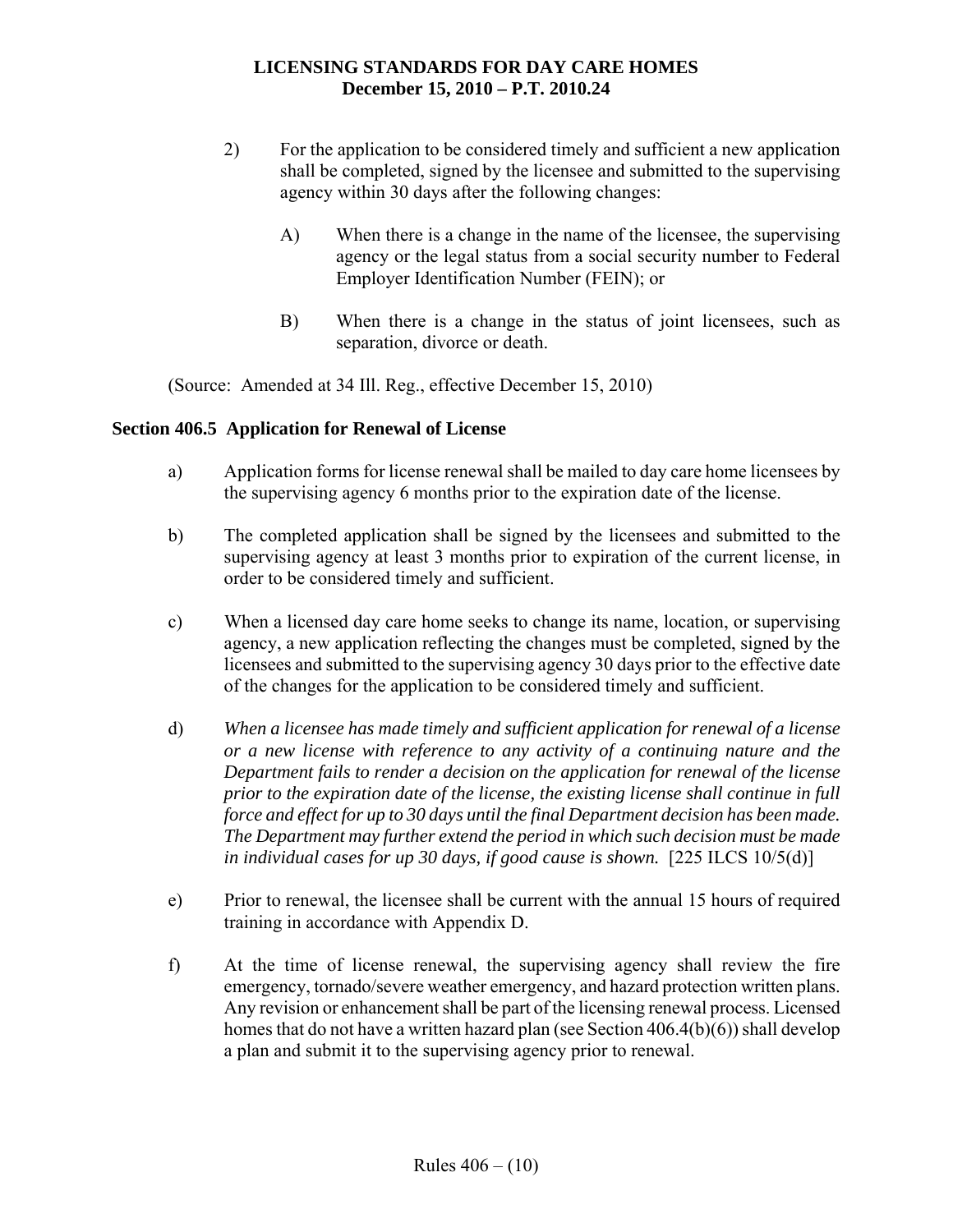2) For the application to be considered timely and sufficient a new application shall be completed, signed by the licensee and submitted to the supervising agency within 30 days after the following changes:

   A) When there is a change in the name of the licensee, the supervising agency or the legal status from a social security number to Federal Employer Identification Number (FEIN); or

   B) When there is a change in the status of joint licensees, such as separation, divorce or death.

(Source: Amended at 34 Ill. Reg., effective December 15, 2010)

**Section 406.5 Application for Renewal of License**

a) Application forms for license renewal shall be mailed to day care home licensees by the supervising agency 6 months prior to the expiration date of the license.

b) The completed application shall be signed by the licensees and submitted to the supervising agency at least 3 months prior to expiration of the current license, in order to be considered timely and sufficient.

c) When a licensed day care home seeks to change its name, location, or supervising agency, a new application reflecting the changes must be completed, signed by the licensees and submitted to the supervising agency 30 days prior to the effective date of the changes for the application to be considered timely and sufficient.

d) *When a licensee has made timely and sufficient application for renewal of a license or a new license with reference to any activity of a continuing nature and the Department fails to render a decision on the application for renewal of the license prior to the expiration date of the license, the existing license shall continue in full force and effect for up to 30 days until the final Department decision has been made. The Department may further extend the period in which such decision must be made in individual cases for up 30 days, if good cause is shown.* [225 ILCS 10/5(d)]

e) Prior to renewal, the licensee shall be current with the annual 15 hours of required training in accordance with Appendix D.

f) At the time of license renewal, the supervising agency shall review the fire emergency, tornado/severe weather emergency, and hazard protection written plans. Any revision or enhancement shall be part of the licensing renewal process. Licensed homes that do not have a written hazard plan (see Section 406.4(b)(6)) shall develop a plan and submit it to the supervising agency prior to renewal.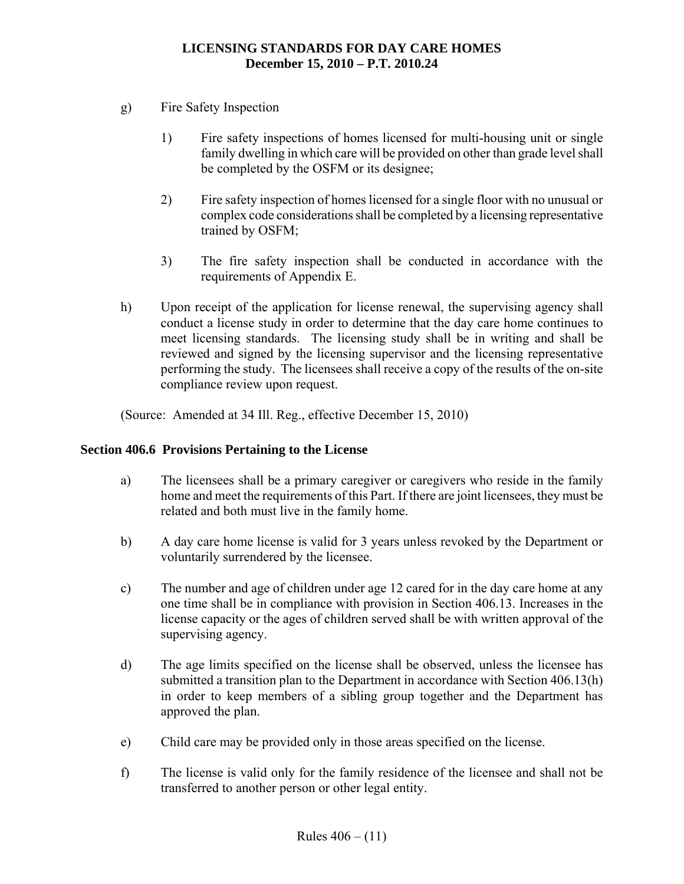g) Fire Safety Inspection

   1) Fire safety inspections of homes licensed for multi-housing unit or single family dwelling in which care will be provided on other than grade level shall be completed by the OSFM or its designee;

   2) Fire safety inspection of homes licensed for a single floor with no unusual or complex code considerations shall be completed by a licensing representative trained by OSFM;

   3) The fire safety inspection shall be conducted in accordance with the requirements of Appendix E.

h) Upon receipt of the application for license renewal, the supervising agency shall conduct a license study in order to determine that the day care home continues to meet licensing standards. The licensing study shall be in writing and shall be reviewed and signed by the licensing supervisor and the licensing representative performing the study. The licensees shall receive a copy of the results of the on-site compliance review upon request.

(Source: Amended at 34 Ill. Reg., effective December 15, 2010)

**Section 406.6 Provisions Pertaining to the License**

a) The licensees shall be a primary caregiver or caregivers who reside in the family home and meet the requirements of this Part. If there are joint licensees, they must be related and both must live in the family home.

b) A day care home license is valid for 3 years unless revoked by the Department or voluntarily surrendered by the licensee.

c) The number and age of children under age 12 cared for in the day care home at any one time shall be in compliance with provision in Section 406.13. Increases in the license capacity or the ages of children served shall be with written approval of the supervising agency.

d) The age limits specified on the license shall be observed, unless the licensee has submitted a transition plan to the Department in accordance with Section 406.13(h) in order to keep members of a sibling group together and the Department has approved the plan.

e) Child care may be provided only in those areas specified on the license.

f) The license is valid only for the family residence of the licensee and shall not be transferred to another person or other legal entity.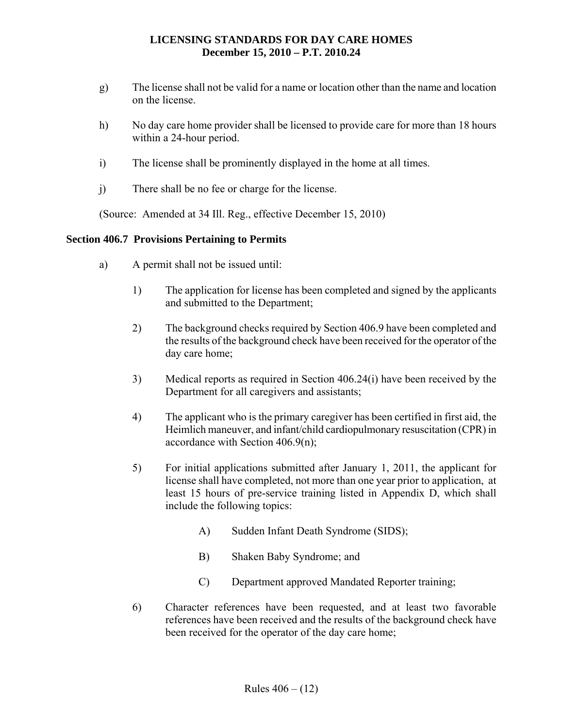g) The license shall not be valid for a name or location other than the name and location on the license.

h) No day care home provider shall be licensed to provide care for more than 18 hours within a 24-hour period.

i) The license shall be prominently displayed in the home at all times.

j) There shall be no fee or charge for the license.

(Source: Amended at 34 Ill. Reg., effective December 15, 2010)

**Section 406.7 Provisions Pertaining to Permits**

a) A permit shall not be issued until:

1) The application for license has been completed and signed by the applicants and submitted to the Department;

2) The background checks required by Section 406.9 have been completed and the results of the background check have been received for the operator of the day care home;

3) Medical reports as required in Section 406.24(i) have been received by the Department for all caregivers and assistants;

4) The applicant who is the primary caregiver has been certified in first aid, the Heimlich maneuver, and infant/child cardiopulmonary resuscitation (CPR) in accordance with Section 406.9(n);

5) For initial applications submitted after January 1, 2011, the applicant for license shall have completed, not more than one year prior to application, at least 15 hours of pre-service training listed in Appendix D, which shall include the following topics:

A) Sudden Infant Death Syndrome (SIDS);

B) Shaken Baby Syndrome; and

C) Department approved Mandated Reporter training;

6) Character references have been requested, and at least two favorable references have been received and the results of the background check have been received for the operator of the day care home;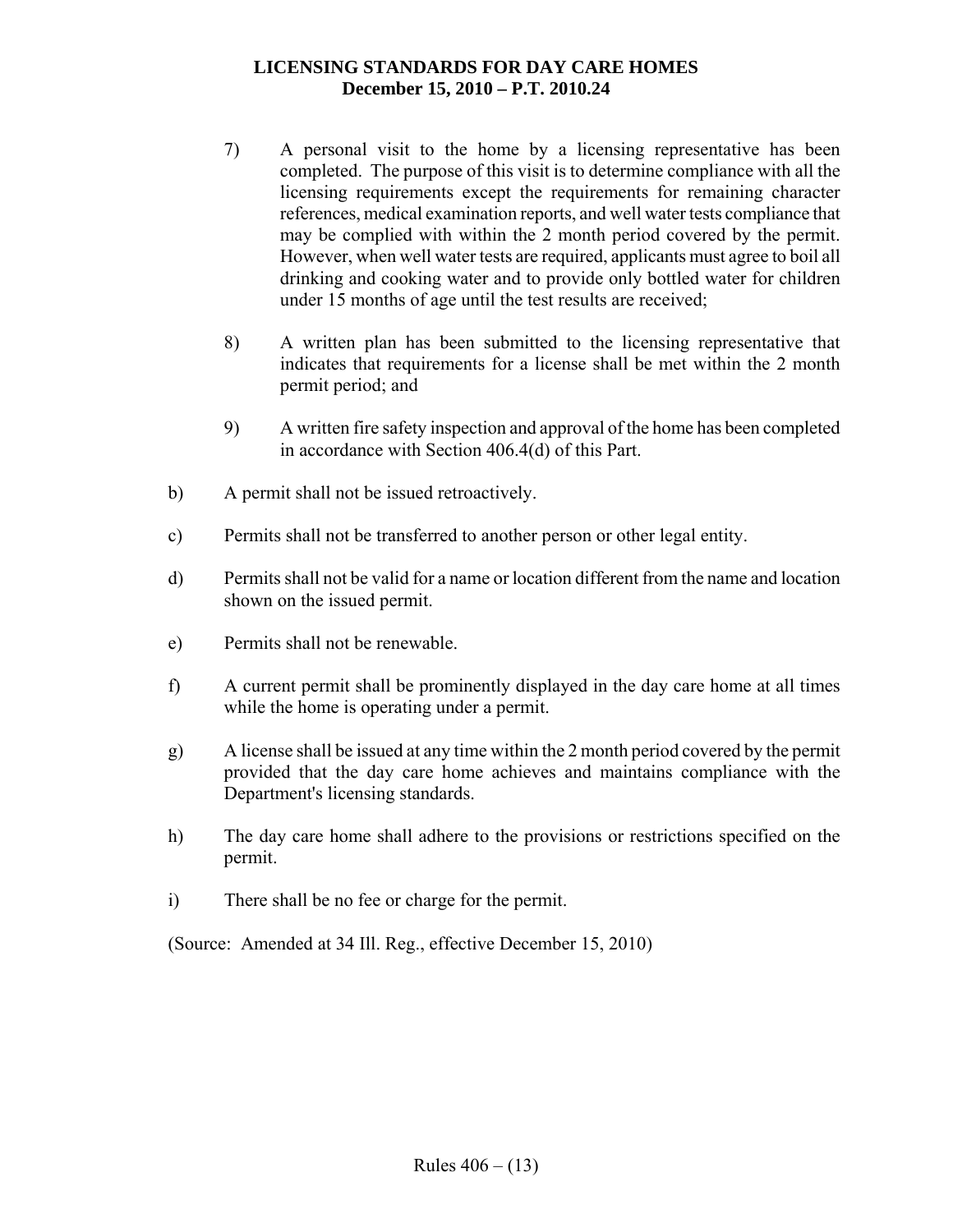7) A personal visit to the home by a licensing representative has been completed. The purpose of this visit is to determine compliance with all the licensing requirements except the requirements for remaining character references, medical examination reports, and well water tests compliance that may be complied with within the 2 month period covered by the permit. However, when well water tests are required, applicants must agree to boil all drinking and cooking water and to provide only bottled water for children under 15 months of age until the test results are received;

8) A written plan has been submitted to the licensing representative that indicates that requirements for a license shall be met within the 2 month permit period; and

9) A written fire safety inspection and approval of the home has been completed in accordance with Section 406.4(d) of this Part.

b) A permit shall not be issued retroactively.

c) Permits shall not be transferred to another person or other legal entity.

d) Permits shall not be valid for a name or location different from the name and location shown on the issued permit.

e) Permits shall not be renewable.

f) A current permit shall be prominently displayed in the day care home at all times while the home is operating under a permit.

g) A license shall be issued at any time within the 2 month period covered by the permit provided that the day care home achieves and maintains compliance with the Department's licensing standards.

h) The day care home shall adhere to the provisions or restrictions specified on the permit.

i) There shall be no fee or charge for the permit.

(Source: Amended at 34 Ill. Reg., effective December 15, 2010)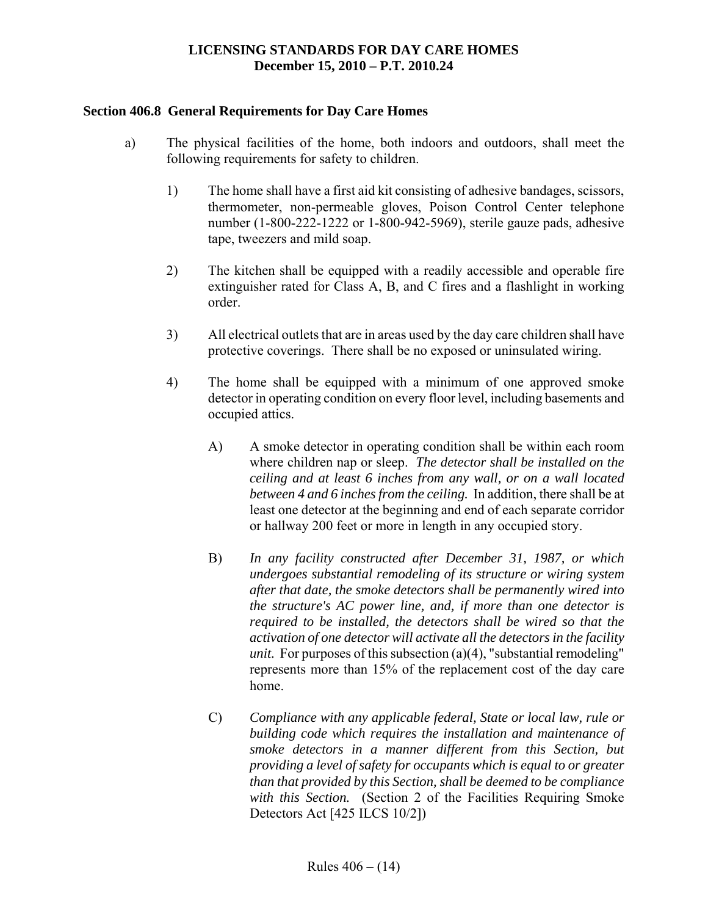## Section 406.8 General Requirements for Day Care Homes

a) The physical facilities of the home, both indoors and outdoors, shall meet the following requirements for safety to children.

1) The home shall have a first aid kit consisting of adhesive bandages, scissors, thermometer, non-permeable gloves, Poison Control Center telephone number (1-800-222-1222 or 1-800-942-5969), sterile gauze pads, adhesive tape, tweezers and mild soap.

2) The kitchen shall be equipped with a readily accessible and operable fire extinguisher rated for Class A, B, and C fires and a flashlight in working order.

3) All electrical outlets that are in areas used by the day care children shall have protective coverings. There shall be no exposed or uninsulated wiring.

4) The home shall be equipped with a minimum of one approved smoke detector in operating condition on every floor level, including basements and occupied attics.

A) A smoke detector in operating condition shall be within each room where children nap or sleep. *The detector shall be installed on the ceiling and at least 6 inches from any wall, or on a wall located between 4 and 6 inches from the ceiling.* In addition, there shall be at least one detector at the beginning and end of each separate corridor or hallway 200 feet or more in length in any occupied story.

B) *In any facility constructed after December 31, 1987, or which undergoes substantial remodeling of its structure or wiring system after that date, the smoke detectors shall be permanently wired into the structure's AC power line, and, if more than one detector is required to be installed, the detectors shall be wired so that the activation of one detector will activate all the detectors in the facility unit.* For purposes of this subsection (a)(4), "substantial remodeling" represents more than 15% of the replacement cost of the day care home.

C) *Compliance with any applicable federal, State or local law, rule or building code which requires the installation and maintenance of smoke detectors in a manner different from this Section, but providing a level of safety for occupants which is equal to or greater than that provided by this Section, shall be deemed to be compliance with this Section.* (Section 2 of the Facilities Requiring Smoke Detectors Act [425 ILCS 10/2])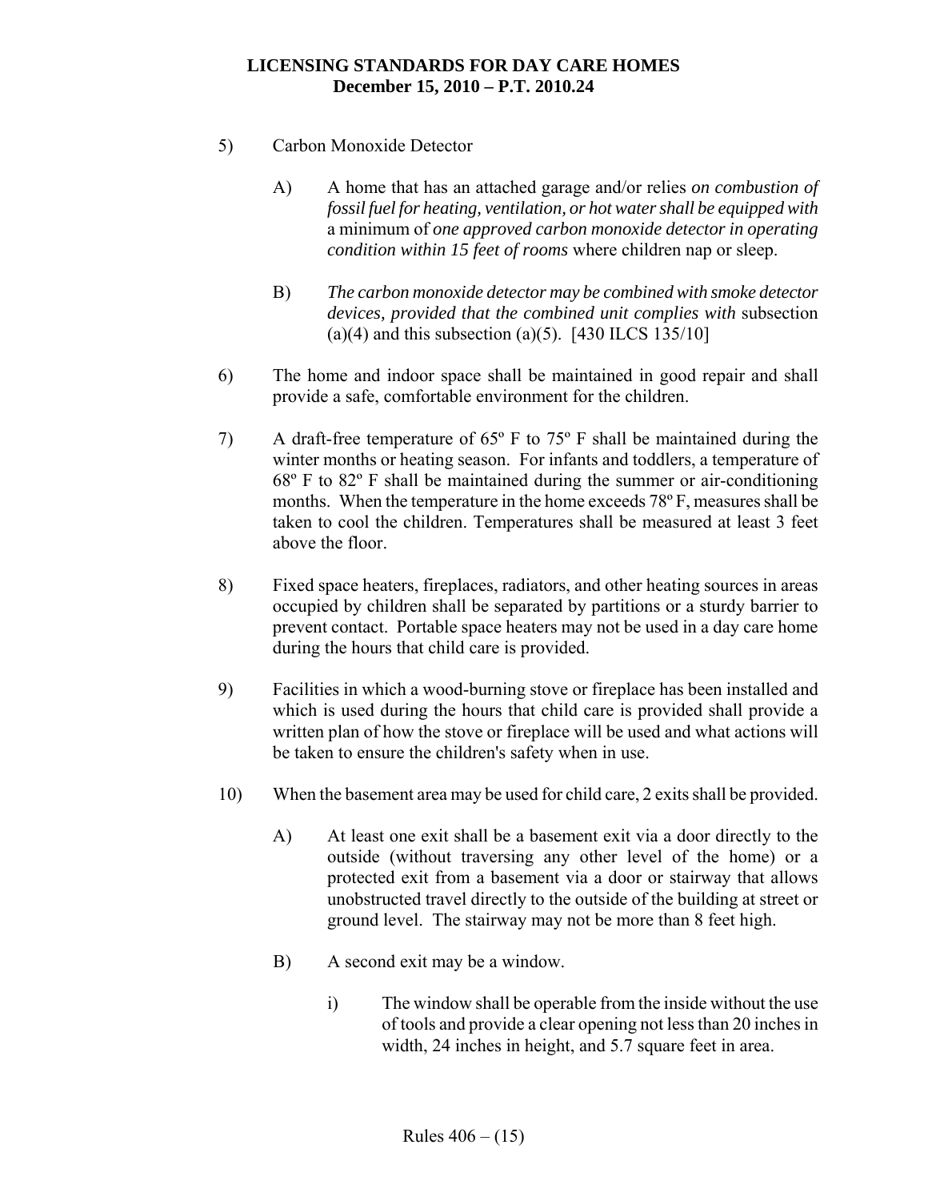5) Carbon Monoxide Detector

   A) A home that has an attached garage and/or relies *on combustion of fossil fuel for heating, ventilation, or hot water shall be equipped with* a minimum of *one approved carbon monoxide detector in operating condition within 15 feet of rooms* where children nap or sleep.

   B) *The carbon monoxide detector may be combined with smoke detector devices, provided that the combined unit complies with* subsection (a)(4) and this subsection (a)(5). [430 ILCS 135/10]

6) The home and indoor space shall be maintained in good repair and shall provide a safe, comfortable environment for the children.

7) A draft-free temperature of 65º F to 75º F shall be maintained during the winter months or heating season. For infants and toddlers, a temperature of 68º F to 82º F shall be maintained during the summer or air-conditioning months. When the temperature in the home exceeds 78º F, measures shall be taken to cool the children. Temperatures shall be measured at least 3 feet above the floor.

8) Fixed space heaters, fireplaces, radiators, and other heating sources in areas occupied by children shall be separated by partitions or a sturdy barrier to prevent contact. Portable space heaters may not be used in a day care home during the hours that child care is provided.

9) Facilities in which a wood-burning stove or fireplace has been installed and which is used during the hours that child care is provided shall provide a written plan of how the stove or fireplace will be used and what actions will be taken to ensure the children's safety when in use.

10) When the basement area may be used for child care, 2 exits shall be provided.

    A) At least one exit shall be a basement exit via a door directly to the outside (without traversing any other level of the home) or a protected exit from a basement via a door or stairway that allows unobstructed travel directly to the outside of the building at street or ground level. The stairway may not be more than 8 feet high.

    B) A second exit may be a window.

       i) The window shall be operable from the inside without the use of tools and provide a clear opening not less than 20 inches in width, 24 inches in height, and 5.7 square feet in area.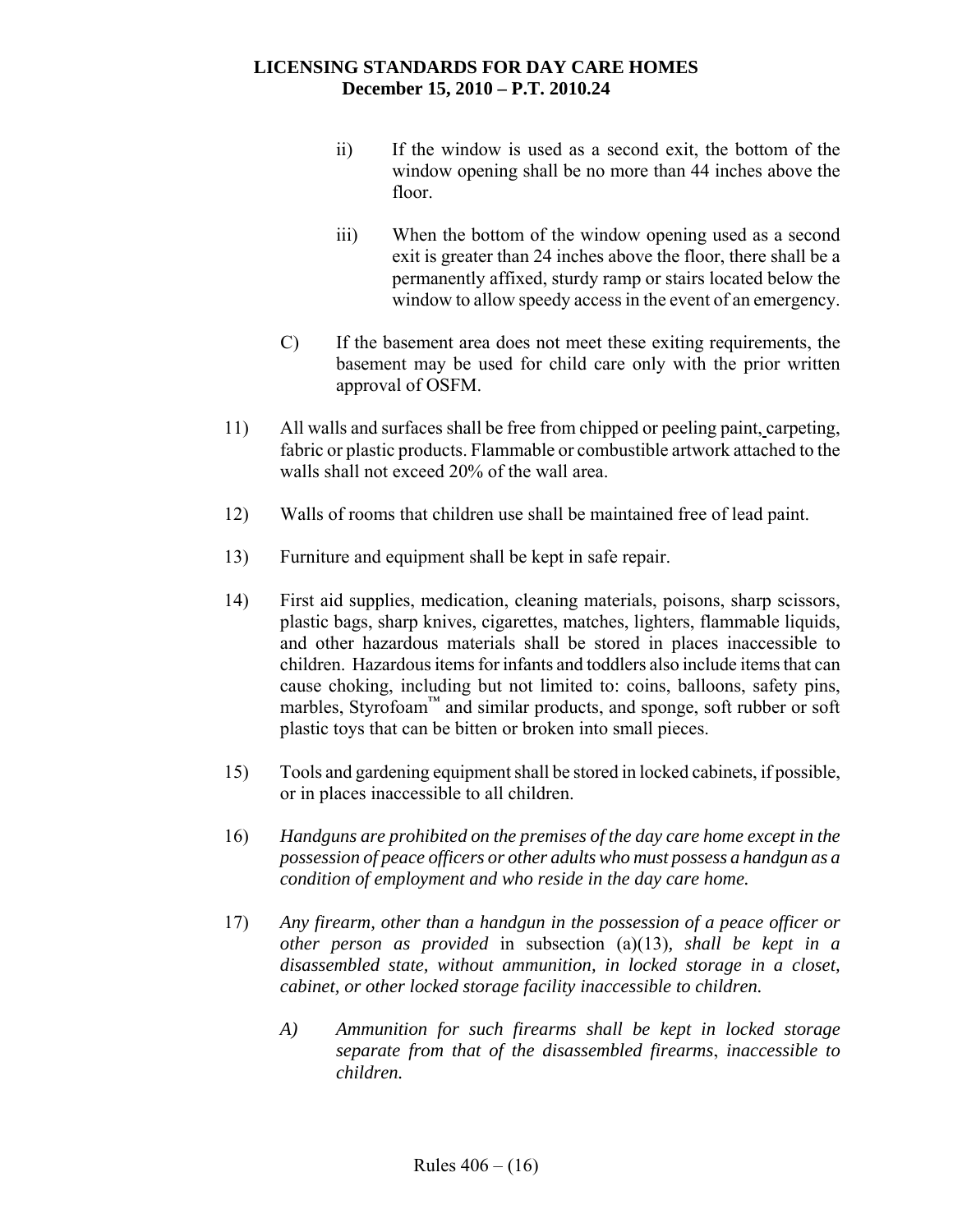ii) If the window is used as a second exit, the bottom of the window opening shall be no more than 44 inches above the floor.

iii) When the bottom of the window opening used as a second exit is greater than 24 inches above the floor, there shall be a permanently affixed, sturdy ramp or stairs located below the window to allow speedy access in the event of an emergency.

C) If the basement area does not meet these exiting requirements, the basement may be used for child care only with the prior written approval of OSFM.

11) All walls and surfaces shall be free from chipped or peeling paint, carpeting, fabric or plastic products. Flammable or combustible artwork attached to the walls shall not exceed 20% of the wall area.

12) Walls of rooms that children use shall be maintained free of lead paint.

13) Furniture and equipment shall be kept in safe repair.

14) First aid supplies, medication, cleaning materials, poisons, sharp scissors, plastic bags, sharp knives, cigarettes, matches, lighters, flammable liquids, and other hazardous materials shall be stored in places inaccessible to children. Hazardous items for infants and toddlers also include items that can cause choking, including but not limited to: coins, balloons, safety pins, marbles, Styrofoam™ and similar products, and sponge, soft rubber or soft plastic toys that can be bitten or broken into small pieces.

15) Tools and gardening equipment shall be stored in locked cabinets, if possible, or in places inaccessible to all children.

16) *Handguns are prohibited on the premises of the day care home except in the possession of peace officers or other adults who must possess a handgun as a condition of employment and who reside in the day care home.*

17) *Any firearm, other than a handgun in the possession of a peace officer or other person as provided* in subsection (a)(13)*, shall be kept in a disassembled state, without ammunition, in locked storage in a closet, cabinet, or other locked storage facility inaccessible to children.*

*A) Ammunition for such firearms shall be kept in locked storage separate from that of the disassembled firearms, inaccessible to children.*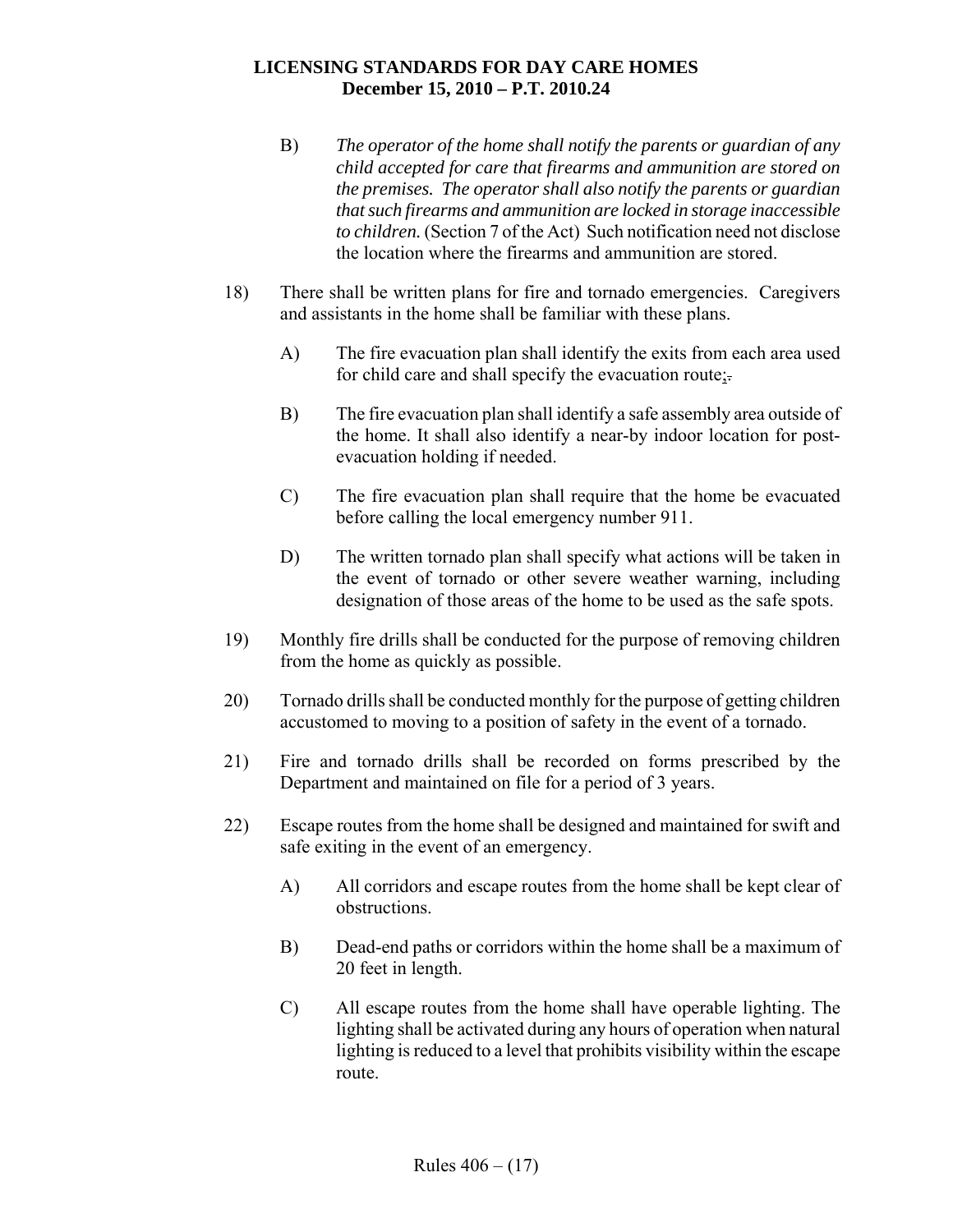B) *The operator of the home shall notify the parents or guardian of any child accepted for care that firearms and ammunition are stored on the premises. The operator shall also notify the parents or guardian that such firearms and ammunition are locked in storage inaccessible to children.* (Section 7 of the Act) Such notification need not disclose the location where the firearms and ammunition are stored.

18) There shall be written plans for fire and tornado emergencies. Caregivers and assistants in the home shall be familiar with these plans.

   A) The fire evacuation plan shall identify the exits from each area used for child care and shall specify the evacuation route;.

   B) The fire evacuation plan shall identify a safe assembly area outside of the home. It shall also identify a near-by indoor location for post-evacuation holding if needed.

   C) The fire evacuation plan shall require that the home be evacuated before calling the local emergency number 911.

   D) The written tornado plan shall specify what actions will be taken in the event of tornado or other severe weather warning, including designation of those areas of the home to be used as the safe spots.

19) Monthly fire drills shall be conducted for the purpose of removing children from the home as quickly as possible.

20) Tornado drills shall be conducted monthly for the purpose of getting children accustomed to moving to a position of safety in the event of a tornado.

21) Fire and tornado drills shall be recorded on forms prescribed by the Department and maintained on file for a period of 3 years.

22) Escape routes from the home shall be designed and maintained for swift and safe exiting in the event of an emergency.

   A) All corridors and escape routes from the home shall be kept clear of obstructions.

   B) Dead-end paths or corridors within the home shall be a maximum of 20 feet in length.

   C) All escape routes from the home shall have operable lighting. The lighting shall be activated during any hours of operation when natural lighting is reduced to a level that prohibits visibility within the escape route.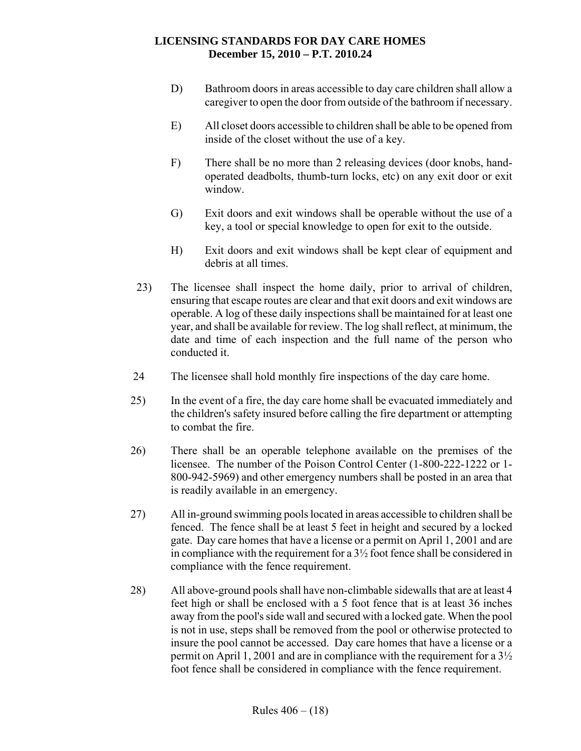D) Bathroom doors in areas accessible to day care children shall allow a caregiver to open the door from outside of the bathroom if necessary.

E) All closet doors accessible to children shall be able to be opened from inside of the closet without the use of a key.

F) There shall be no more than 2 releasing devices (door knobs, hand-operated deadbolts, thumb-turn locks, etc) on any exit door or exit window.

G) Exit doors and exit windows shall be operable without the use of a key, a tool or special knowledge to open for exit to the outside.

H) Exit doors and exit windows shall be kept clear of equipment and debris at all times.

23) The licensee shall inspect the home daily, prior to arrival of children, ensuring that escape routes are clear and that exit doors and exit windows are operable. A log of these daily inspections shall be maintained for at least one year, and shall be available for review. The log shall reflect, at minimum, the date and time of each inspection and the full name of the person who conducted it.

24 The licensee shall hold monthly fire inspections of the day care home.

25) In the event of a fire, the day care home shall be evacuated immediately and the children's safety insured before calling the fire department or attempting to combat the fire.

26) There shall be an operable telephone available on the premises of the licensee. The number of the Poison Control Center (1-800-222-1222 or 1-800-942-5969) and other emergency numbers shall be posted in an area that is readily available in an emergency.

27) All in-ground swimming pools located in areas accessible to children shall be fenced. The fence shall be at least 5 feet in height and secured by a locked gate. Day care homes that have a license or a permit on April 1, 2001 and are in compliance with the requirement for a 3½ foot fence shall be considered in compliance with the fence requirement.

28) All above-ground pools shall have non-climbable sidewalls that are at least 4 feet high or shall be enclosed with a 5 foot fence that is at least 36 inches away from the pool's side wall and secured with a locked gate. When the pool is not in use, steps shall be removed from the pool or otherwise protected to insure the pool cannot be accessed. Day care homes that have a license or a permit on April 1, 2001 and are in compliance with the requirement for a 3½ foot fence shall be considered in compliance with the fence requirement.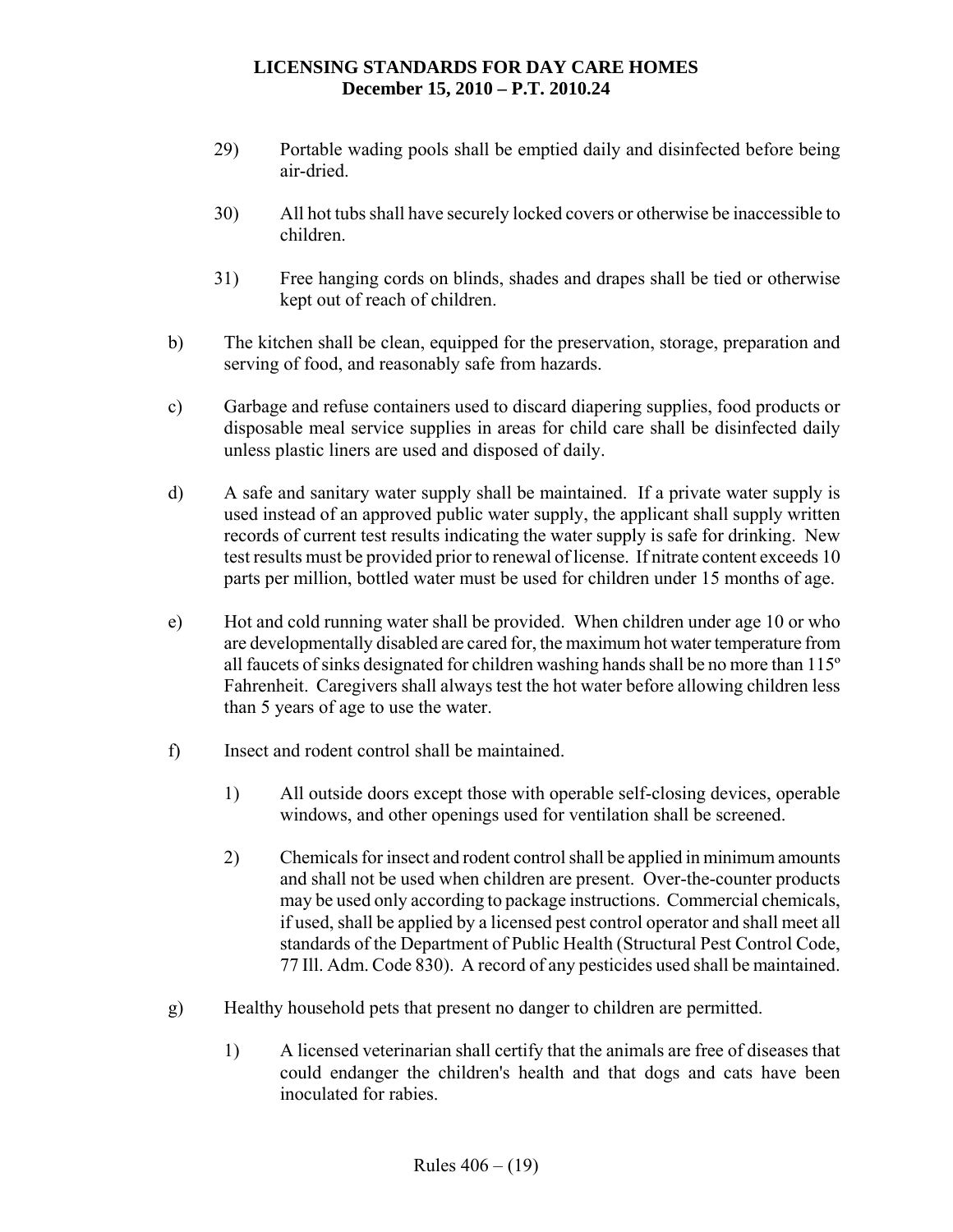29) Portable wading pools shall be emptied daily and disinfected before being air-dried.

30) All hot tubs shall have securely locked covers or otherwise be inaccessible to children.

31) Free hanging cords on blinds, shades and drapes shall be tied or otherwise kept out of reach of children.

b) The kitchen shall be clean, equipped for the preservation, storage, preparation and serving of food, and reasonably safe from hazards.

c) Garbage and refuse containers used to discard diapering supplies, food products or disposable meal service supplies in areas for child care shall be disinfected daily unless plastic liners are used and disposed of daily.

d) A safe and sanitary water supply shall be maintained. If a private water supply is used instead of an approved public water supply, the applicant shall supply written records of current test results indicating the water supply is safe for drinking. New test results must be provided prior to renewal of license. If nitrate content exceeds 10 parts per million, bottled water must be used for children under 15 months of age.

e) Hot and cold running water shall be provided. When children under age 10 or who are developmentally disabled are cared for, the maximum hot water temperature from all faucets of sinks designated for children washing hands shall be no more than 115º Fahrenheit. Caregivers shall always test the hot water before allowing children less than 5 years of age to use the water.

f) Insect and rodent control shall be maintained.

1) All outside doors except those with operable self-closing devices, operable windows, and other openings used for ventilation shall be screened.

2) Chemicals for insect and rodent control shall be applied in minimum amounts and shall not be used when children are present. Over-the-counter products may be used only according to package instructions. Commercial chemicals, if used, shall be applied by a licensed pest control operator and shall meet all standards of the Department of Public Health (Structural Pest Control Code, 77 Ill. Adm. Code 830). A record of any pesticides used shall be maintained.

g) Healthy household pets that present no danger to children are permitted.

1) A licensed veterinarian shall certify that the animals are free of diseases that could endanger the children's health and that dogs and cats have been inoculated for rabies.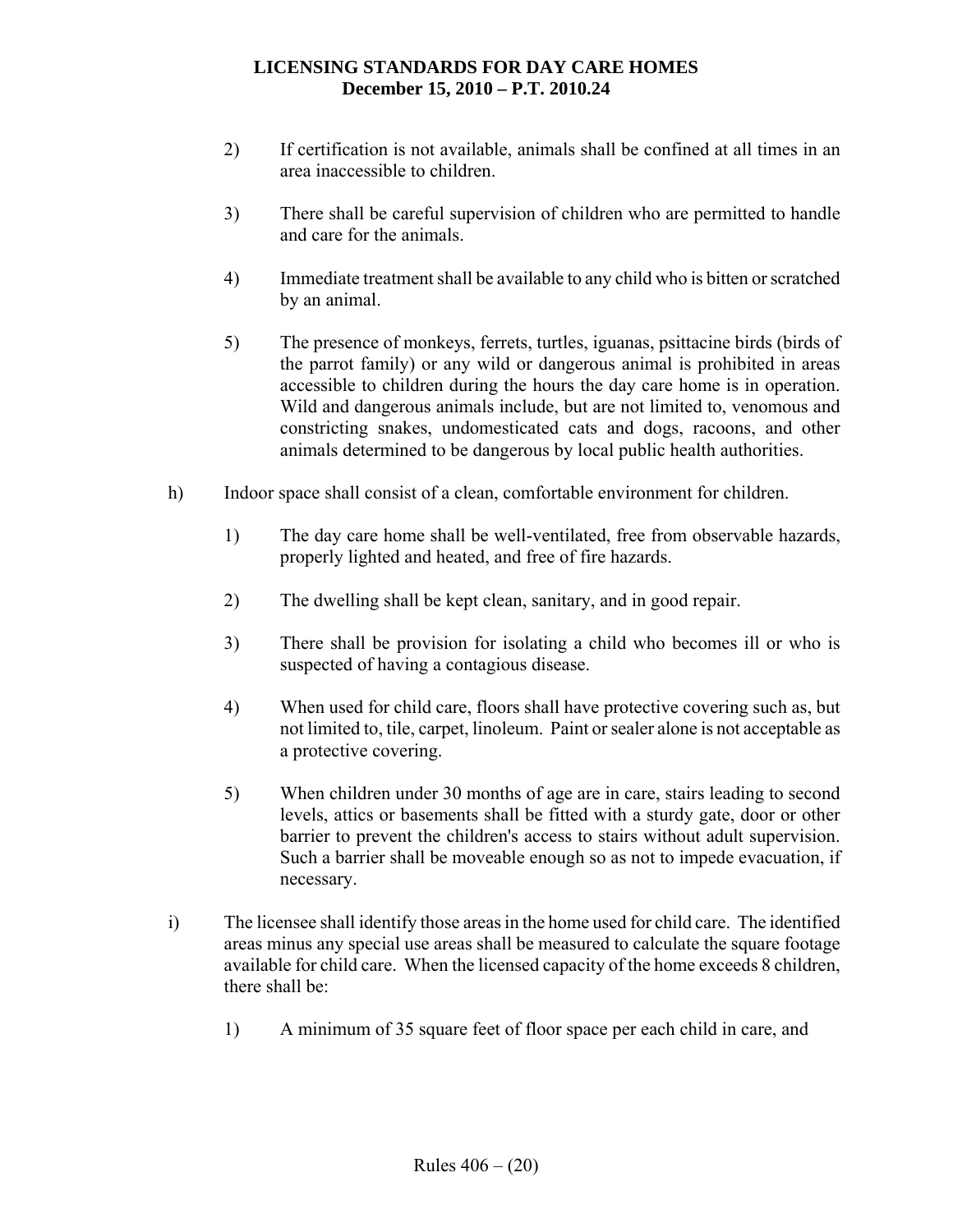2) If certification is not available, animals shall be confined at all times in an area inaccessible to children.

3) There shall be careful supervision of children who are permitted to handle and care for the animals.

4) Immediate treatment shall be available to any child who is bitten or scratched by an animal.

5) The presence of monkeys, ferrets, turtles, iguanas, psittacine birds (birds of the parrot family) or any wild or dangerous animal is prohibited in areas accessible to children during the hours the day care home is in operation. Wild and dangerous animals include, but are not limited to, venomous and constricting snakes, undomesticated cats and dogs, racoons, and other animals determined to be dangerous by local public health authorities.

h) Indoor space shall consist of a clean, comfortable environment for children.

1) The day care home shall be well-ventilated, free from observable hazards, properly lighted and heated, and free of fire hazards.

2) The dwelling shall be kept clean, sanitary, and in good repair.

3) There shall be provision for isolating a child who becomes ill or who is suspected of having a contagious disease.

4) When used for child care, floors shall have protective covering such as, but not limited to, tile, carpet, linoleum. Paint or sealer alone is not acceptable as a protective covering.

5) When children under 30 months of age are in care, stairs leading to second levels, attics or basements shall be fitted with a sturdy gate, door or other barrier to prevent the children's access to stairs without adult supervision. Such a barrier shall be moveable enough so as not to impede evacuation, if necessary.

i) The licensee shall identify those areas in the home used for child care. The identified areas minus any special use areas shall be measured to calculate the square footage available for child care. When the licensed capacity of the home exceeds 8 children, there shall be:

1) A minimum of 35 square feet of floor space per each child in care, and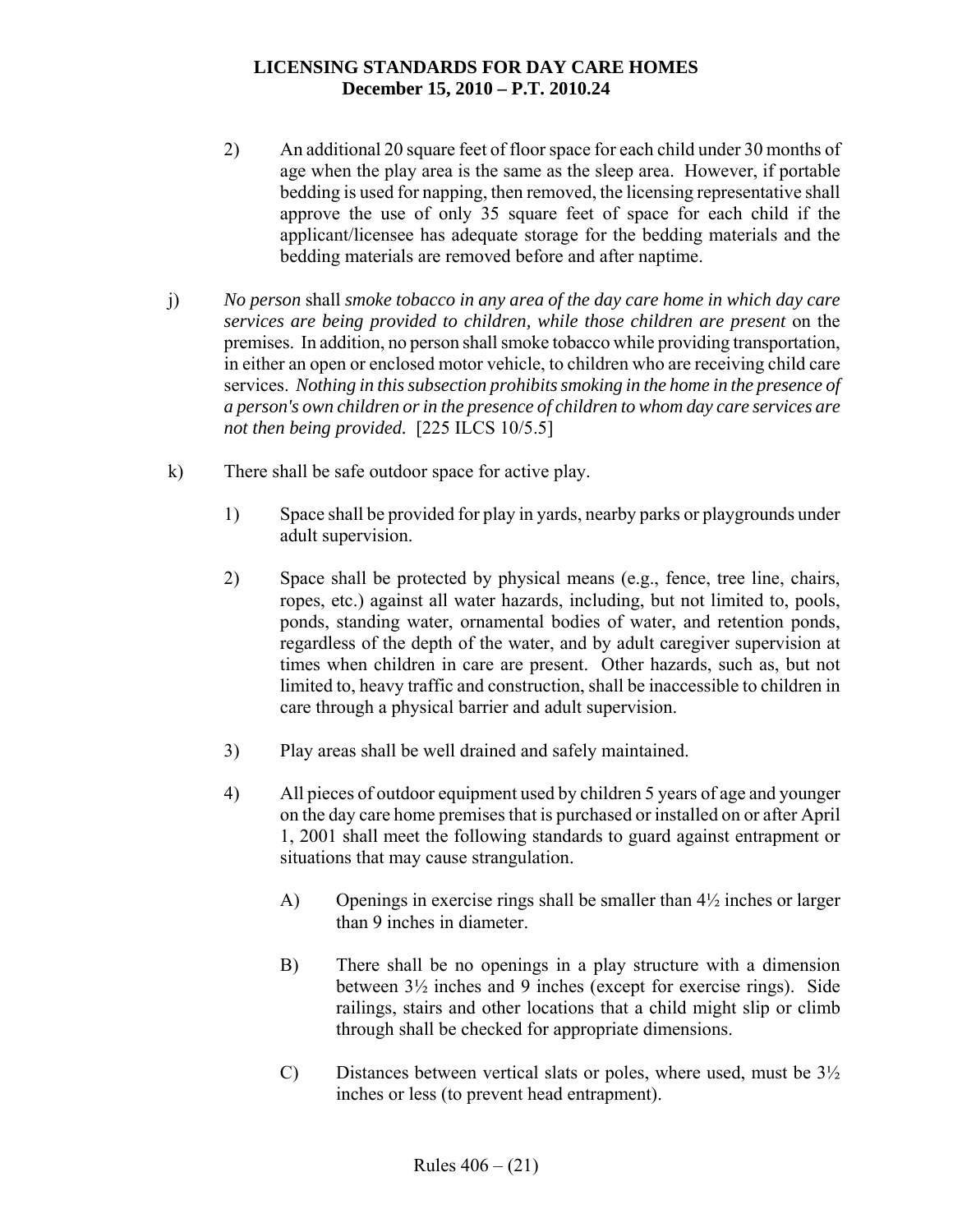2) An additional 20 square feet of floor space for each child under 30 months of age when the play area is the same as the sleep area. However, if portable bedding is used for napping, then removed, the licensing representative shall approve the use of only 35 square feet of space for each child if the applicant/licensee has adequate storage for the bedding materials and the bedding materials are removed before and after naptime.

j) *No person* shall *smoke tobacco in any area of the day care home in which day care services are being provided to children, while those children are present* on the premises. In addition, no person shall smoke tobacco while providing transportation, in either an open or enclosed motor vehicle, to children who are receiving child care services. *Nothing in this subsection prohibits smoking in the home in the presence of a person's own children or in the presence of children to whom day care services are not then being provided.* [225 ILCS 10/5.5]

k) There shall be safe outdoor space for active play.

1) Space shall be provided for play in yards, nearby parks or playgrounds under adult supervision.

2) Space shall be protected by physical means (e.g., fence, tree line, chairs, ropes, etc.) against all water hazards, including, but not limited to, pools, ponds, standing water, ornamental bodies of water, and retention ponds, regardless of the depth of the water, and by adult caregiver supervision at times when children in care are present. Other hazards, such as, but not limited to, heavy traffic and construction, shall be inaccessible to children in care through a physical barrier and adult supervision.

3) Play areas shall be well drained and safely maintained.

4) All pieces of outdoor equipment used by children 5 years of age and younger on the day care home premises that is purchased or installed on or after April 1, 2001 shall meet the following standards to guard against entrapment or situations that may cause strangulation.

A) Openings in exercise rings shall be smaller than 4½ inches or larger than 9 inches in diameter.

B) There shall be no openings in a play structure with a dimension between 3½ inches and 9 inches (except for exercise rings). Side railings, stairs and other locations that a child might slip or climb through shall be checked for appropriate dimensions.

C) Distances between vertical slats or poles, where used, must be 3½ inches or less (to prevent head entrapment).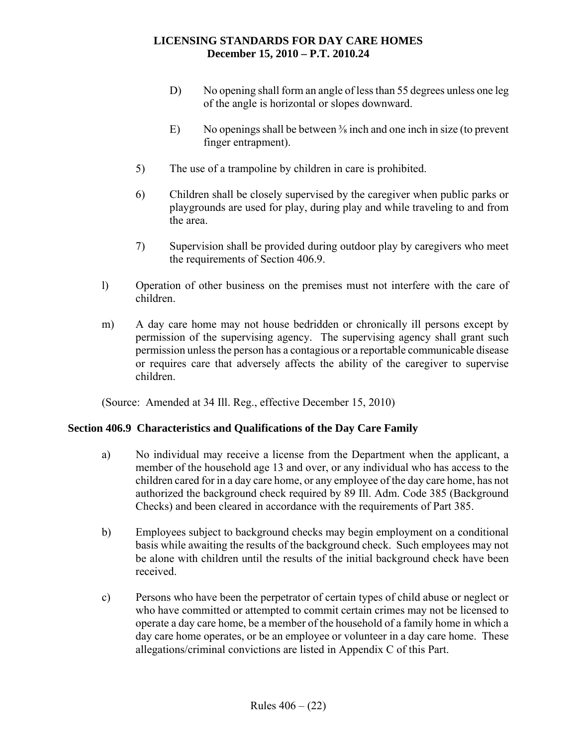D) No opening shall form an angle of less than 55 degrees unless one leg of the angle is horizontal or slopes downward.

E) No openings shall be between ⅜ inch and one inch in size (to prevent finger entrapment).

5) The use of a trampoline by children in care is prohibited.

6) Children shall be closely supervised by the caregiver when public parks or playgrounds are used for play, during play and while traveling to and from the area.

7) Supervision shall be provided during outdoor play by caregivers who meet the requirements of Section 406.9.

l) Operation of other business on the premises must not interfere with the care of children.

m) A day care home may not house bedridden or chronically ill persons except by permission of the supervising agency. The supervising agency shall grant such permission unless the person has a contagious or a reportable communicable disease or requires care that adversely affects the ability of the caregiver to supervise children.

(Source: Amended at 34 Ill. Reg., effective December 15, 2010)

## Section 406.9 Characteristics and Qualifications of the Day Care Family

a) No individual may receive a license from the Department when the applicant, a member of the household age 13 and over, or any individual who has access to the children cared for in a day care home, or any employee of the day care home, has not authorized the background check required by 89 Ill. Adm. Code 385 (Background Checks) and been cleared in accordance with the requirements of Part 385.

b) Employees subject to background checks may begin employment on a conditional basis while awaiting the results of the background check. Such employees may not be alone with children until the results of the initial background check have been received.

c) Persons who have been the perpetrator of certain types of child abuse or neglect or who have committed or attempted to commit certain crimes may not be licensed to operate a day care home, be a member of the household of a family home in which a day care home operates, or be an employee or volunteer in a day care home. These allegations/criminal convictions are listed in Appendix C of this Part.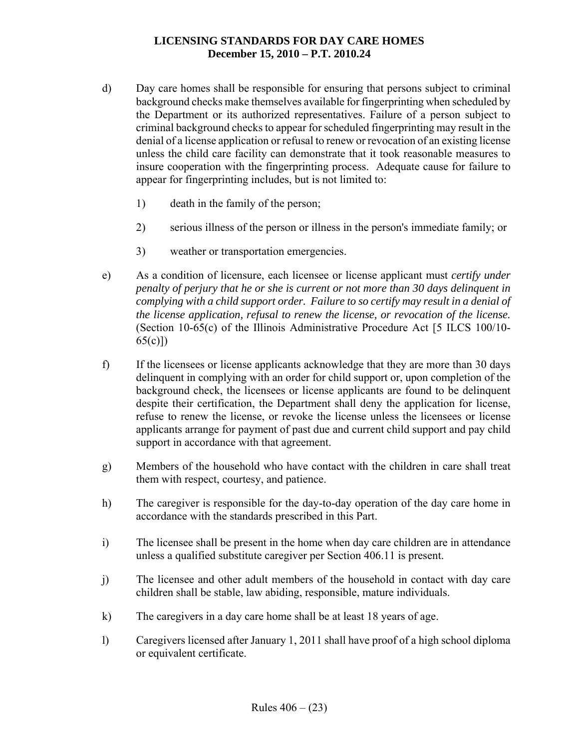d) Day care homes shall be responsible for ensuring that persons subject to criminal background checks make themselves available for fingerprinting when scheduled by the Department or its authorized representatives. Failure of a person subject to criminal background checks to appear for scheduled fingerprinting may result in the denial of a license application or refusal to renew or revocation of an existing license unless the child care facility can demonstrate that it took reasonable measures to insure cooperation with the fingerprinting process. Adequate cause for failure to appear for fingerprinting includes, but is not limited to:

   1) death in the family of the person;

   2) serious illness of the person or illness in the person's immediate family; or

   3) weather or transportation emergencies.

e) As a condition of licensure, each licensee or license applicant must *certify under penalty of perjury that he or she is current or not more than 30 days delinquent in complying with a child support order. Failure to so certify may result in a denial of the license application, refusal to renew the license, or revocation of the license.* (Section 10-65(c) of the Illinois Administrative Procedure Act [5 ILCS 100/10-65(c)])

f) If the licensees or license applicants acknowledge that they are more than 30 days delinquent in complying with an order for child support or, upon completion of the background check, the licensees or license applicants are found to be delinquent despite their certification, the Department shall deny the application for license, refuse to renew the license, or revoke the license unless the licensees or license applicants arrange for payment of past due and current child support and pay child support in accordance with that agreement.

g) Members of the household who have contact with the children in care shall treat them with respect, courtesy, and patience.

h) The caregiver is responsible for the day-to-day operation of the day care home in accordance with the standards prescribed in this Part.

i) The licensee shall be present in the home when day care children are in attendance unless a qualified substitute caregiver per Section 406.11 is present.

j) The licensee and other adult members of the household in contact with day care children shall be stable, law abiding, responsible, mature individuals.

k) The caregivers in a day care home shall be at least 18 years of age.

l) Caregivers licensed after January 1, 2011 shall have proof of a high school diploma or equivalent certificate.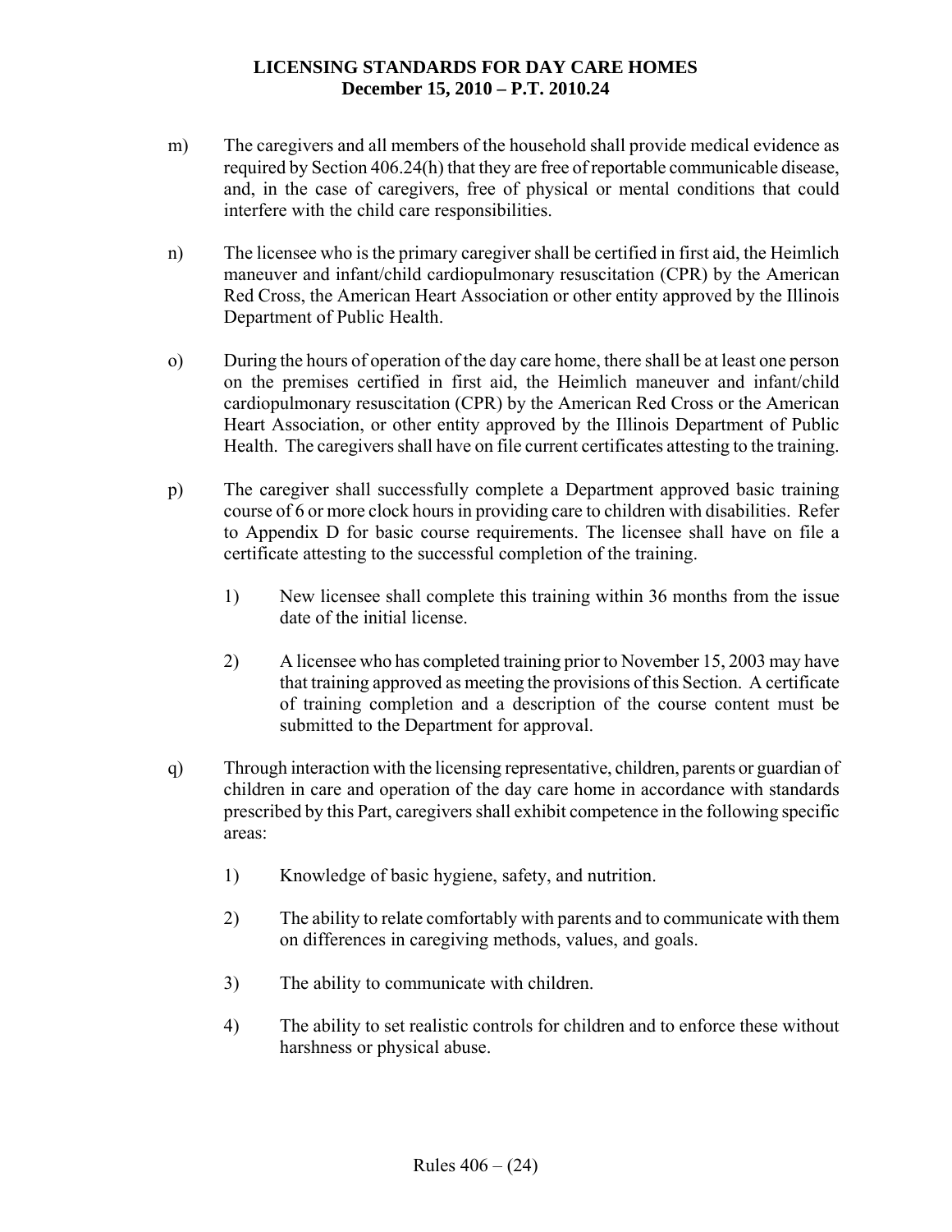m) The caregivers and all members of the household shall provide medical evidence as required by Section 406.24(h) that they are free of reportable communicable disease, and, in the case of caregivers, free of physical or mental conditions that could interfere with the child care responsibilities.

n) The licensee who is the primary caregiver shall be certified in first aid, the Heimlich maneuver and infant/child cardiopulmonary resuscitation (CPR) by the American Red Cross, the American Heart Association or other entity approved by the Illinois Department of Public Health.

o) During the hours of operation of the day care home, there shall be at least one person on the premises certified in first aid, the Heimlich maneuver and infant/child cardiopulmonary resuscitation (CPR) by the American Red Cross or the American Heart Association, or other entity approved by the Illinois Department of Public Health. The caregivers shall have on file current certificates attesting to the training.

p) The caregiver shall successfully complete a Department approved basic training course of 6 or more clock hours in providing care to children with disabilities. Refer to Appendix D for basic course requirements. The licensee shall have on file a certificate attesting to the successful completion of the training.

   1) New licensee shall complete this training within 36 months from the issue date of the initial license.

   2) A licensee who has completed training prior to November 15, 2003 may have that training approved as meeting the provisions of this Section. A certificate of training completion and a description of the course content must be submitted to the Department for approval.

q) Through interaction with the licensing representative, children, parents or guardian of children in care and operation of the day care home in accordance with standards prescribed by this Part, caregivers shall exhibit competence in the following specific areas:

   1) Knowledge of basic hygiene, safety, and nutrition.

   2) The ability to relate comfortably with parents and to communicate with them on differences in caregiving methods, values, and goals.

   3) The ability to communicate with children.

   4) The ability to set realistic controls for children and to enforce these without harshness or physical abuse.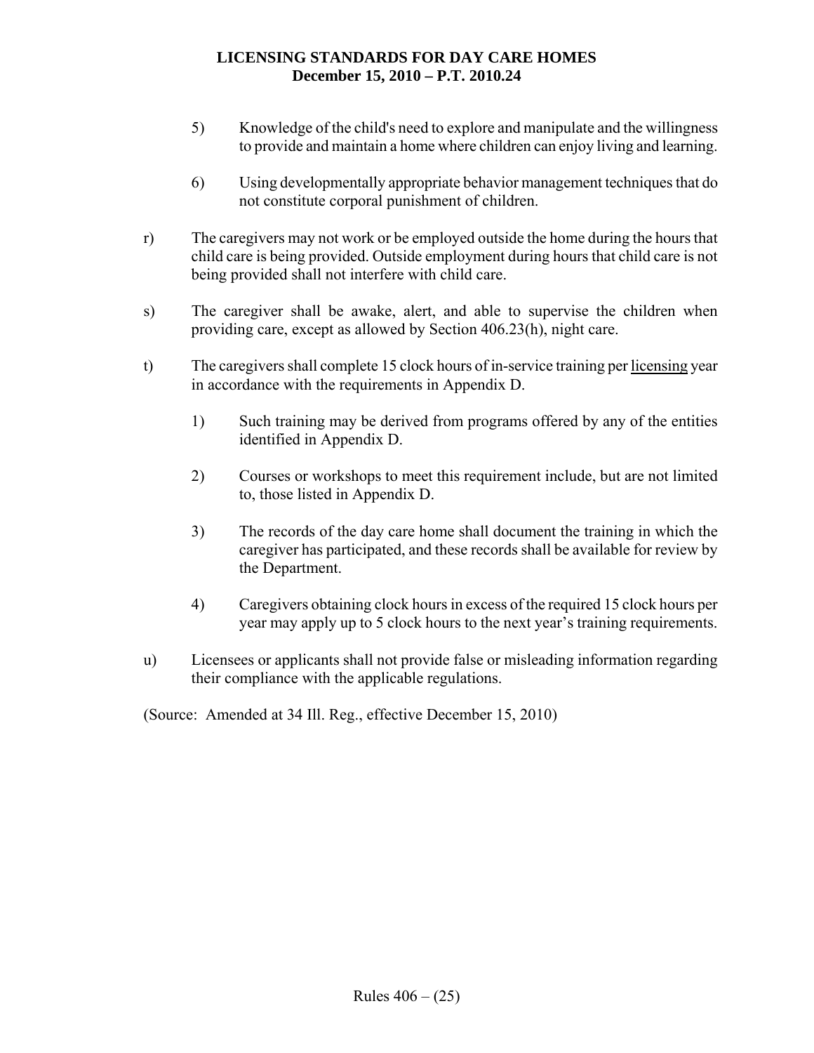5) Knowledge of the child's need to explore and manipulate and the willingness to provide and maintain a home where children can enjoy living and learning.

6) Using developmentally appropriate behavior management techniques that do not constitute corporal punishment of children.

r) The caregivers may not work or be employed outside the home during the hours that child care is being provided. Outside employment during hours that child care is not being provided shall not interfere with child care.

s) The caregiver shall be awake, alert, and able to supervise the children when providing care, except as allowed by Section 406.23(h), night care.

t) The caregivers shall complete 15 clock hours of in-service training per licensing year in accordance with the requirements in Appendix D.

1) Such training may be derived from programs offered by any of the entities identified in Appendix D.

2) Courses or workshops to meet this requirement include, but are not limited to, those listed in Appendix D.

3) The records of the day care home shall document the training in which the caregiver has participated, and these records shall be available for review by the Department.

4) Caregivers obtaining clock hours in excess of the required 15 clock hours per year may apply up to 5 clock hours to the next year's training requirements.

u) Licensees or applicants shall not provide false or misleading information regarding their compliance with the applicable regulations.

(Source: Amended at 34 Ill. Reg., effective December 15, 2010)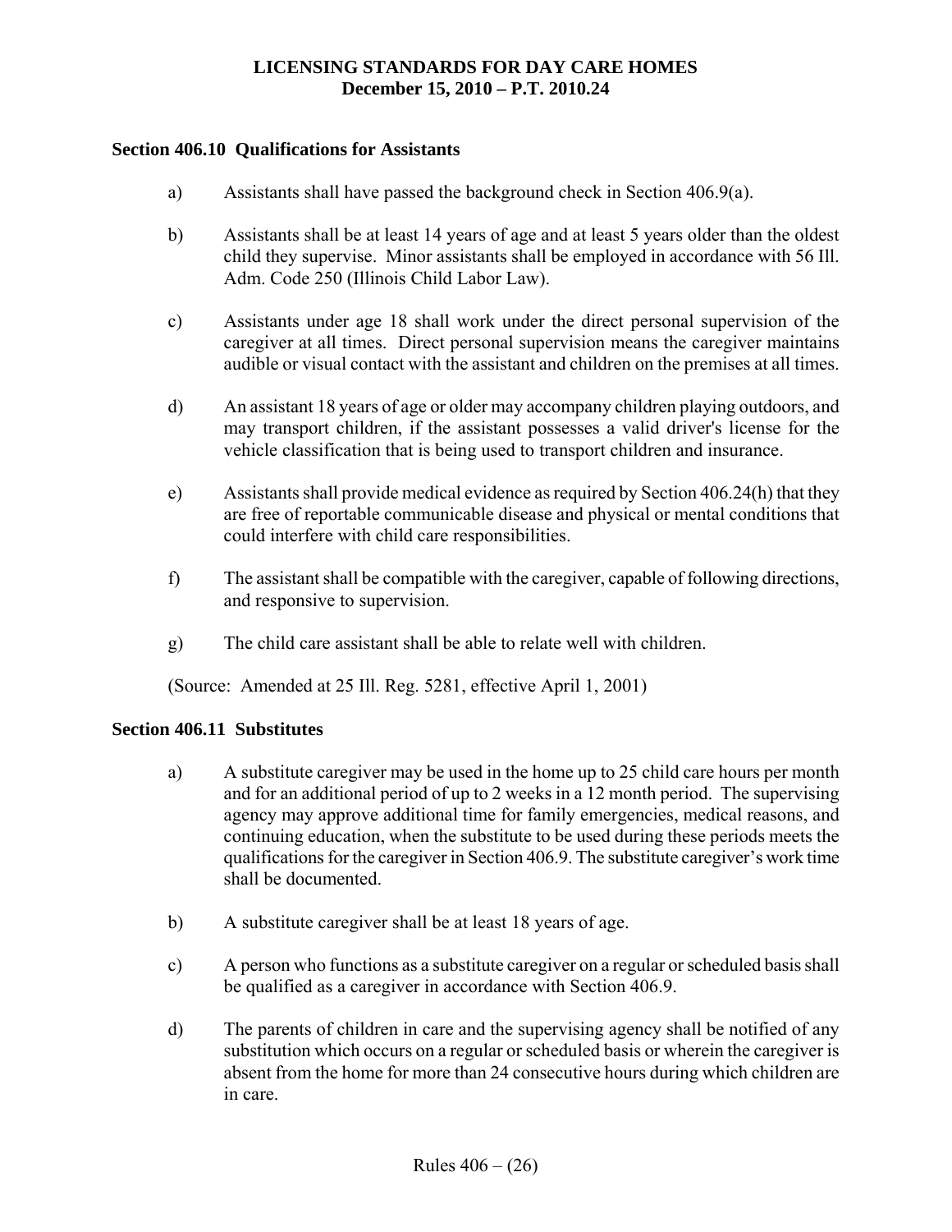### Section 406.10 Qualifications for Assistants

a) Assistants shall have passed the background check in Section 406.9(a).

b) Assistants shall be at least 14 years of age and at least 5 years older than the oldest child they supervise. Minor assistants shall be employed in accordance with 56 Ill. Adm. Code 250 (Illinois Child Labor Law).

c) Assistants under age 18 shall work under the direct personal supervision of the caregiver at all times. Direct personal supervision means the caregiver maintains audible or visual contact with the assistant and children on the premises at all times.

d) An assistant 18 years of age or older may accompany children playing outdoors, and may transport children, if the assistant possesses a valid driver's license for the vehicle classification that is being used to transport children and insurance.

e) Assistants shall provide medical evidence as required by Section 406.24(h) that they are free of reportable communicable disease and physical or mental conditions that could interfere with child care responsibilities.

f) The assistant shall be compatible with the caregiver, capable of following directions, and responsive to supervision.

g) The child care assistant shall be able to relate well with children.

(Source: Amended at 25 Ill. Reg. 5281, effective April 1, 2001)

### Section 406.11 Substitutes

a) A substitute caregiver may be used in the home up to 25 child care hours per month and for an additional period of up to 2 weeks in a 12 month period. The supervising agency may approve additional time for family emergencies, medical reasons, and continuing education, when the substitute to be used during these periods meets the qualifications for the caregiver in Section 406.9. The substitute caregiver's work time shall be documented.

b) A substitute caregiver shall be at least 18 years of age.

c) A person who functions as a substitute caregiver on a regular or scheduled basis shall be qualified as a caregiver in accordance with Section 406.9.

d) The parents of children in care and the supervising agency shall be notified of any substitution which occurs on a regular or scheduled basis or wherein the caregiver is absent from the home for more than 24 consecutive hours during which children are in care.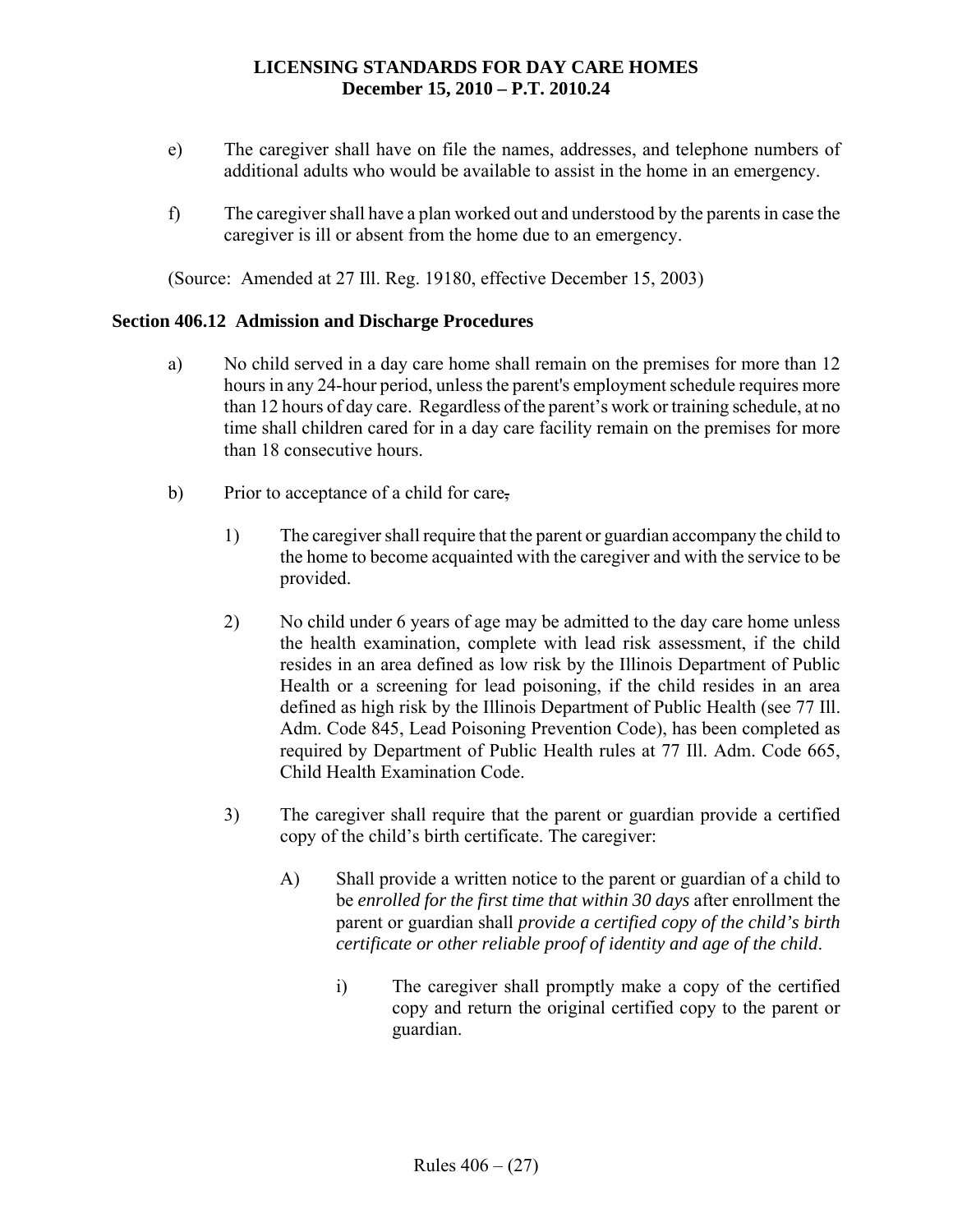e) The caregiver shall have on file the names, addresses, and telephone numbers of additional adults who would be available to assist in the home in an emergency.

f) The caregiver shall have a plan worked out and understood by the parents in case the caregiver is ill or absent from the home due to an emergency.

(Source: Amended at 27 Ill. Reg. 19180, effective December 15, 2003)

**Section 406.12 Admission and Discharge Procedures**

a) No child served in a day care home shall remain on the premises for more than 12 hours in any 24-hour period, unless the parent's employment schedule requires more than 12 hours of day care. Regardless of the parent's work or training schedule, at no time shall children cared for in a day care facility remain on the premises for more than 18 consecutive hours.

b) Prior to acceptance of a child for care,

1) The caregiver shall require that the parent or guardian accompany the child to the home to become acquainted with the caregiver and with the service to be provided.

2) No child under 6 years of age may be admitted to the day care home unless the health examination, complete with lead risk assessment, if the child resides in an area defined as low risk by the Illinois Department of Public Health or a screening for lead poisoning, if the child resides in an area defined as high risk by the Illinois Department of Public Health (see 77 Ill. Adm. Code 845, Lead Poisoning Prevention Code), has been completed as required by Department of Public Health rules at 77 Ill. Adm. Code 665, Child Health Examination Code.

3) The caregiver shall require that the parent or guardian provide a certified copy of the child's birth certificate. The caregiver:

A) Shall provide a written notice to the parent or guardian of a child to be *enrolled for the first time that within 30 days* after enrollment the parent or guardian shall *provide a certified copy of the child's birth certificate or other reliable proof of identity and age of the child*.

i) The caregiver shall promptly make a copy of the certified copy and return the original certified copy to the parent or guardian.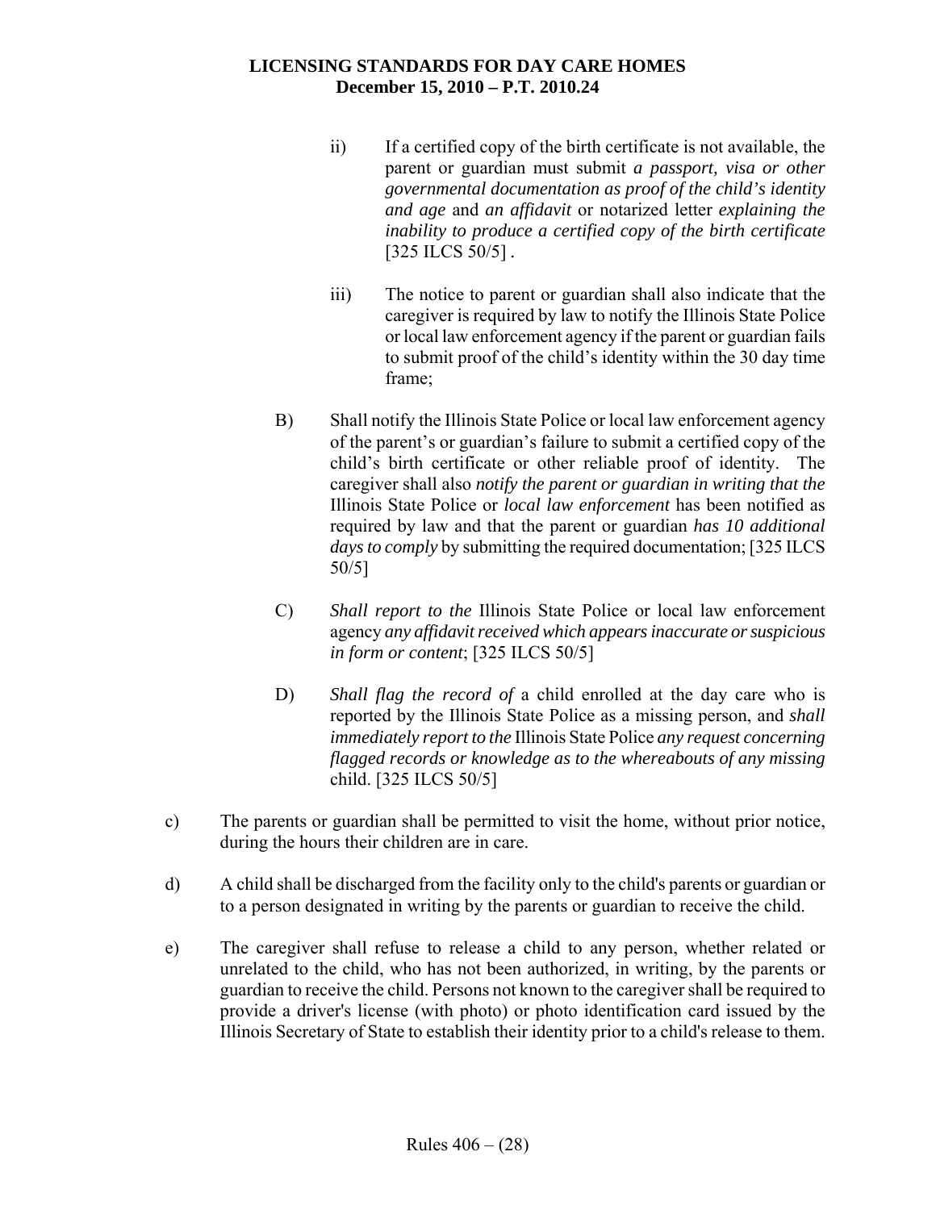ii) If a certified copy of the birth certificate is not available, the parent or guardian must submit *a passport, visa or other governmental documentation as proof of the child's identity and age* and *an affidavit* or notarized letter *explaining the inability to produce a certified copy of the birth certificate* [325 ILCS 50/5] .

iii) The notice to parent or guardian shall also indicate that the caregiver is required by law to notify the Illinois State Police or local law enforcement agency if the parent or guardian fails to submit proof of the child's identity within the 30 day time frame;

B) Shall notify the Illinois State Police or local law enforcement agency of the parent's or guardian's failure to submit a certified copy of the child's birth certificate or other reliable proof of identity. The caregiver shall also *notify the parent or guardian in writing that the* Illinois State Police or *local law enforcement* has been notified as required by law and that the parent or guardian *has 10 additional days to comply* by submitting the required documentation; [325 ILCS 50/5]

C) *Shall report to the* Illinois State Police or local law enforcement agency *any affidavit received which appears inaccurate or suspicious in form or content*; [325 ILCS 50/5]

D) *Shall flag the record of* a child enrolled at the day care who is reported by the Illinois State Police as a missing person, and *shall immediately report to the* Illinois State Police *any request concerning flagged records or knowledge as to the whereabouts of any missing* child. [325 ILCS 50/5]

c) The parents or guardian shall be permitted to visit the home, without prior notice, during the hours their children are in care.

d) A child shall be discharged from the facility only to the child's parents or guardian or to a person designated in writing by the parents or guardian to receive the child.

e) The caregiver shall refuse to release a child to any person, whether related or unrelated to the child, who has not been authorized, in writing, by the parents or guardian to receive the child. Persons not known to the caregiver shall be required to provide a driver's license (with photo) or photo identification card issued by the Illinois Secretary of State to establish their identity prior to a child's release to them.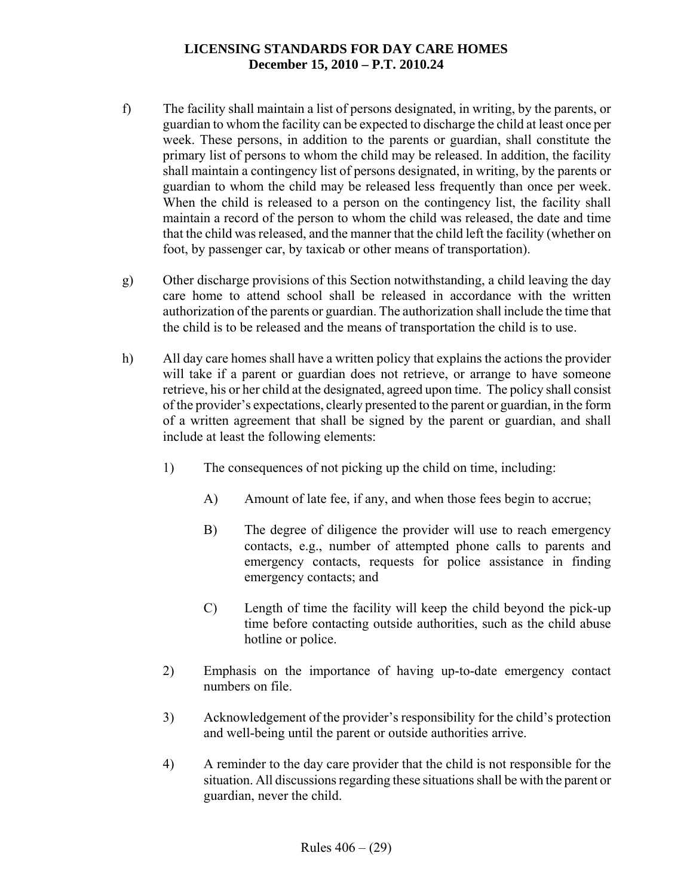f) The facility shall maintain a list of persons designated, in writing, by the parents, or guardian to whom the facility can be expected to discharge the child at least once per week. These persons, in addition to the parents or guardian, shall constitute the primary list of persons to whom the child may be released. In addition, the facility shall maintain a contingency list of persons designated, in writing, by the parents or guardian to whom the child may be released less frequently than once per week. When the child is released to a person on the contingency list, the facility shall maintain a record of the person to whom the child was released, the date and time that the child was released, and the manner that the child left the facility (whether on foot, by passenger car, by taxicab or other means of transportation).

g) Other discharge provisions of this Section notwithstanding, a child leaving the day care home to attend school shall be released in accordance with the written authorization of the parents or guardian. The authorization shall include the time that the child is to be released and the means of transportation the child is to use.

h) All day care homes shall have a written policy that explains the actions the provider will take if a parent or guardian does not retrieve, or arrange to have someone retrieve, his or her child at the designated, agreed upon time. The policy shall consist of the provider's expectations, clearly presented to the parent or guardian, in the form of a written agreement that shall be signed by the parent or guardian, and shall include at least the following elements:

   1) The consequences of not picking up the child on time, including:

      A) Amount of late fee, if any, and when those fees begin to accrue;

      B) The degree of diligence the provider will use to reach emergency contacts, e.g., number of attempted phone calls to parents and emergency contacts, requests for police assistance in finding emergency contacts; and

      C) Length of time the facility will keep the child beyond the pick-up time before contacting outside authorities, such as the child abuse hotline or police.

   2) Emphasis on the importance of having up-to-date emergency contact numbers on file.

   3) Acknowledgement of the provider's responsibility for the child's protection and well-being until the parent or outside authorities arrive.

   4) A reminder to the day care provider that the child is not responsible for the situation. All discussions regarding these situations shall be with the parent or guardian, never the child.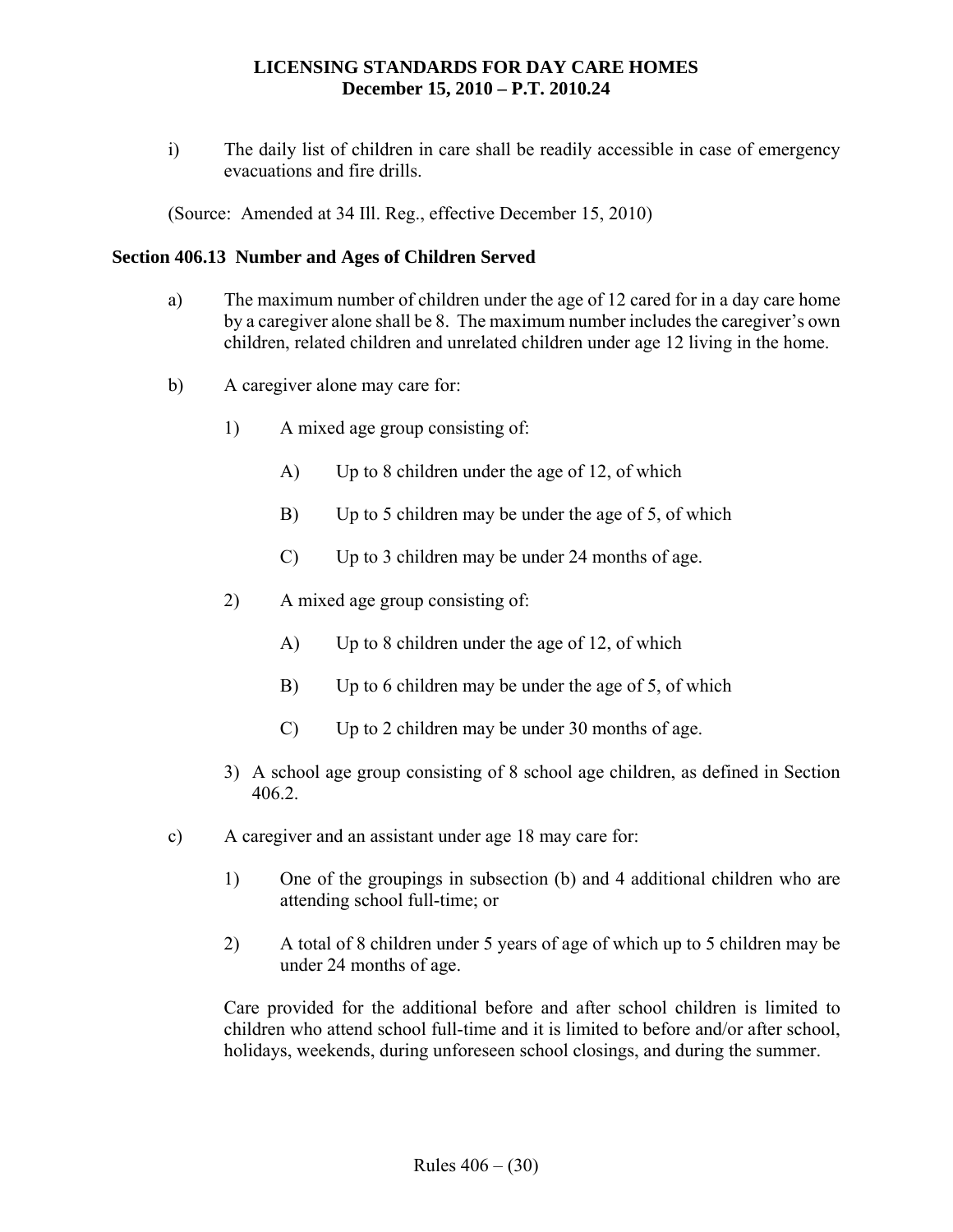i) The daily list of children in care shall be readily accessible in case of emergency evacuations and fire drills.

(Source: Amended at 34 Ill. Reg., effective December 15, 2010)

**Section 406.13 Number and Ages of Children Served**

a) The maximum number of children under the age of 12 cared for in a day care home by a caregiver alone shall be 8. The maximum number includes the caregiver's own children, related children and unrelated children under age 12 living in the home.

b) A caregiver alone may care for:

   1) A mixed age group consisting of:

      A) Up to 8 children under the age of 12, of which

      B) Up to 5 children may be under the age of 5, of which

      C) Up to 3 children may be under 24 months of age.

   2) A mixed age group consisting of:

      A) Up to 8 children under the age of 12, of which

      B) Up to 6 children may be under the age of 5, of which

      C) Up to 2 children may be under 30 months of age.

   3) A school age group consisting of 8 school age children, as defined in Section 406.2.

c) A caregiver and an assistant under age 18 may care for:

   1) One of the groupings in subsection (b) and 4 additional children who are attending school full-time; or

   2) A total of 8 children under 5 years of age of which up to 5 children may be under 24 months of age.

   Care provided for the additional before and after school children is limited to children who attend school full-time and it is limited to before and/or after school, holidays, weekends, during unforeseen school closings, and during the summer.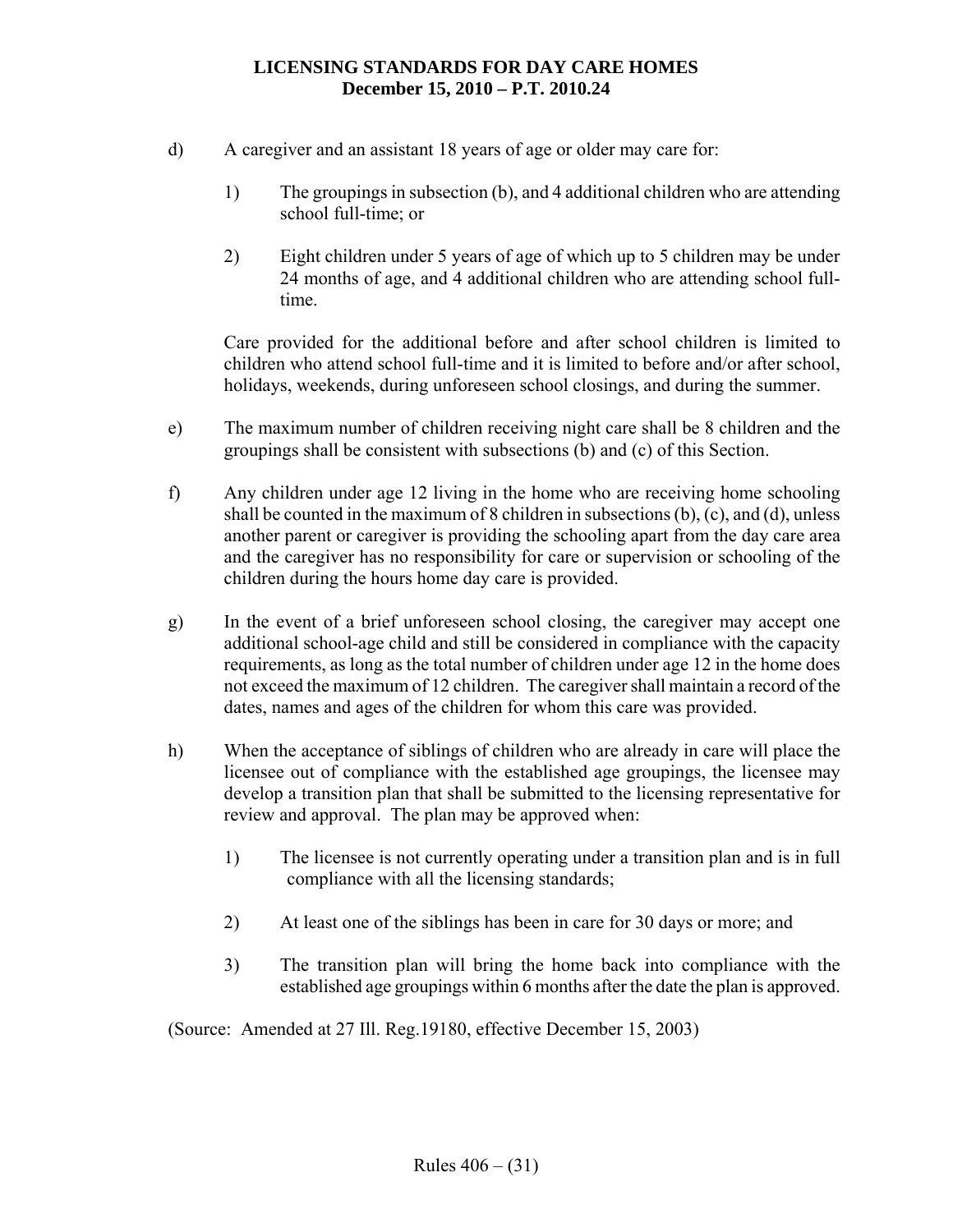d) A caregiver and an assistant 18 years of age or older may care for:

   1) The groupings in subsection (b), and 4 additional children who are attending school full-time; or

   2) Eight children under 5 years of age of which up to 5 children may be under 24 months of age, and 4 additional children who are attending school full-time.

   Care provided for the additional before and after school children is limited to children who attend school full-time and it is limited to before and/or after school, holidays, weekends, during unforeseen school closings, and during the summer.

e) The maximum number of children receiving night care shall be 8 children and the groupings shall be consistent with subsections (b) and (c) of this Section.

f) Any children under age 12 living in the home who are receiving home schooling shall be counted in the maximum of 8 children in subsections (b), (c), and (d), unless another parent or caregiver is providing the schooling apart from the day care area and the caregiver has no responsibility for care or supervision or schooling of the children during the hours home day care is provided.

g) In the event of a brief unforeseen school closing, the caregiver may accept one additional school-age child and still be considered in compliance with the capacity requirements, as long as the total number of children under age 12 in the home does not exceed the maximum of 12 children. The caregiver shall maintain a record of the dates, names and ages of the children for whom this care was provided.

h) When the acceptance of siblings of children who are already in care will place the licensee out of compliance with the established age groupings, the licensee may develop a transition plan that shall be submitted to the licensing representative for review and approval. The plan may be approved when:

   1) The licensee is not currently operating under a transition plan and is in full compliance with all the licensing standards;

   2) At least one of the siblings has been in care for 30 days or more; and

   3) The transition plan will bring the home back into compliance with the established age groupings within 6 months after the date the plan is approved.

(Source: Amended at 27 Ill. Reg.19180, effective December 15, 2003)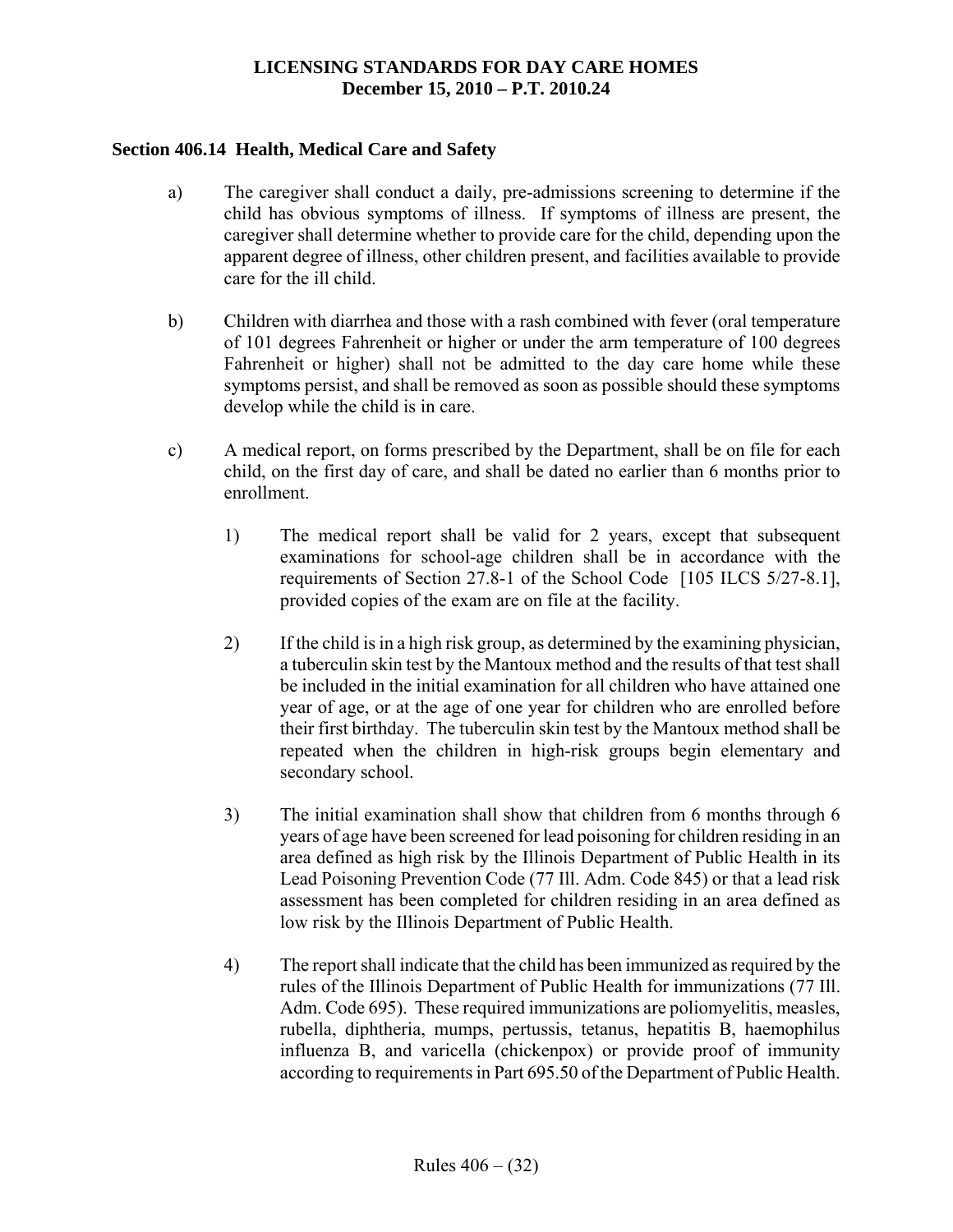## Section 406.14 Health, Medical Care and Safety

a) The caregiver shall conduct a daily, pre-admissions screening to determine if the child has obvious symptoms of illness. If symptoms of illness are present, the caregiver shall determine whether to provide care for the child, depending upon the apparent degree of illness, other children present, and facilities available to provide care for the ill child.

b) Children with diarrhea and those with a rash combined with fever (oral temperature of 101 degrees Fahrenheit or higher or under the arm temperature of 100 degrees Fahrenheit or higher) shall not be admitted to the day care home while these symptoms persist, and shall be removed as soon as possible should these symptoms develop while the child is in care.

c) A medical report, on forms prescribed by the Department, shall be on file for each child, on the first day of care, and shall be dated no earlier than 6 months prior to enrollment.

1) The medical report shall be valid for 2 years, except that subsequent examinations for school-age children shall be in accordance with the requirements of Section 27.8-1 of the School Code [105 ILCS 5/27-8.1], provided copies of the exam are on file at the facility.

2) If the child is in a high risk group, as determined by the examining physician, a tuberculin skin test by the Mantoux method and the results of that test shall be included in the initial examination for all children who have attained one year of age, or at the age of one year for children who are enrolled before their first birthday. The tuberculin skin test by the Mantoux method shall be repeated when the children in high-risk groups begin elementary and secondary school.

3) The initial examination shall show that children from 6 months through 6 years of age have been screened for lead poisoning for children residing in an area defined as high risk by the Illinois Department of Public Health in its Lead Poisoning Prevention Code (77 Ill. Adm. Code 845) or that a lead risk assessment has been completed for children residing in an area defined as low risk by the Illinois Department of Public Health.

4) The report shall indicate that the child has been immunized as required by the rules of the Illinois Department of Public Health for immunizations (77 Ill. Adm. Code 695). These required immunizations are poliomyelitis, measles, rubella, diphtheria, mumps, pertussis, tetanus, hepatitis B, haemophilus influenza B, and varicella (chickenpox) or provide proof of immunity according to requirements in Part 695.50 of the Department of Public Health.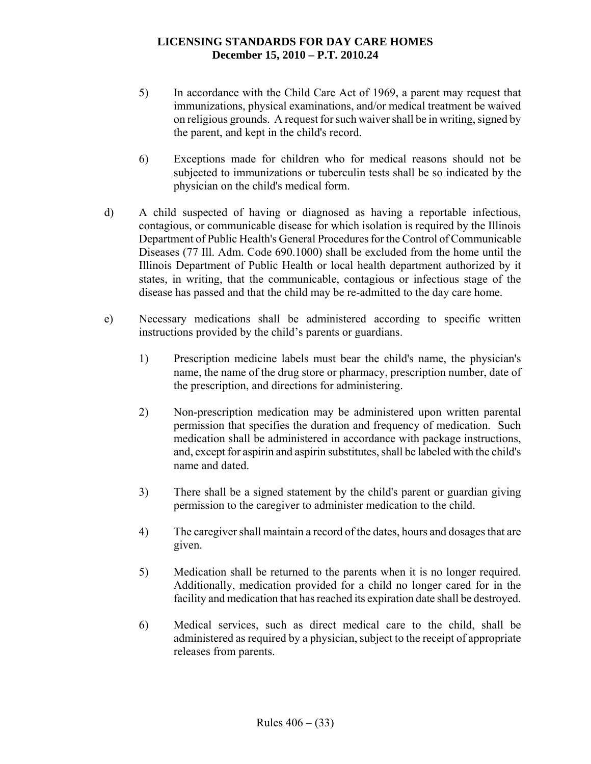5) In accordance with the Child Care Act of 1969, a parent may request that immunizations, physical examinations, and/or medical treatment be waived on religious grounds. A request for such waiver shall be in writing, signed by the parent, and kept in the child's record.

6) Exceptions made for children who for medical reasons should not be subjected to immunizations or tuberculin tests shall be so indicated by the physician on the child's medical form.

d) A child suspected of having or diagnosed as having a reportable infectious, contagious, or communicable disease for which isolation is required by the Illinois Department of Public Health's General Procedures for the Control of Communicable Diseases (77 Ill. Adm. Code 690.1000) shall be excluded from the home until the Illinois Department of Public Health or local health department authorized by it states, in writing, that the communicable, contagious or infectious stage of the disease has passed and that the child may be re-admitted to the day care home.

e) Necessary medications shall be administered according to specific written instructions provided by the child's parents or guardians.

1) Prescription medicine labels must bear the child's name, the physician's name, the name of the drug store or pharmacy, prescription number, date of the prescription, and directions for administering.

2) Non-prescription medication may be administered upon written parental permission that specifies the duration and frequency of medication. Such medication shall be administered in accordance with package instructions, and, except for aspirin and aspirin substitutes, shall be labeled with the child's name and dated.

3) There shall be a signed statement by the child's parent or guardian giving permission to the caregiver to administer medication to the child.

4) The caregiver shall maintain a record of the dates, hours and dosages that are given.

5) Medication shall be returned to the parents when it is no longer required. Additionally, medication provided for a child no longer cared for in the facility and medication that has reached its expiration date shall be destroyed.

6) Medical services, such as direct medical care to the child, shall be administered as required by a physician, subject to the receipt of appropriate releases from parents.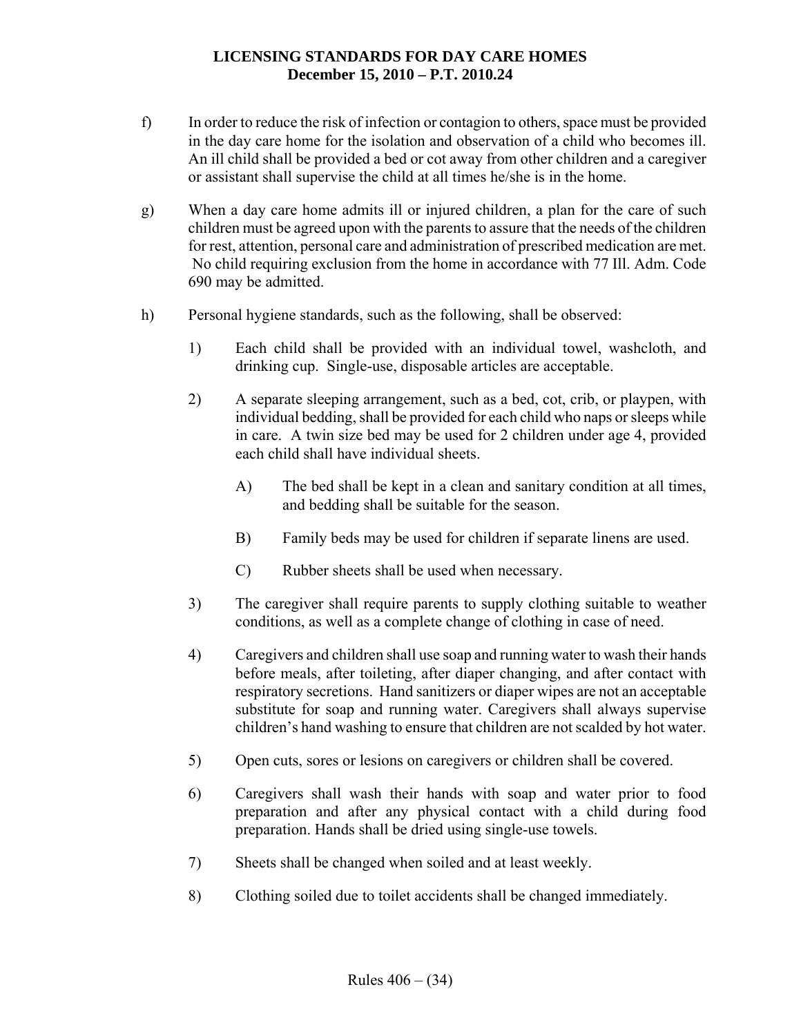f) In order to reduce the risk of infection or contagion to others, space must be provided in the day care home for the isolation and observation of a child who becomes ill. An ill child shall be provided a bed or cot away from other children and a caregiver or assistant shall supervise the child at all times he/she is in the home.

g) When a day care home admits ill or injured children, a plan for the care of such children must be agreed upon with the parents to assure that the needs of the children for rest, attention, personal care and administration of prescribed medication are met. No child requiring exclusion from the home in accordance with 77 Ill. Adm. Code 690 may be admitted.

h) Personal hygiene standards, such as the following, shall be observed:

  1) Each child shall be provided with an individual towel, washcloth, and drinking cup. Single-use, disposable articles are acceptable.

  2) A separate sleeping arrangement, such as a bed, cot, crib, or playpen, with individual bedding, shall be provided for each child who naps or sleeps while in care. A twin size bed may be used for 2 children under age 4, provided each child shall have individual sheets.

    A) The bed shall be kept in a clean and sanitary condition at all times, and bedding shall be suitable for the season.

    B) Family beds may be used for children if separate linens are used.

    C) Rubber sheets shall be used when necessary.

  3) The caregiver shall require parents to supply clothing suitable to weather conditions, as well as a complete change of clothing in case of need.

  4) Caregivers and children shall use soap and running water to wash their hands before meals, after toileting, after diaper changing, and after contact with respiratory secretions. Hand sanitizers or diaper wipes are not an acceptable substitute for soap and running water. Caregivers shall always supervise children's hand washing to ensure that children are not scalded by hot water.

  5) Open cuts, sores or lesions on caregivers or children shall be covered.

  6) Caregivers shall wash their hands with soap and water prior to food preparation and after any physical contact with a child during food preparation. Hands shall be dried using single-use towels.

  7) Sheets shall be changed when soiled and at least weekly.

  8) Clothing soiled due to toilet accidents shall be changed immediately.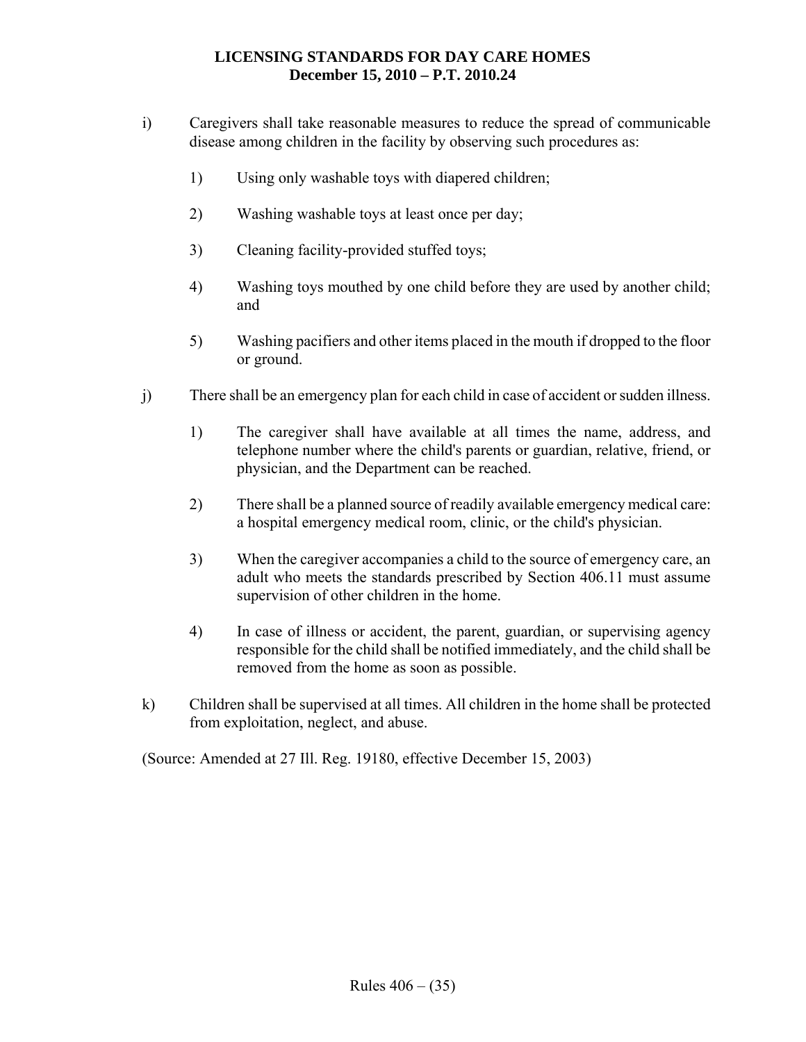i) Caregivers shall take reasonable measures to reduce the spread of communicable disease among children in the facility by observing such procedures as:

   1) Using only washable toys with diapered children;

   2) Washing washable toys at least once per day;

   3) Cleaning facility-provided stuffed toys;

   4) Washing toys mouthed by one child before they are used by another child; and

   5) Washing pacifiers and other items placed in the mouth if dropped to the floor or ground.

j) There shall be an emergency plan for each child in case of accident or sudden illness.

   1) The caregiver shall have available at all times the name, address, and telephone number where the child's parents or guardian, relative, friend, or physician, and the Department can be reached.

   2) There shall be a planned source of readily available emergency medical care: a hospital emergency medical room, clinic, or the child's physician.

   3) When the caregiver accompanies a child to the source of emergency care, an adult who meets the standards prescribed by Section 406.11 must assume supervision of other children in the home.

   4) In case of illness or accident, the parent, guardian, or supervising agency responsible for the child shall be notified immediately, and the child shall be removed from the home as soon as possible.

k) Children shall be supervised at all times. All children in the home shall be protected from exploitation, neglect, and abuse.

(Source: Amended at 27 Ill. Reg. 19180, effective December 15, 2003)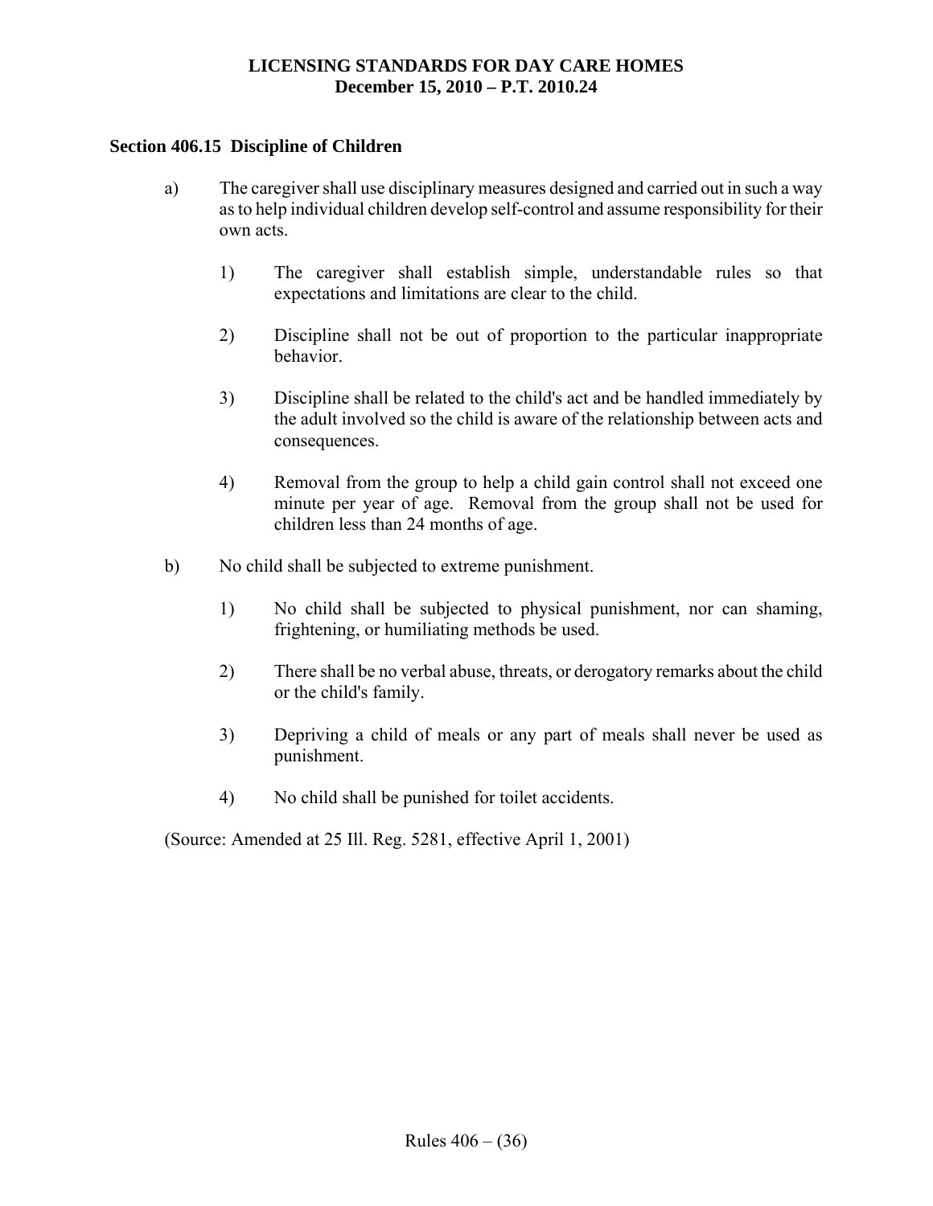## Section 406.15 Discipline of Children

a) The caregiver shall use disciplinary measures designed and carried out in such a way as to help individual children develop self-control and assume responsibility for their own acts.

1) The caregiver shall establish simple, understandable rules so that expectations and limitations are clear to the child.

2) Discipline shall not be out of proportion to the particular inappropriate behavior.

3) Discipline shall be related to the child's act and be handled immediately by the adult involved so the child is aware of the relationship between acts and consequences.

4) Removal from the group to help a child gain control shall not exceed one minute per year of age. Removal from the group shall not be used for children less than 24 months of age.

b) No child shall be subjected to extreme punishment.

1) No child shall be subjected to physical punishment, nor can shaming, frightening, or humiliating methods be used.

2) There shall be no verbal abuse, threats, or derogatory remarks about the child or the child's family.

3) Depriving a child of meals or any part of meals shall never be used as punishment.

4) No child shall be punished for toilet accidents.

(Source: Amended at 25 Ill. Reg. 5281, effective April 1, 2001)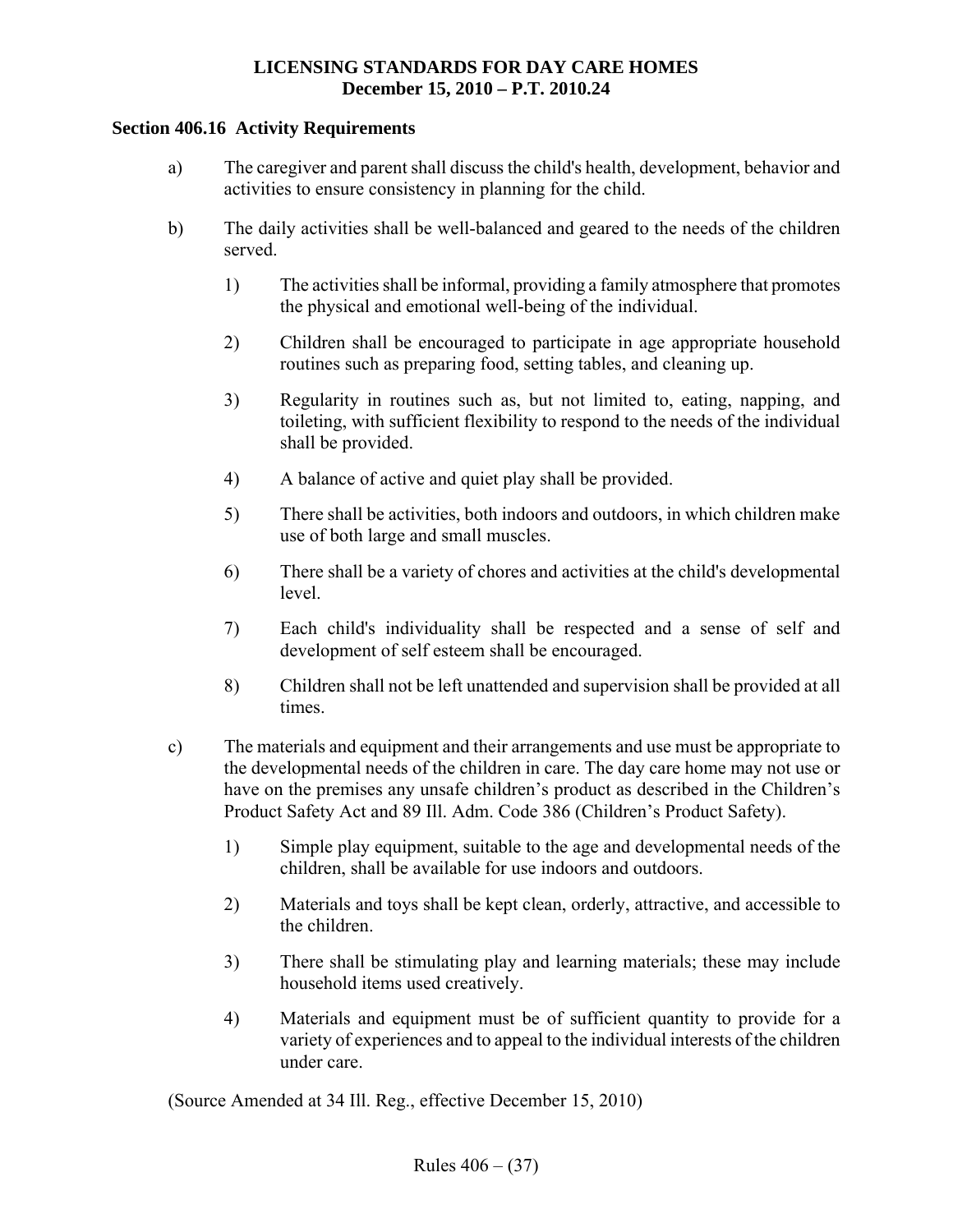### Section 406.16 Activity Requirements

a) The caregiver and parent shall discuss the child's health, development, behavior and activities to ensure consistency in planning for the child.

b) The daily activities shall be well-balanced and geared to the needs of the children served.

   1) The activities shall be informal, providing a family atmosphere that promotes the physical and emotional well-being of the individual.

   2) Children shall be encouraged to participate in age appropriate household routines such as preparing food, setting tables, and cleaning up.

   3) Regularity in routines such as, but not limited to, eating, napping, and toileting, with sufficient flexibility to respond to the needs of the individual shall be provided.

   4) A balance of active and quiet play shall be provided.

   5) There shall be activities, both indoors and outdoors, in which children make use of both large and small muscles.

   6) There shall be a variety of chores and activities at the child's developmental level.

   7) Each child's individuality shall be respected and a sense of self and development of self esteem shall be encouraged.

   8) Children shall not be left unattended and supervision shall be provided at all times.

c) The materials and equipment and their arrangements and use must be appropriate to the developmental needs of the children in care. The day care home may not use or have on the premises any unsafe children's product as described in the Children's Product Safety Act and 89 Ill. Adm. Code 386 (Children's Product Safety).

   1) Simple play equipment, suitable to the age and developmental needs of the children, shall be available for use indoors and outdoors.

   2) Materials and toys shall be kept clean, orderly, attractive, and accessible to the children.

   3) There shall be stimulating play and learning materials; these may include household items used creatively.

   4) Materials and equipment must be of sufficient quantity to provide for a variety of experiences and to appeal to the individual interests of the children under care.

(Source Amended at 34 Ill. Reg., effective December 15, 2010)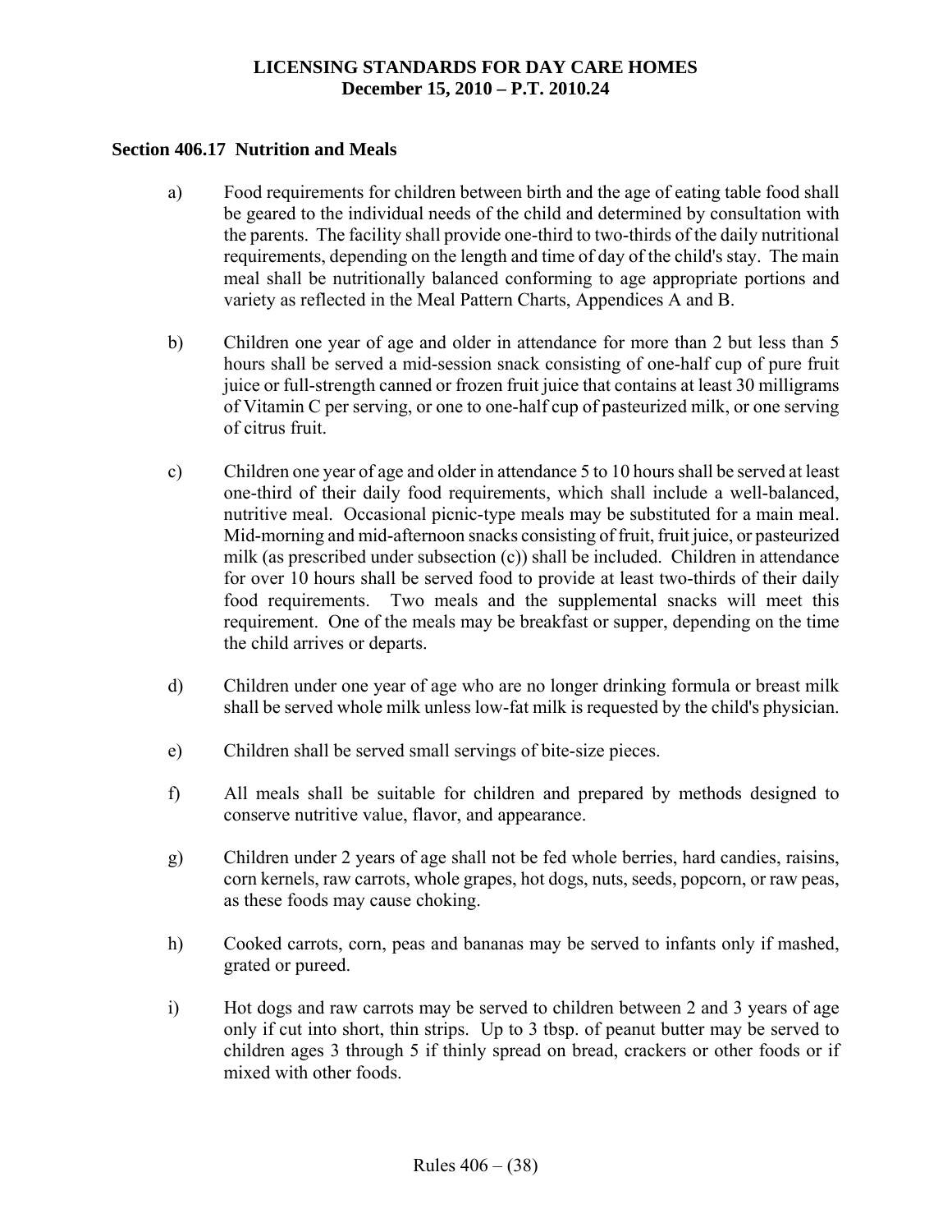## Section 406.17 Nutrition and Meals

a) Food requirements for children between birth and the age of eating table food shall be geared to the individual needs of the child and determined by consultation with the parents. The facility shall provide one-third to two-thirds of the daily nutritional requirements, depending on the length and time of day of the child's stay. The main meal shall be nutritionally balanced conforming to age appropriate portions and variety as reflected in the Meal Pattern Charts, Appendices A and B.

b) Children one year of age and older in attendance for more than 2 but less than 5 hours shall be served a mid-session snack consisting of one-half cup of pure fruit juice or full-strength canned or frozen fruit juice that contains at least 30 milligrams of Vitamin C per serving, or one to one-half cup of pasteurized milk, or one serving of citrus fruit.

c) Children one year of age and older in attendance 5 to 10 hours shall be served at least one-third of their daily food requirements, which shall include a well-balanced, nutritive meal. Occasional picnic-type meals may be substituted for a main meal. Mid-morning and mid-afternoon snacks consisting of fruit, fruit juice, or pasteurized milk (as prescribed under subsection (c)) shall be included. Children in attendance for over 10 hours shall be served food to provide at least two-thirds of their daily food requirements. Two meals and the supplemental snacks will meet this requirement. One of the meals may be breakfast or supper, depending on the time the child arrives or departs.

d) Children under one year of age who are no longer drinking formula or breast milk shall be served whole milk unless low-fat milk is requested by the child's physician.

e) Children shall be served small servings of bite-size pieces.

f) All meals shall be suitable for children and prepared by methods designed to conserve nutritive value, flavor, and appearance.

g) Children under 2 years of age shall not be fed whole berries, hard candies, raisins, corn kernels, raw carrots, whole grapes, hot dogs, nuts, seeds, popcorn, or raw peas, as these foods may cause choking.

h) Cooked carrots, corn, peas and bananas may be served to infants only if mashed, grated or pureed.

i) Hot dogs and raw carrots may be served to children between 2 and 3 years of age only if cut into short, thin strips. Up to 3 tbsp. of peanut butter may be served to children ages 3 through 5 if thinly spread on bread, crackers or other foods or if mixed with other foods.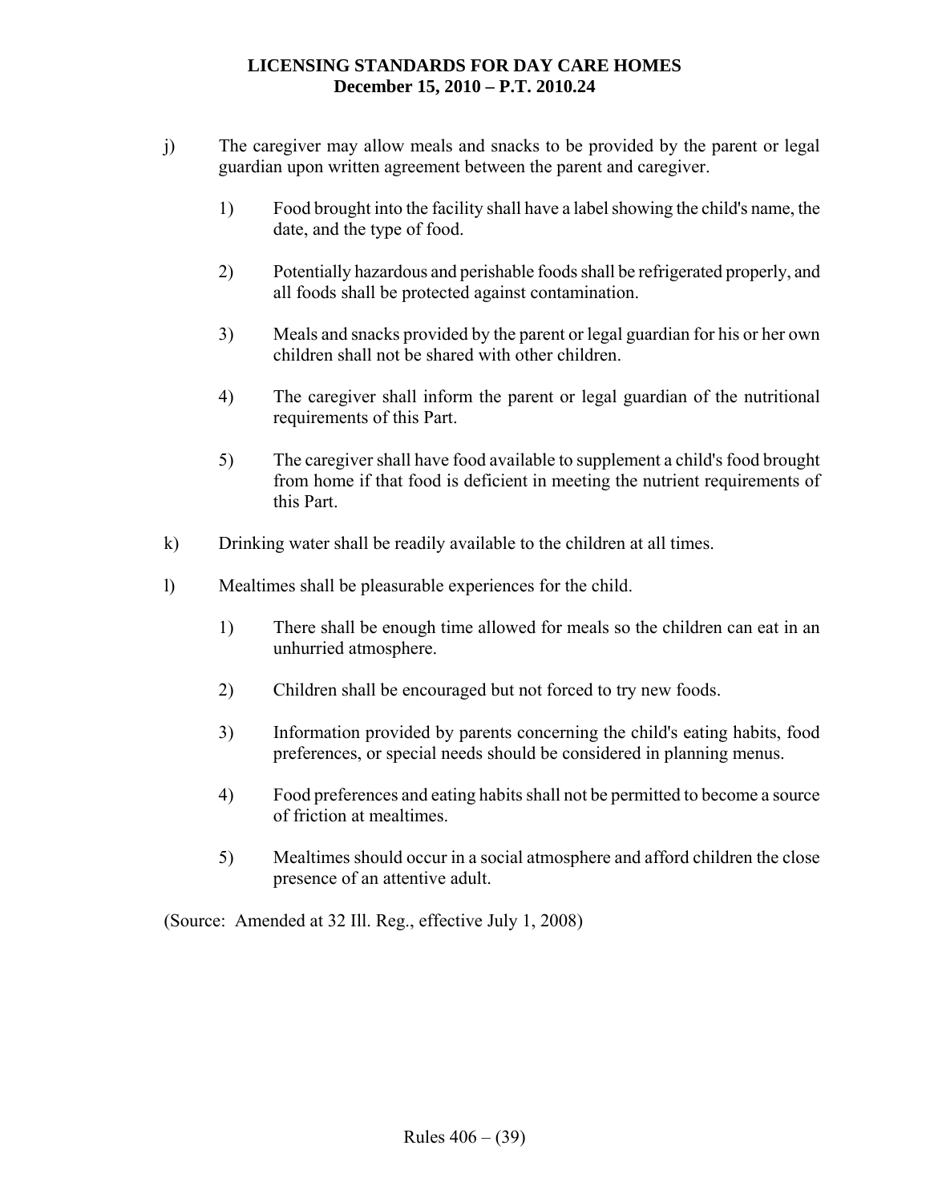j) The caregiver may allow meals and snacks to be provided by the parent or legal guardian upon written agreement between the parent and caregiver.

   1) Food brought into the facility shall have a label showing the child's name, the date, and the type of food.

   2) Potentially hazardous and perishable foods shall be refrigerated properly, and all foods shall be protected against contamination.

   3) Meals and snacks provided by the parent or legal guardian for his or her own children shall not be shared with other children.

   4) The caregiver shall inform the parent or legal guardian of the nutritional requirements of this Part.

   5) The caregiver shall have food available to supplement a child's food brought from home if that food is deficient in meeting the nutrient requirements of this Part.

k) Drinking water shall be readily available to the children at all times.

l) Mealtimes shall be pleasurable experiences for the child.

   1) There shall be enough time allowed for meals so the children can eat in an unhurried atmosphere.

   2) Children shall be encouraged but not forced to try new foods.

   3) Information provided by parents concerning the child's eating habits, food preferences, or special needs should be considered in planning menus.

   4) Food preferences and eating habits shall not be permitted to become a source of friction at mealtimes.

   5) Mealtimes should occur in a social atmosphere and afford children the close presence of an attentive adult.

(Source: Amended at 32 Ill. Reg., effective July 1, 2008)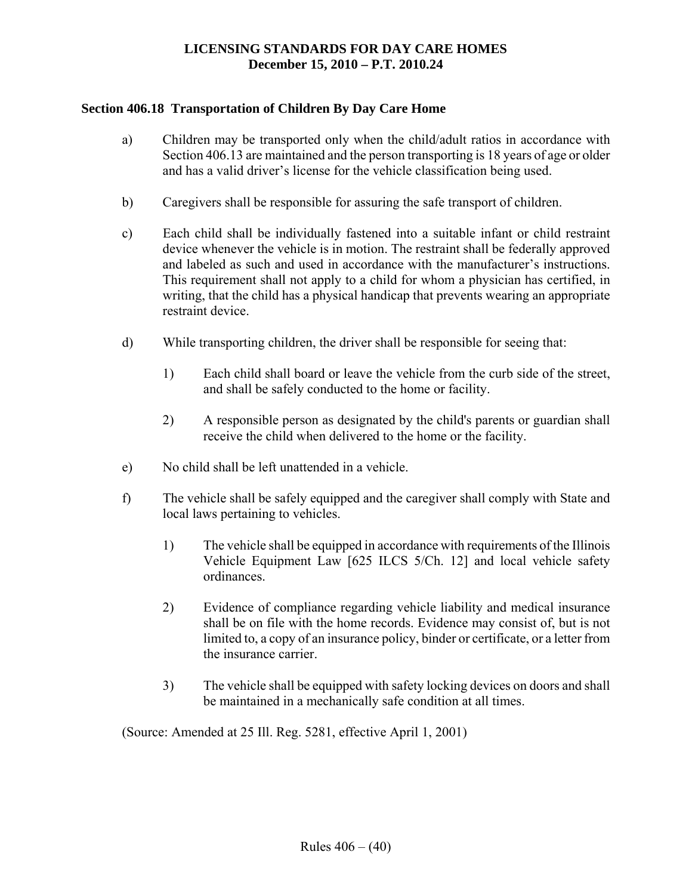## Section 406.18 Transportation of Children By Day Care Home

a) Children may be transported only when the child/adult ratios in accordance with Section 406.13 are maintained and the person transporting is 18 years of age or older and has a valid driver's license for the vehicle classification being used.

b) Caregivers shall be responsible for assuring the safe transport of children.

c) Each child shall be individually fastened into a suitable infant or child restraint device whenever the vehicle is in motion. The restraint shall be federally approved and labeled as such and used in accordance with the manufacturer's instructions. This requirement shall not apply to a child for whom a physician has certified, in writing, that the child has a physical handicap that prevents wearing an appropriate restraint device.

d) While transporting children, the driver shall be responsible for seeing that:

   1) Each child shall board or leave the vehicle from the curb side of the street, and shall be safely conducted to the home or facility.

   2) A responsible person as designated by the child's parents or guardian shall receive the child when delivered to the home or the facility.

e) No child shall be left unattended in a vehicle.

f) The vehicle shall be safely equipped and the caregiver shall comply with State and local laws pertaining to vehicles.

   1) The vehicle shall be equipped in accordance with requirements of the Illinois Vehicle Equipment Law [625 ILCS 5/Ch. 12] and local vehicle safety ordinances.

   2) Evidence of compliance regarding vehicle liability and medical insurance shall be on file with the home records. Evidence may consist of, but is not limited to, a copy of an insurance policy, binder or certificate, or a letter from the insurance carrier.

   3) The vehicle shall be equipped with safety locking devices on doors and shall be maintained in a mechanically safe condition at all times.

(Source: Amended at 25 Ill. Reg. 5281, effective April 1, 2001)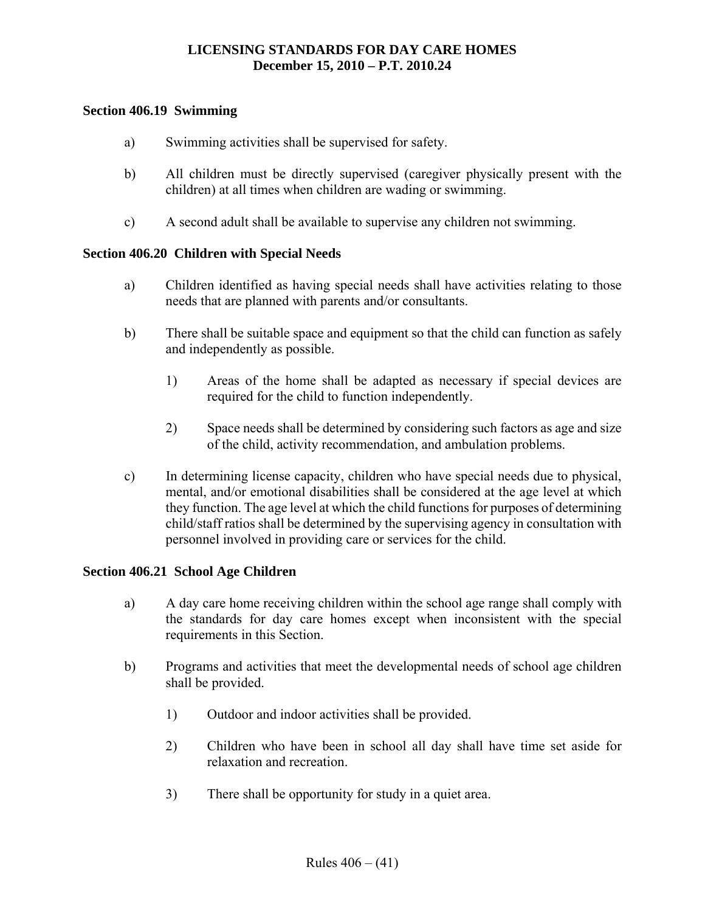### Section 406.19 Swimming

a) Swimming activities shall be supervised for safety.

b) All children must be directly supervised (caregiver physically present with the children) at all times when children are wading or swimming.

c) A second adult shall be available to supervise any children not swimming.

### Section 406.20 Children with Special Needs

a) Children identified as having special needs shall have activities relating to those needs that are planned with parents and/or consultants.

b) There shall be suitable space and equipment so that the child can function as safely and independently as possible.

   1) Areas of the home shall be adapted as necessary if special devices are required for the child to function independently.

   2) Space needs shall be determined by considering such factors as age and size of the child, activity recommendation, and ambulation problems.

c) In determining license capacity, children who have special needs due to physical, mental, and/or emotional disabilities shall be considered at the age level at which they function. The age level at which the child functions for purposes of determining child/staff ratios shall be determined by the supervising agency in consultation with personnel involved in providing care or services for the child.

### Section 406.21 School Age Children

a) A day care home receiving children within the school age range shall comply with the standards for day care homes except when inconsistent with the special requirements in this Section.

b) Programs and activities that meet the developmental needs of school age children shall be provided.

   1) Outdoor and indoor activities shall be provided.

   2) Children who have been in school all day shall have time set aside for relaxation and recreation.

   3) There shall be opportunity for study in a quiet area.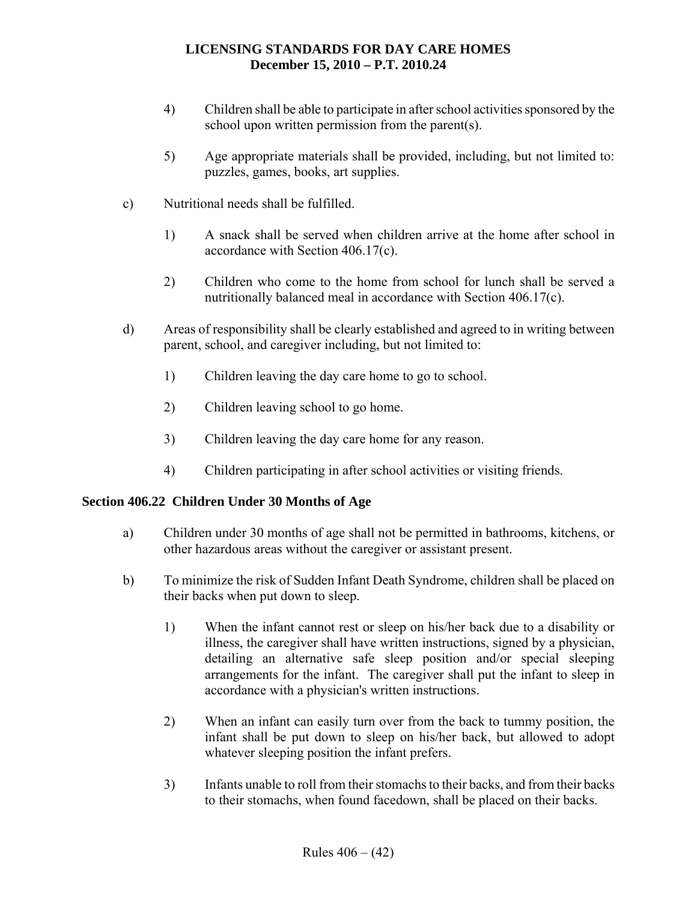4) Children shall be able to participate in after school activities sponsored by the school upon written permission from the parent(s).

5) Age appropriate materials shall be provided, including, but not limited to: puzzles, games, books, art supplies.

c) Nutritional needs shall be fulfilled.

1) A snack shall be served when children arrive at the home after school in accordance with Section 406.17(c).

2) Children who come to the home from school for lunch shall be served a nutritionally balanced meal in accordance with Section 406.17(c).

d) Areas of responsibility shall be clearly established and agreed to in writing between parent, school, and caregiver including, but not limited to:

1) Children leaving the day care home to go to school.

2) Children leaving school to go home.

3) Children leaving the day care home for any reason.

4) Children participating in after school activities or visiting friends.

**Section 406.22 Children Under 30 Months of Age**

a) Children under 30 months of age shall not be permitted in bathrooms, kitchens, or other hazardous areas without the caregiver or assistant present.

b) To minimize the risk of Sudden Infant Death Syndrome, children shall be placed on their backs when put down to sleep.

1) When the infant cannot rest or sleep on his/her back due to a disability or illness, the caregiver shall have written instructions, signed by a physician, detailing an alternative safe sleep position and/or special sleeping arrangements for the infant. The caregiver shall put the infant to sleep in accordance with a physician's written instructions.

2) When an infant can easily turn over from the back to tummy position, the infant shall be put down to sleep on his/her back, but allowed to adopt whatever sleeping position the infant prefers.

3) Infants unable to roll from their stomachs to their backs, and from their backs to their stomachs, when found facedown, shall be placed on their backs.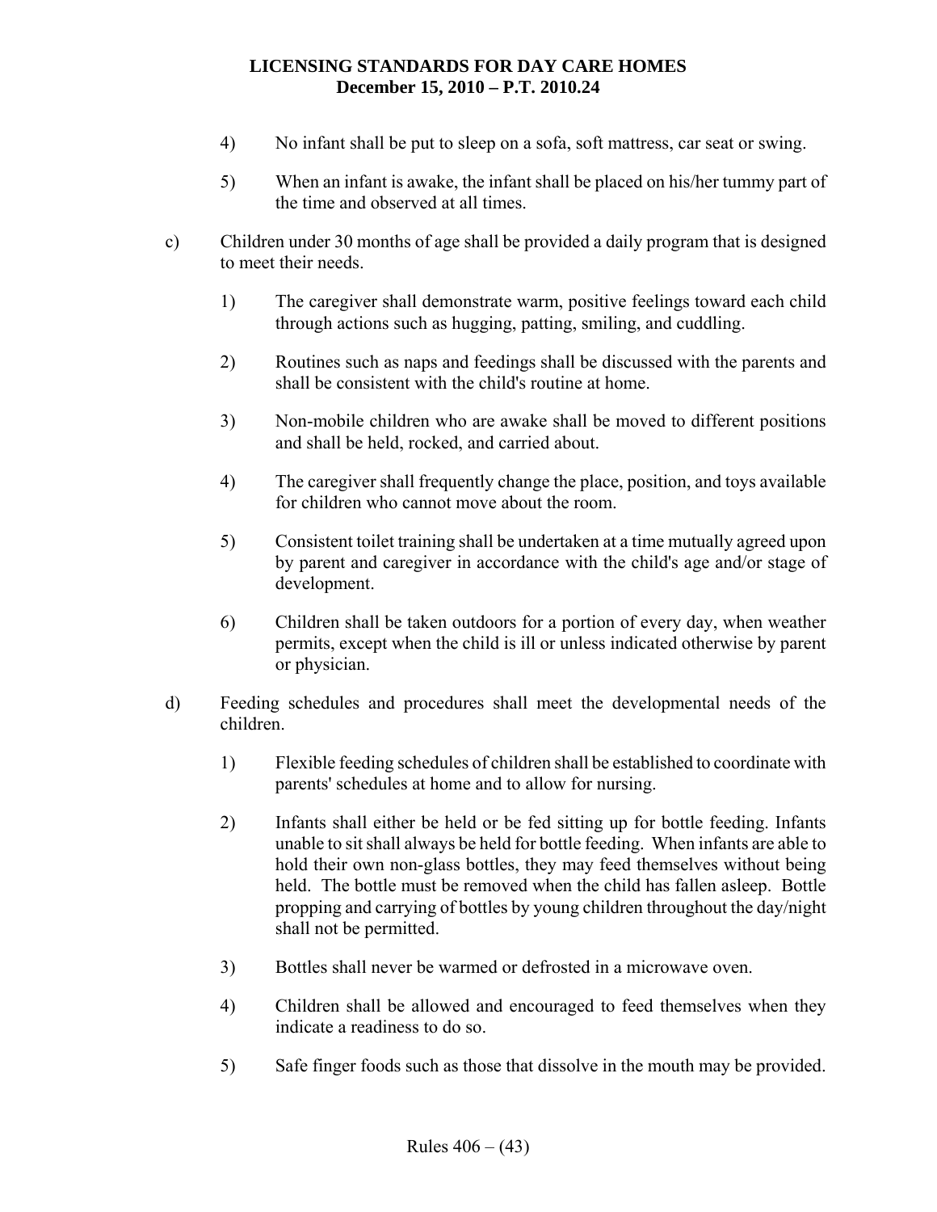4) No infant shall be put to sleep on a sofa, soft mattress, car seat or swing.

5) When an infant is awake, the infant shall be placed on his/her tummy part of the time and observed at all times.

c) Children under 30 months of age shall be provided a daily program that is designed to meet their needs.

1) The caregiver shall demonstrate warm, positive feelings toward each child through actions such as hugging, patting, smiling, and cuddling.

2) Routines such as naps and feedings shall be discussed with the parents and shall be consistent with the child's routine at home.

3) Non-mobile children who are awake shall be moved to different positions and shall be held, rocked, and carried about.

4) The caregiver shall frequently change the place, position, and toys available for children who cannot move about the room.

5) Consistent toilet training shall be undertaken at a time mutually agreed upon by parent and caregiver in accordance with the child's age and/or stage of development.

6) Children shall be taken outdoors for a portion of every day, when weather permits, except when the child is ill or unless indicated otherwise by parent or physician.

d) Feeding schedules and procedures shall meet the developmental needs of the children.

1) Flexible feeding schedules of children shall be established to coordinate with parents' schedules at home and to allow for nursing.

2) Infants shall either be held or be fed sitting up for bottle feeding. Infants unable to sit shall always be held for bottle feeding. When infants are able to hold their own non-glass bottles, they may feed themselves without being held. The bottle must be removed when the child has fallen asleep. Bottle propping and carrying of bottles by young children throughout the day/night shall not be permitted.

3) Bottles shall never be warmed or defrosted in a microwave oven.

4) Children shall be allowed and encouraged to feed themselves when they indicate a readiness to do so.

5) Safe finger foods such as those that dissolve in the mouth may be provided.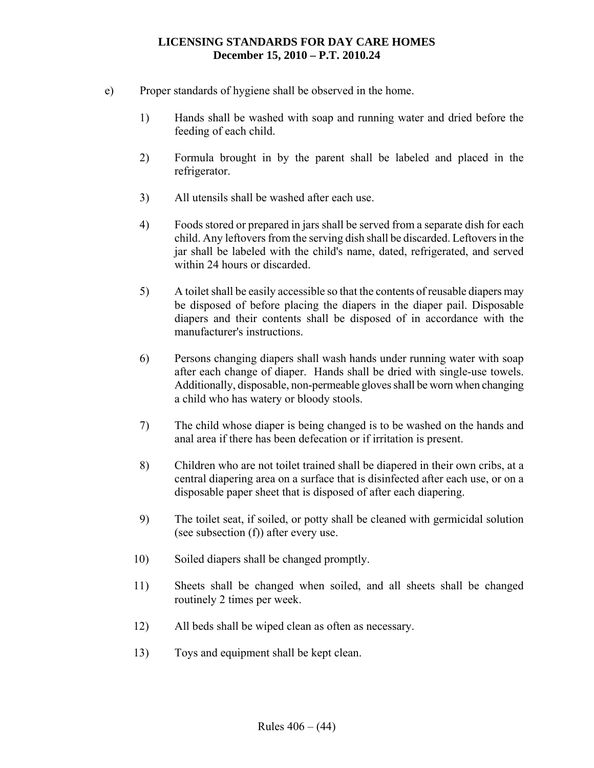e) Proper standards of hygiene shall be observed in the home.

1) Hands shall be washed with soap and running water and dried before the feeding of each child.

2) Formula brought in by the parent shall be labeled and placed in the refrigerator.

3) All utensils shall be washed after each use.

4) Foods stored or prepared in jars shall be served from a separate dish for each child. Any leftovers from the serving dish shall be discarded. Leftovers in the jar shall be labeled with the child's name, dated, refrigerated, and served within 24 hours or discarded.

5) A toilet shall be easily accessible so that the contents of reusable diapers may be disposed of before placing the diapers in the diaper pail. Disposable diapers and their contents shall be disposed of in accordance with the manufacturer's instructions.

6) Persons changing diapers shall wash hands under running water with soap after each change of diaper. Hands shall be dried with single-use towels. Additionally, disposable, non-permeable gloves shall be worn when changing a child who has watery or bloody stools.

7) The child whose diaper is being changed is to be washed on the hands and anal area if there has been defecation or if irritation is present.

8) Children who are not toilet trained shall be diapered in their own cribs, at a central diapering area on a surface that is disinfected after each use, or on a disposable paper sheet that is disposed of after each diapering.

9) The toilet seat, if soiled, or potty shall be cleaned with germicidal solution (see subsection (f)) after every use.

10) Soiled diapers shall be changed promptly.

11) Sheets shall be changed when soiled, and all sheets shall be changed routinely 2 times per week.

12) All beds shall be wiped clean as often as necessary.

13) Toys and equipment shall be kept clean.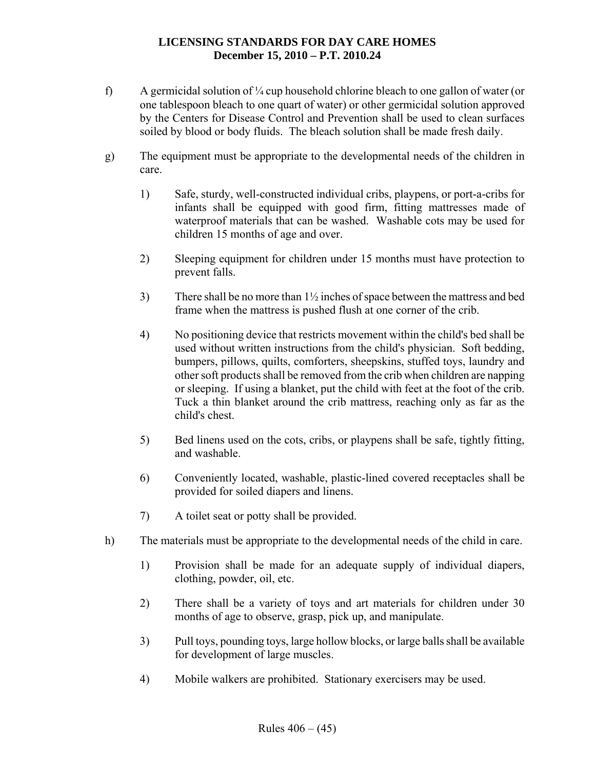f) A germicidal solution of ¼ cup household chlorine bleach to one gallon of water (or one tablespoon bleach to one quart of water) or other germicidal solution approved by the Centers for Disease Control and Prevention shall be used to clean surfaces soiled by blood or body fluids. The bleach solution shall be made fresh daily.

g) The equipment must be appropriate to the developmental needs of the children in care.

1) Safe, sturdy, well-constructed individual cribs, playpens, or port-a-cribs for infants shall be equipped with good firm, fitting mattresses made of waterproof materials that can be washed. Washable cots may be used for children 15 months of age and over.

2) Sleeping equipment for children under 15 months must have protection to prevent falls.

3) There shall be no more than 1½ inches of space between the mattress and bed frame when the mattress is pushed flush at one corner of the crib.

4) No positioning device that restricts movement within the child's bed shall be used without written instructions from the child's physician. Soft bedding, bumpers, pillows, quilts, comforters, sheepskins, stuffed toys, laundry and other soft products shall be removed from the crib when children are napping or sleeping. If using a blanket, put the child with feet at the foot of the crib. Tuck a thin blanket around the crib mattress, reaching only as far as the child's chest.

5) Bed linens used on the cots, cribs, or playpens shall be safe, tightly fitting, and washable.

6) Conveniently located, washable, plastic-lined covered receptacles shall be provided for soiled diapers and linens.

7) A toilet seat or potty shall be provided.

h) The materials must be appropriate to the developmental needs of the child in care.

1) Provision shall be made for an adequate supply of individual diapers, clothing, powder, oil, etc.

2) There shall be a variety of toys and art materials for children under 30 months of age to observe, grasp, pick up, and manipulate.

3) Pull toys, pounding toys, large hollow blocks, or large balls shall be available for development of large muscles.

4) Mobile walkers are prohibited. Stationary exercisers may be used.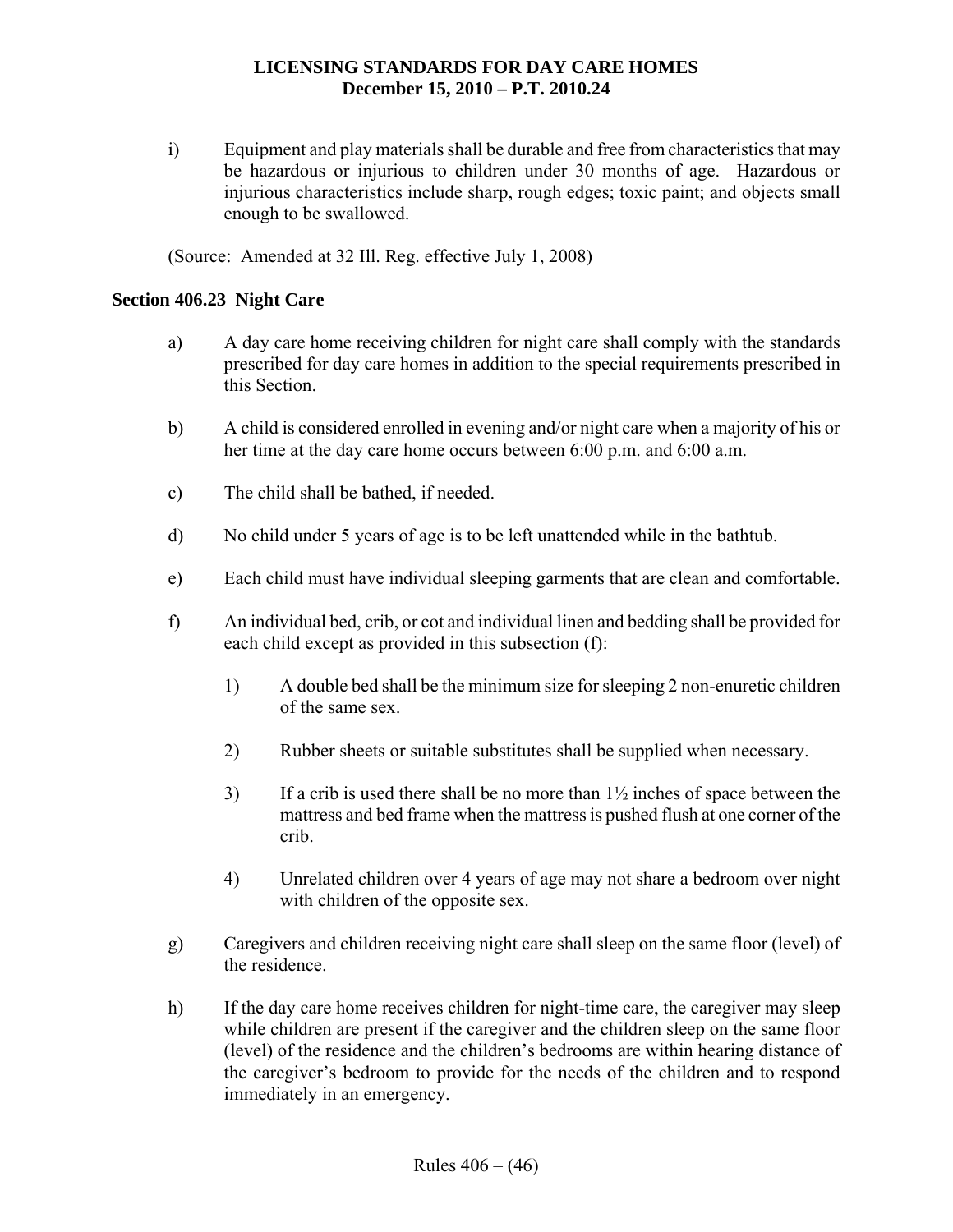i) Equipment and play materials shall be durable and free from characteristics that may be hazardous or injurious to children under 30 months of age. Hazardous or injurious characteristics include sharp, rough edges; toxic paint; and objects small enough to be swallowed.

(Source: Amended at 32 Ill. Reg. effective July 1, 2008)

## Section 406.23 Night Care

a) A day care home receiving children for night care shall comply with the standards prescribed for day care homes in addition to the special requirements prescribed in this Section.

b) A child is considered enrolled in evening and/or night care when a majority of his or her time at the day care home occurs between 6:00 p.m. and 6:00 a.m.

c) The child shall be bathed, if needed.

d) No child under 5 years of age is to be left unattended while in the bathtub.

e) Each child must have individual sleeping garments that are clean and comfortable.

f) An individual bed, crib, or cot and individual linen and bedding shall be provided for each child except as provided in this subsection (f):

   1) A double bed shall be the minimum size for sleeping 2 non-enuretic children of the same sex.

   2) Rubber sheets or suitable substitutes shall be supplied when necessary.

   3) If a crib is used there shall be no more than 1½ inches of space between the mattress and bed frame when the mattress is pushed flush at one corner of the crib.

   4) Unrelated children over 4 years of age may not share a bedroom over night with children of the opposite sex.

g) Caregivers and children receiving night care shall sleep on the same floor (level) of the residence.

h) If the day care home receives children for night-time care, the caregiver may sleep while children are present if the caregiver and the children sleep on the same floor (level) of the residence and the children's bedrooms are within hearing distance of the caregiver's bedroom to provide for the needs of the children and to respond immediately in an emergency.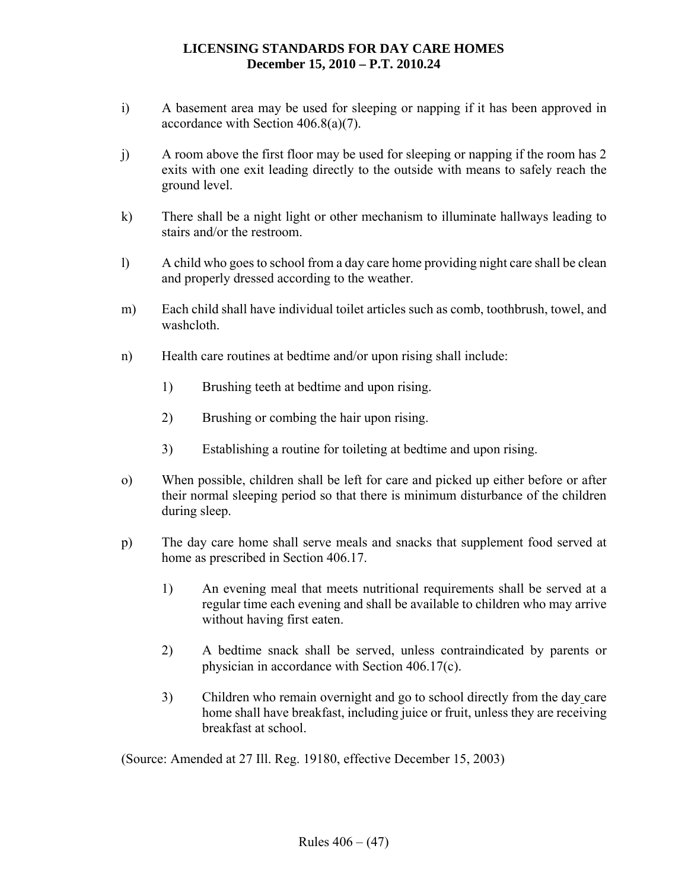i) A basement area may be used for sleeping or napping if it has been approved in accordance with Section 406.8(a)(7).

j) A room above the first floor may be used for sleeping or napping if the room has 2 exits with one exit leading directly to the outside with means to safely reach the ground level.

k) There shall be a night light or other mechanism to illuminate hallways leading to stairs and/or the restroom.

l) A child who goes to school from a day care home providing night care shall be clean and properly dressed according to the weather.

m) Each child shall have individual toilet articles such as comb, toothbrush, towel, and washcloth.

n) Health care routines at bedtime and/or upon rising shall include:

   1) Brushing teeth at bedtime and upon rising.

   2) Brushing or combing the hair upon rising.

   3) Establishing a routine for toileting at bedtime and upon rising.

o) When possible, children shall be left for care and picked up either before or after their normal sleeping period so that there is minimum disturbance of the children during sleep.

p) The day care home shall serve meals and snacks that supplement food served at home as prescribed in Section 406.17.

   1) An evening meal that meets nutritional requirements shall be served at a regular time each evening and shall be available to children who may arrive without having first eaten.

   2) A bedtime snack shall be served, unless contraindicated by parents or physician in accordance with Section 406.17(c).

   3) Children who remain overnight and go to school directly from the day care home shall have breakfast, including juice or fruit, unless they are receiving breakfast at school.

(Source: Amended at 27 Ill. Reg. 19180, effective December 15, 2003)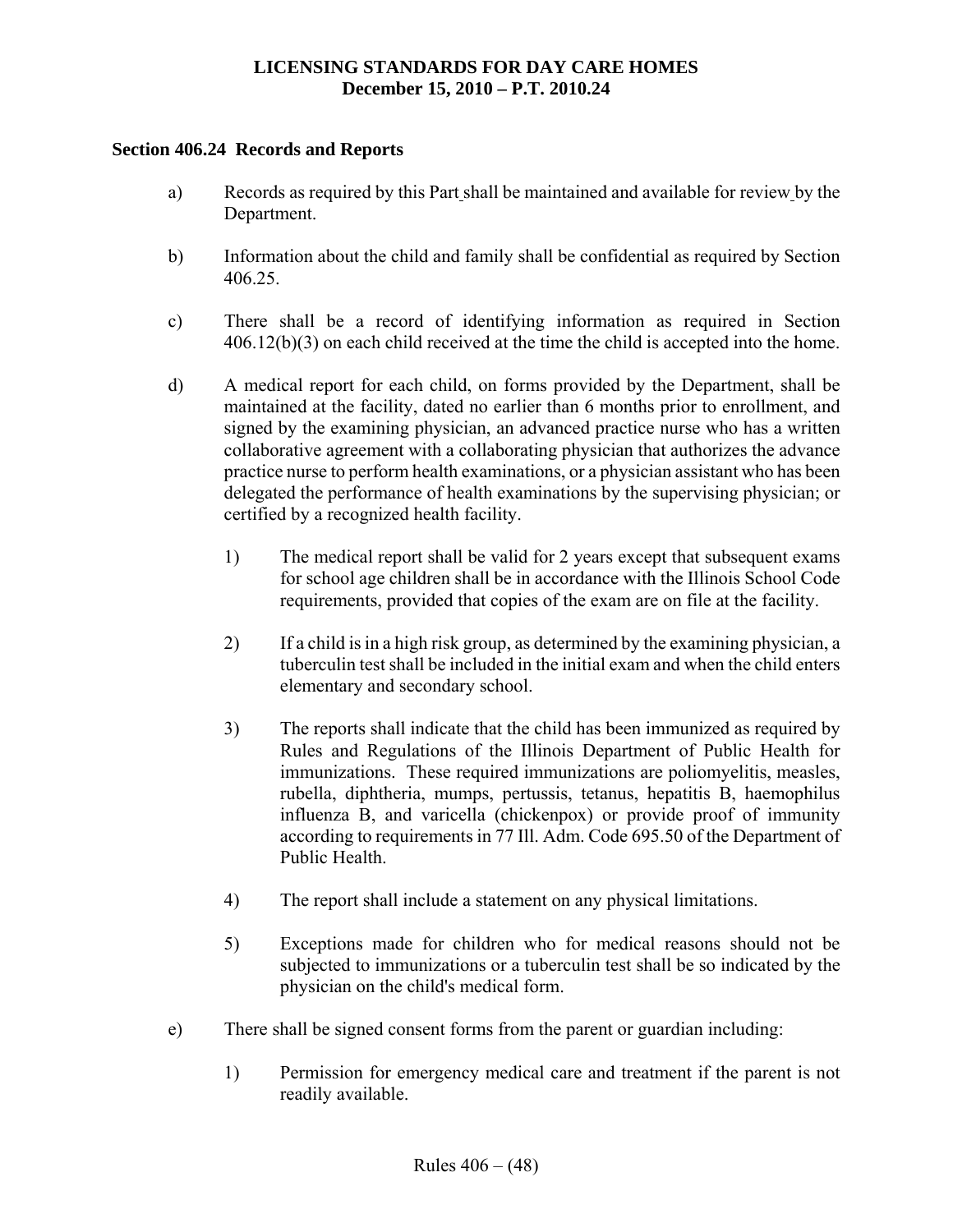## Section 406.24 Records and Reports

a) Records as required by this Part shall be maintained and available for review by the Department.

b) Information about the child and family shall be confidential as required by Section 406.25.

c) There shall be a record of identifying information as required in Section 406.12(b)(3) on each child received at the time the child is accepted into the home.

d) A medical report for each child, on forms provided by the Department, shall be maintained at the facility, dated no earlier than 6 months prior to enrollment, and signed by the examining physician, an advanced practice nurse who has a written collaborative agreement with a collaborating physician that authorizes the advance practice nurse to perform health examinations, or a physician assistant who has been delegated the performance of health examinations by the supervising physician; or certified by a recognized health facility.

   1) The medical report shall be valid for 2 years except that subsequent exams for school age children shall be in accordance with the Illinois School Code requirements, provided that copies of the exam are on file at the facility.

   2) If a child is in a high risk group, as determined by the examining physician, a tuberculin test shall be included in the initial exam and when the child enters elementary and secondary school.

   3) The reports shall indicate that the child has been immunized as required by Rules and Regulations of the Illinois Department of Public Health for immunizations. These required immunizations are poliomyelitis, measles, rubella, diphtheria, mumps, pertussis, tetanus, hepatitis B, haemophilus influenza B, and varicella (chickenpox) or provide proof of immunity according to requirements in 77 Ill. Adm. Code 695.50 of the Department of Public Health.

   4) The report shall include a statement on any physical limitations.

   5) Exceptions made for children who for medical reasons should not be subjected to immunizations or a tuberculin test shall be so indicated by the physician on the child's medical form.

e) There shall be signed consent forms from the parent or guardian including:

   1) Permission for emergency medical care and treatment if the parent is not readily available.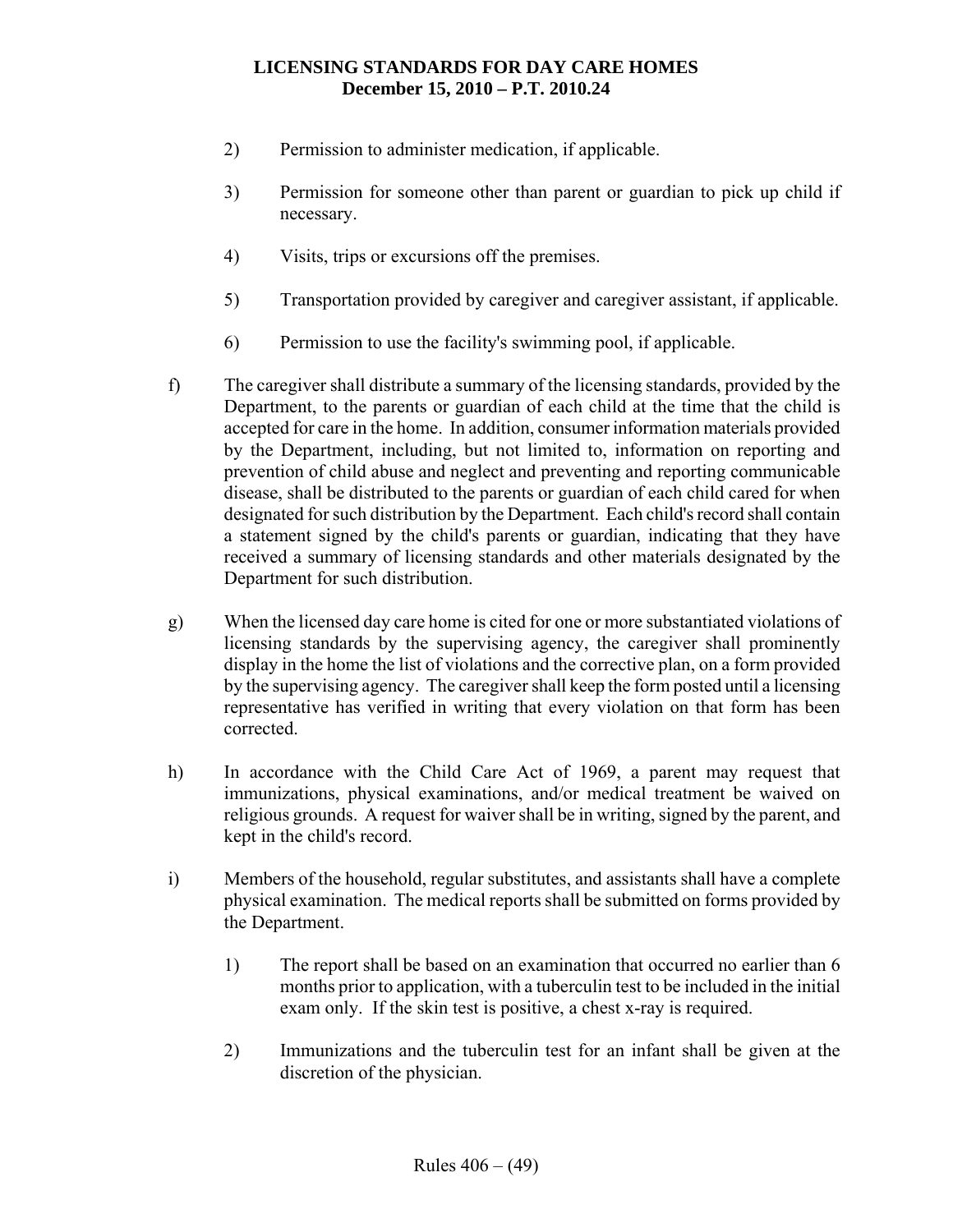2) Permission to administer medication, if applicable.

3) Permission for someone other than parent or guardian to pick up child if necessary.

4) Visits, trips or excursions off the premises.

5) Transportation provided by caregiver and caregiver assistant, if applicable.

6) Permission to use the facility's swimming pool, if applicable.

f) The caregiver shall distribute a summary of the licensing standards, provided by the Department, to the parents or guardian of each child at the time that the child is accepted for care in the home. In addition, consumer information materials provided by the Department, including, but not limited to, information on reporting and prevention of child abuse and neglect and preventing and reporting communicable disease, shall be distributed to the parents or guardian of each child cared for when designated for such distribution by the Department. Each child's record shall contain a statement signed by the child's parents or guardian, indicating that they have received a summary of licensing standards and other materials designated by the Department for such distribution.

g) When the licensed day care home is cited for one or more substantiated violations of licensing standards by the supervising agency, the caregiver shall prominently display in the home the list of violations and the corrective plan, on a form provided by the supervising agency. The caregiver shall keep the form posted until a licensing representative has verified in writing that every violation on that form has been corrected.

h) In accordance with the Child Care Act of 1969, a parent may request that immunizations, physical examinations, and/or medical treatment be waived on religious grounds. A request for waiver shall be in writing, signed by the parent, and kept in the child's record.

i) Members of the household, regular substitutes, and assistants shall have a complete physical examination. The medical reports shall be submitted on forms provided by the Department.

1) The report shall be based on an examination that occurred no earlier than 6 months prior to application, with a tuberculin test to be included in the initial exam only. If the skin test is positive, a chest x-ray is required.

2) Immunizations and the tuberculin test for an infant shall be given at the discretion of the physician.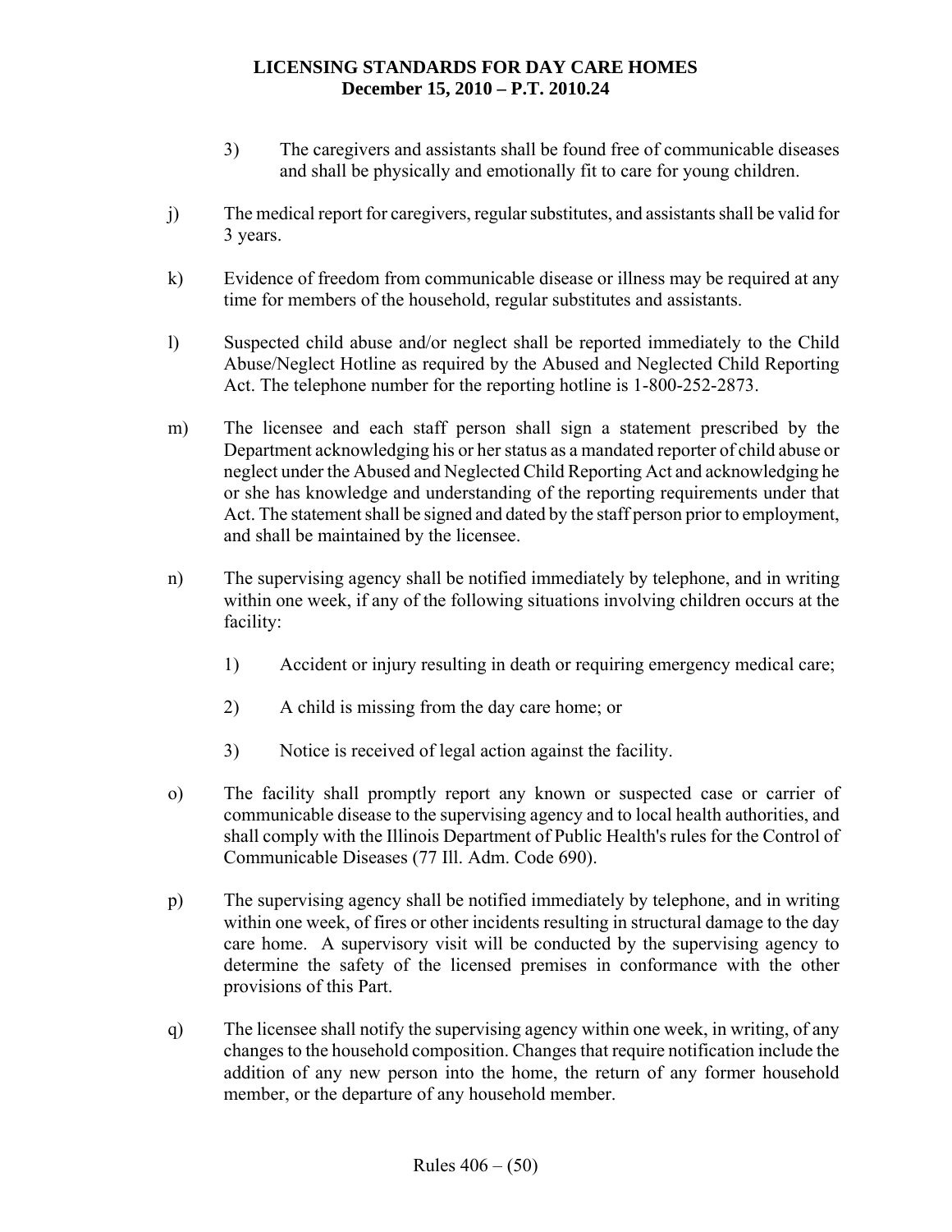3) The caregivers and assistants shall be found free of communicable diseases and shall be physically and emotionally fit to care for young children.

j) The medical report for caregivers, regular substitutes, and assistants shall be valid for 3 years.

k) Evidence of freedom from communicable disease or illness may be required at any time for members of the household, regular substitutes and assistants.

l) Suspected child abuse and/or neglect shall be reported immediately to the Child Abuse/Neglect Hotline as required by the Abused and Neglected Child Reporting Act. The telephone number for the reporting hotline is 1-800-252-2873.

m) The licensee and each staff person shall sign a statement prescribed by the Department acknowledging his or her status as a mandated reporter of child abuse or neglect under the Abused and Neglected Child Reporting Act and acknowledging he or she has knowledge and understanding of the reporting requirements under that Act. The statement shall be signed and dated by the staff person prior to employment, and shall be maintained by the licensee.

n) The supervising agency shall be notified immediately by telephone, and in writing within one week, if any of the following situations involving children occurs at the facility:

   1) Accident or injury resulting in death or requiring emergency medical care;

   2) A child is missing from the day care home; or

   3) Notice is received of legal action against the facility.

o) The facility shall promptly report any known or suspected case or carrier of communicable disease to the supervising agency and to local health authorities, and shall comply with the Illinois Department of Public Health's rules for the Control of Communicable Diseases (77 Ill. Adm. Code 690).

p) The supervising agency shall be notified immediately by telephone, and in writing within one week, of fires or other incidents resulting in structural damage to the day care home. A supervisory visit will be conducted by the supervising agency to determine the safety of the licensed premises in conformance with the other provisions of this Part.

q) The licensee shall notify the supervising agency within one week, in writing, of any changes to the household composition. Changes that require notification include the addition of any new person into the home, the return of any former household member, or the departure of any household member.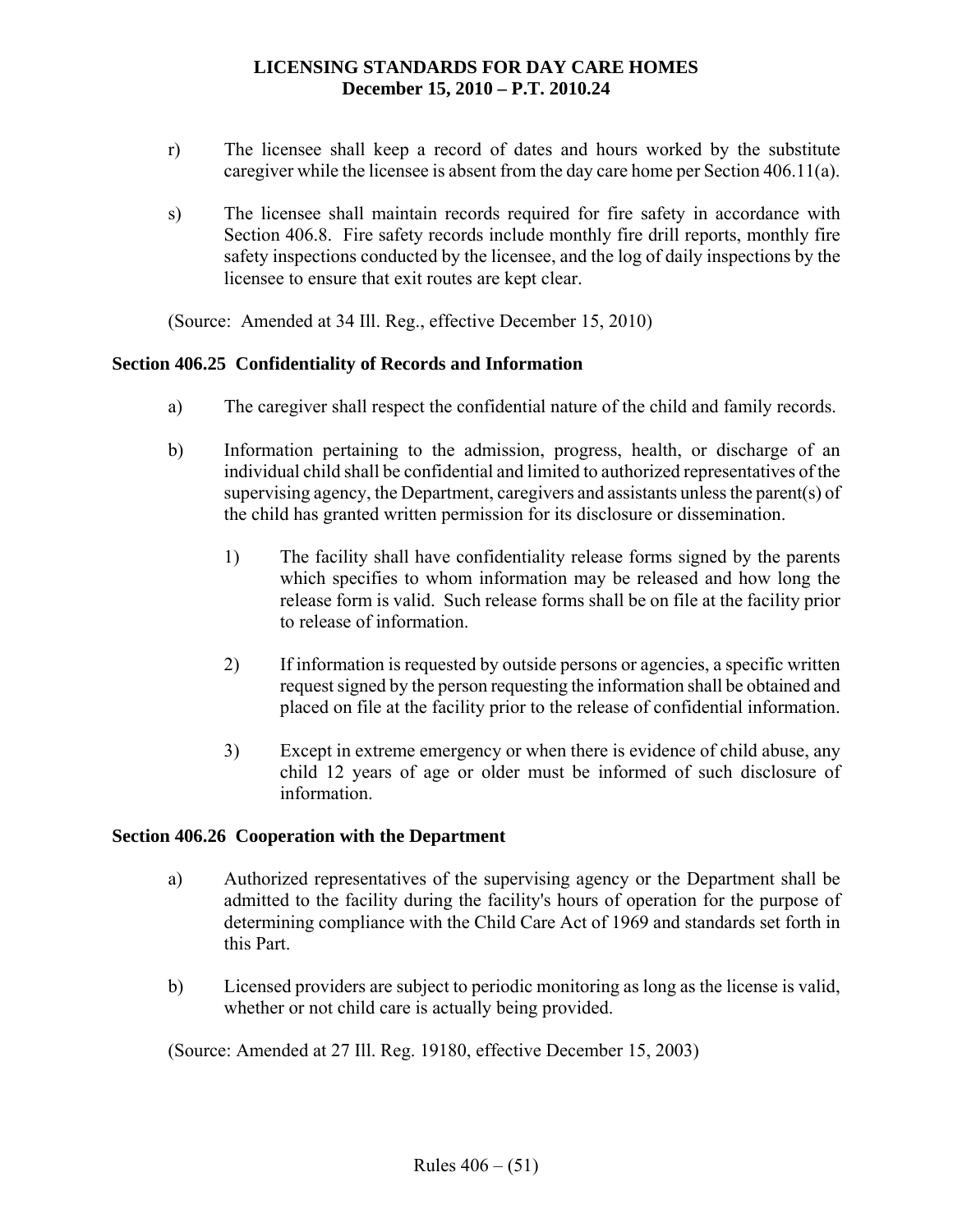r) The licensee shall keep a record of dates and hours worked by the substitute caregiver while the licensee is absent from the day care home per Section 406.11(a).

s) The licensee shall maintain records required for fire safety in accordance with Section 406.8. Fire safety records include monthly fire drill reports, monthly fire safety inspections conducted by the licensee, and the log of daily inspections by the licensee to ensure that exit routes are kept clear.

(Source: Amended at 34 Ill. Reg., effective December 15, 2010)

### Section 406.25 Confidentiality of Records and Information

a) The caregiver shall respect the confidential nature of the child and family records.

b) Information pertaining to the admission, progress, health, or discharge of an individual child shall be confidential and limited to authorized representatives of the supervising agency, the Department, caregivers and assistants unless the parent(s) of the child has granted written permission for its disclosure or dissemination.

   1) The facility shall have confidentiality release forms signed by the parents which specifies to whom information may be released and how long the release form is valid. Such release forms shall be on file at the facility prior to release of information.

   2) If information is requested by outside persons or agencies, a specific written request signed by the person requesting the information shall be obtained and placed on file at the facility prior to the release of confidential information.

   3) Except in extreme emergency or when there is evidence of child abuse, any child 12 years of age or older must be informed of such disclosure of information.

### Section 406.26 Cooperation with the Department

a) Authorized representatives of the supervising agency or the Department shall be admitted to the facility during the facility's hours of operation for the purpose of determining compliance with the Child Care Act of 1969 and standards set forth in this Part.

b) Licensed providers are subject to periodic monitoring as long as the license is valid, whether or not child care is actually being provided.

(Source: Amended at 27 Ill. Reg. 19180, effective December 15, 2003)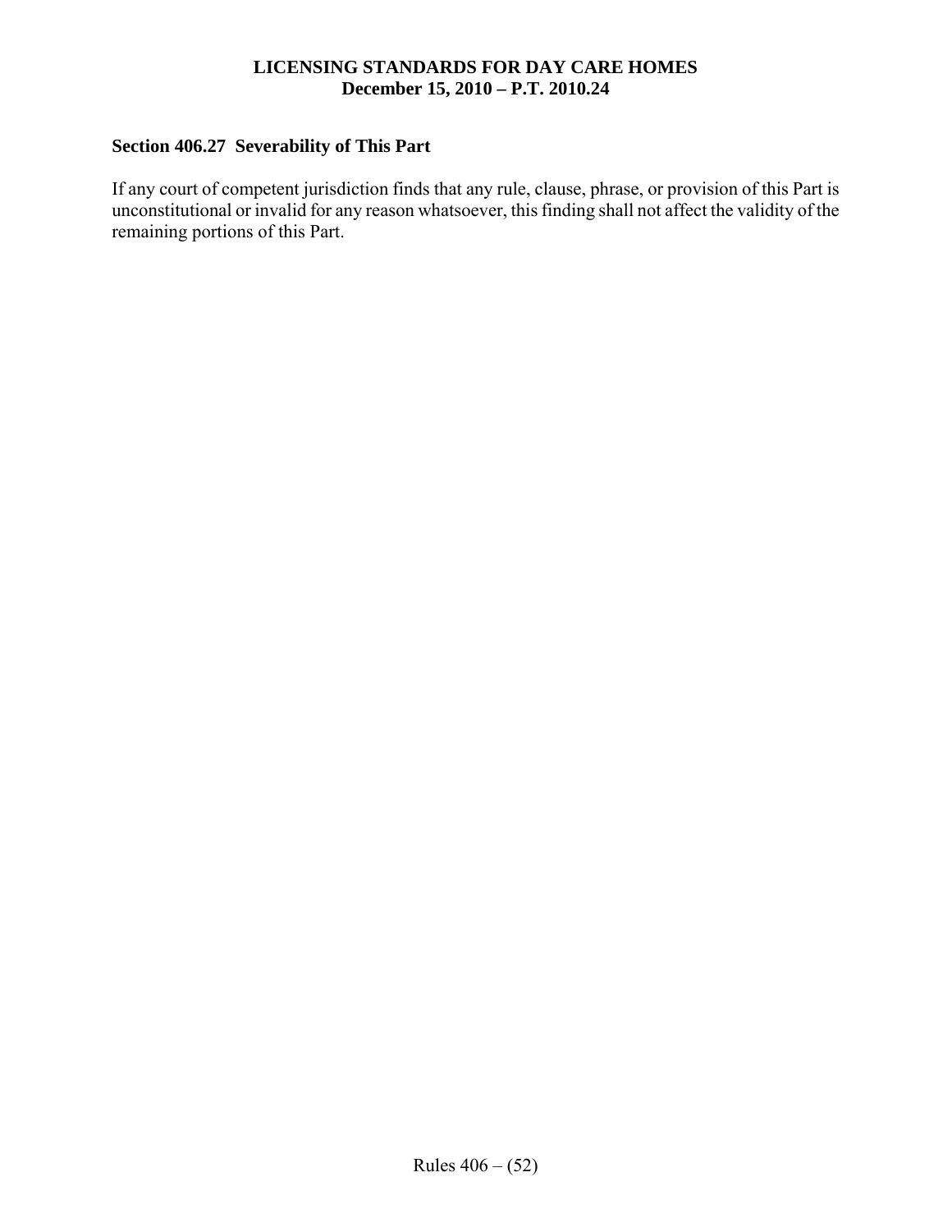## Section 406.27 Severability of This Part

If any court of competent jurisdiction finds that any rule, clause, phrase, or provision of this Part is unconstitutional or invalid for any reason whatsoever, this finding shall not affect the validity of the remaining portions of this Part.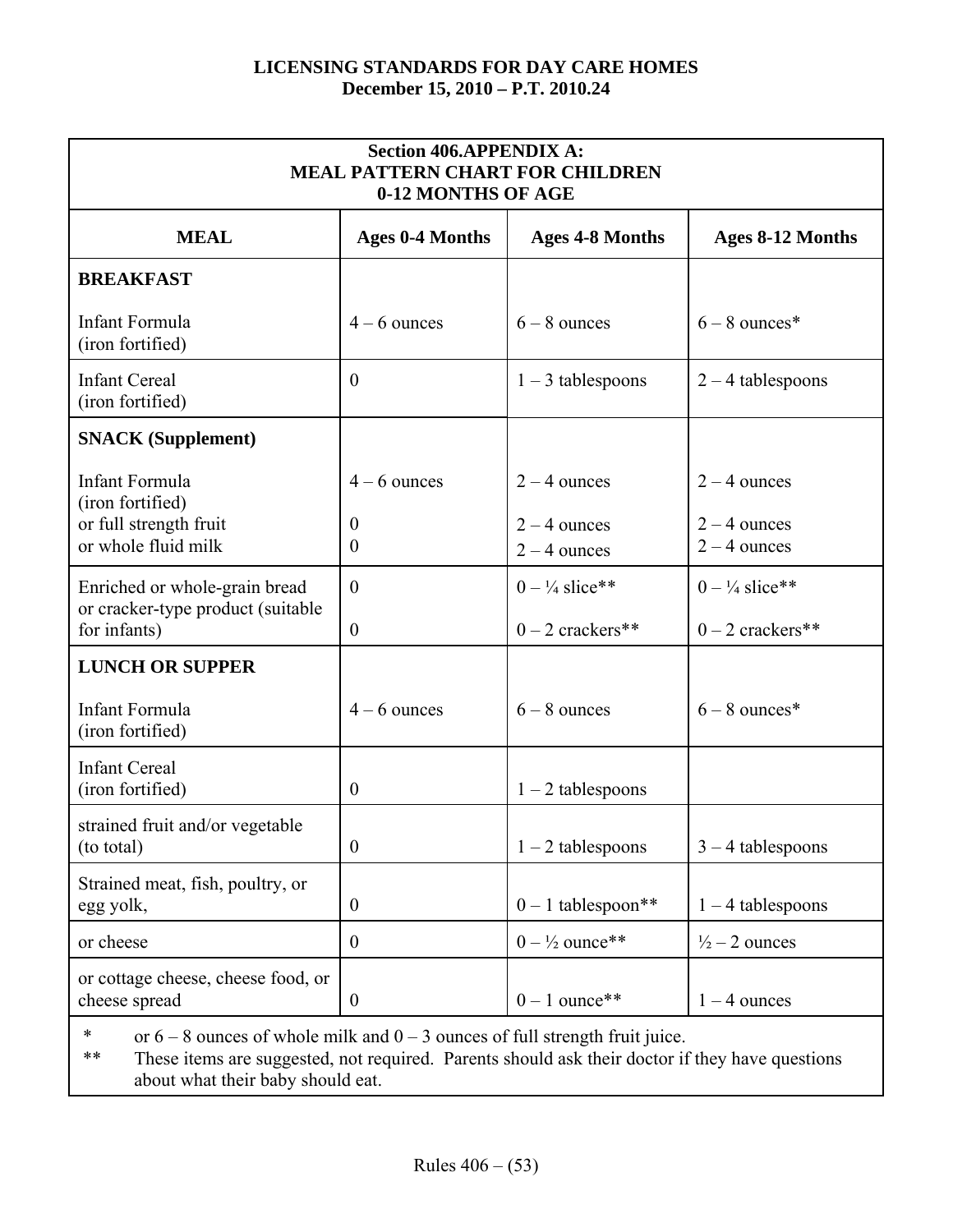| Section 406.APPENDIX A: MEAL PATTERN CHART FOR CHILDREN 0-12 MONTHS OF AGE | | | |
|---|---|---|---|
| **MEAL** | **Ages 0-4 Months** | **Ages 4-8 Months** | **Ages 8-12 Months** |
| **BREAKFAST** | | | |
| Infant Formula (iron fortified) | 4 – 6 ounces | 6 – 8 ounces | 6 – 8 ounces* |
| Infant Cereal (iron fortified) | 0 | 1 – 3 tablespoons | 2 – 4 tablespoons |
| **SNACK (Supplement)** | | | |
| Infant Formula (iron fortified) | 4 – 6 ounces | 2 – 4 ounces | 2 – 4 ounces |
| or full strength fruit | 0 | 2 – 4 ounces | 2 – 4 ounces |
| or whole fluid milk | 0 | 2 – 4 ounces | 2 – 4 ounces |
| Enriched or whole-grain bread | 0 | 0 – ¼ slice** | 0 – ¼ slice** |
| or cracker-type product (suitable for infants) | 0 | 0 – 2 crackers** | 0 – 2 crackers** |
| **LUNCH OR SUPPER** | | | |
| Infant Formula (iron fortified) | 4 – 6 ounces | 6 – 8 ounces | 6 – 8 ounces* |
| Infant Cereal (iron fortified) | 0 | 1 – 2 tablespoons | |
| strained fruit and/or vegetable (to total) | 0 | 1 – 2 tablespoons | 3 – 4 tablespoons |
| Strained meat, fish, poultry, or egg yolk, | 0 | 0 – 1 tablespoon** | 1 – 4 tablespoons |
| or cheese | 0 | 0 – ½ ounce** | ½ – 2 ounces |
| or cottage cheese, cheese food, or cheese spread | 0 | 0 – 1 ounce** | 1 – 4 ounces |

\* or 6 – 8 ounces of whole milk and 0 – 3 ounces of full strength fruit juice.

\*\* These items are suggested, not required. Parents should ask their doctor if they have questions about what their baby should eat.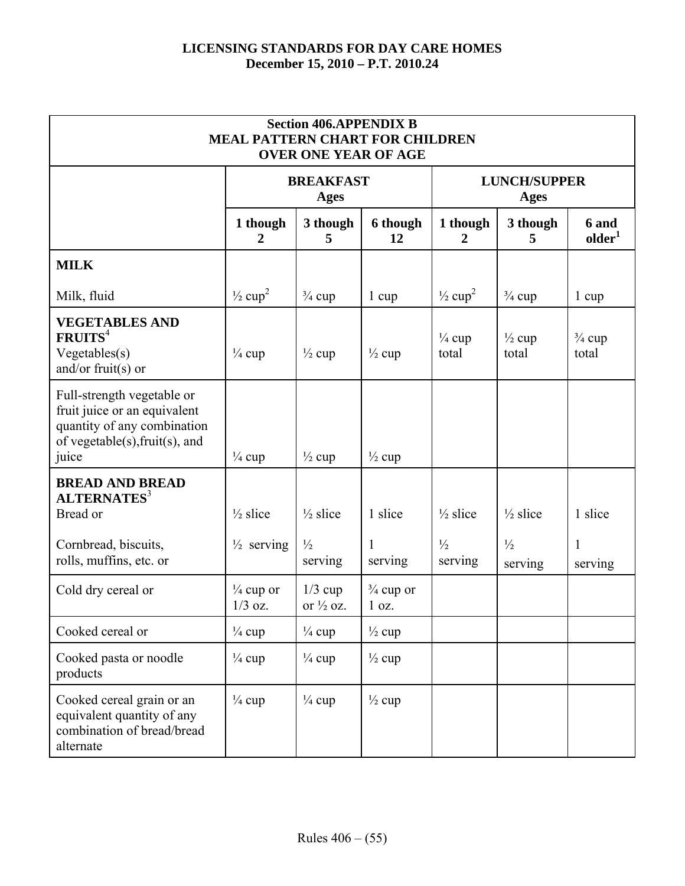# LICENSING STANDARDS FOR DAY CARE HOMES
**December 15, 2010 – P.T. 2010.24**

| **Section 406.APPENDIX B MEAL PATTERN CHART FOR CHILDREN OVER ONE YEAR OF AGE** | | | | | | |
|---|---|---|---|---|---|---|
| | **BREAKFAST Ages** | | | **LUNCH/SUPPER Ages** | | |
| | **1 though 2** | **3 though 5** | **6 though 12** | **1 though 2** | **3 though 5** | **6 and older[1]** |
| **MILK** Milk, fluid | ½ cup[2] | ¾ cup | 1 cup | ½ cup[2] | ¾ cup | 1 cup |
| **VEGETABLES AND FRUITS[4]** Vegetables(s) and/or fruit(s) or | ¼ cup | ½ cup | ½ cup | ¼ cup total | ½ cup total | ¾ cup total |
| Full-strength vegetable or fruit juice or an equivalent quantity of any combination of vegetable(s),fruit(s), and juice | ¼ cup | ½ cup | ½ cup | | | |
| **BREAD AND BREAD ALTERNATES[3]** Bread or | ½ slice | ½ slice | 1 slice | ½ slice | ½ slice | 1 slice |
| Cornbread, biscuits, rolls, muffins, etc. or | ½ serving | ½ serving | 1 serving | ½ serving | ½ serving | 1 serving |
| Cold dry cereal or | ¼ cup or 1/3 oz. | 1/3 cup or ½ oz. | ¾ cup or 1 oz. | | | |
| Cooked cereal or | ¼ cup | ¼ cup | ½ cup | | | |
| Cooked pasta or noodle products | ¼ cup | ¼ cup | ½ cup | | | |
| Cooked cereal grain or an equivalent quantity of any combination of bread/bread alternate | ¼ cup | ¼ cup | ½ cup | | | |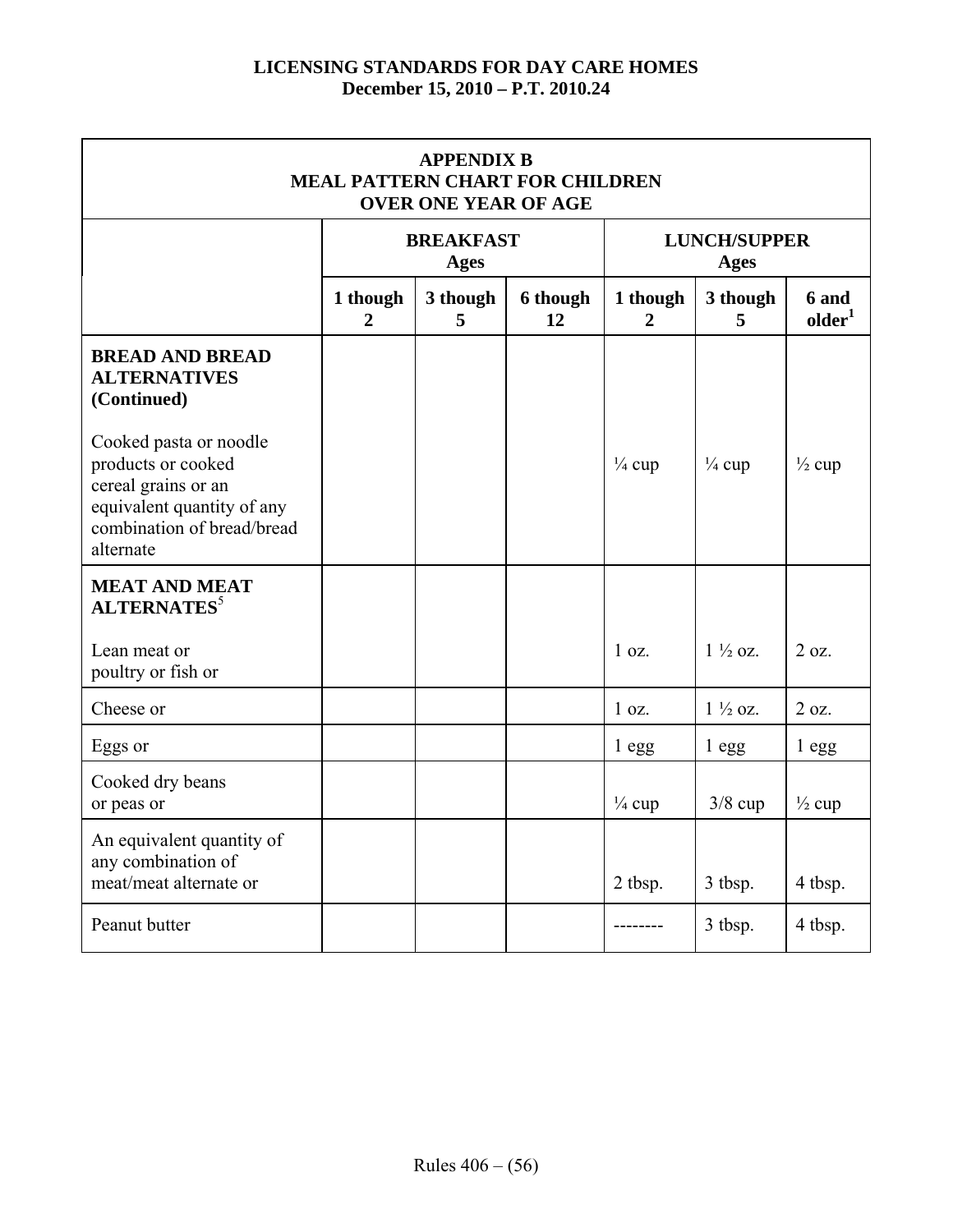| APPENDIX B<br>MEAL PATTERN CHART FOR CHILDREN<br>OVER ONE YEAR OF AGE | | | | | | |
|---|---|---|---|---|---|---|
| | BREAKFAST<br>Ages | | | LUNCH/SUPPER<br>Ages | | |
| | 1 though 2 | 3 though 5 | 6 though 12 | 1 though 2 | 3 though 5 | 6 and older[1] |
| **BREAD AND BREAD ALTERNATIVES (Continued)**<br><br>Cooked pasta or noodle products or cooked cereal grains or an equivalent quantity of any combination of bread/bread alternate | | | | ¼ cup | ¼ cup | ½ cup |
| **MEAT AND MEAT ALTERNATES**[5]<br><br>Lean meat or poultry or fish or | | | | 1 oz. | 1 ½ oz. | 2 oz. |
| Cheese or | | | | 1 oz. | 1 ½ oz. | 2 oz. |
| Eggs or | | | | 1 egg | 1 egg | 1 egg |
| Cooked dry beans or peas or | | | | ¼ cup | 3/8 cup | ½ cup |
| An equivalent quantity of any combination of meat/meat alternate or | | | | 2 tbsp. | 3 tbsp. | 4 tbsp. |
| Peanut butter | | | | -------- | 3 tbsp. | 4 tbsp. |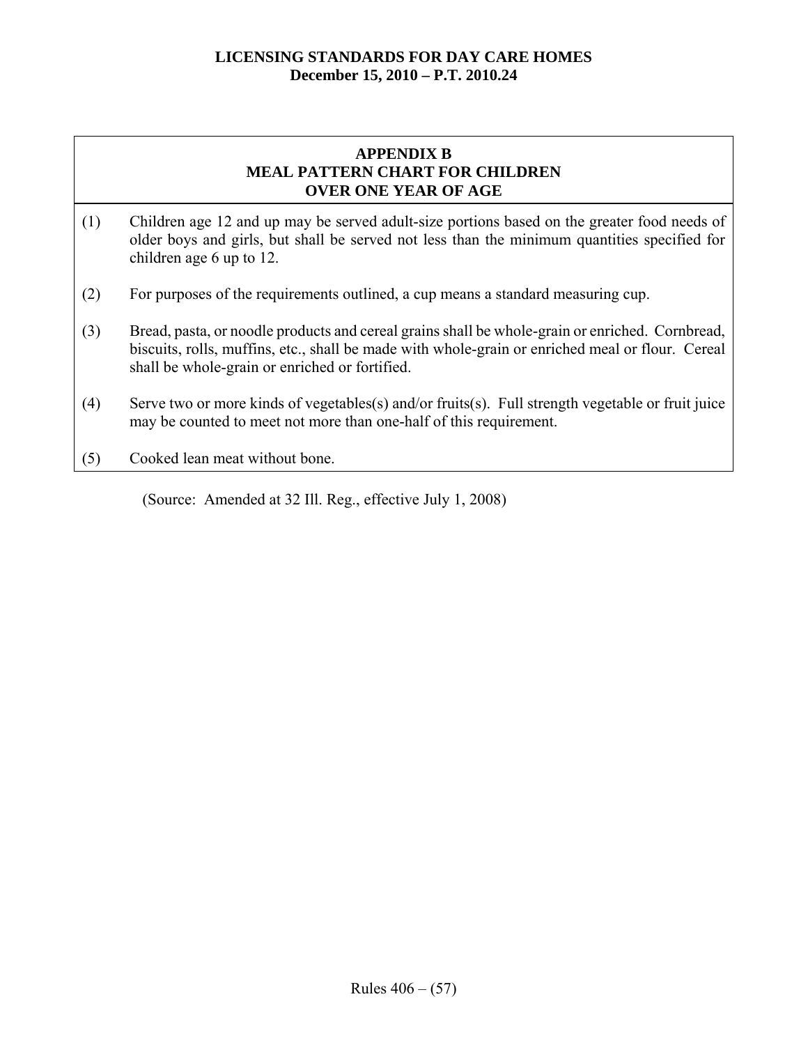## APPENDIX B
## MEAL PATTERN CHART FOR CHILDREN OVER ONE YEAR OF AGE

(1) Children age 12 and up may be served adult-size portions based on the greater food needs of older boys and girls, but shall be served not less than the minimum quantities specified for children age 6 up to 12.

(2) For purposes of the requirements outlined, a cup means a standard measuring cup.

(3) Bread, pasta, or noodle products and cereal grains shall be whole-grain or enriched. Cornbread, biscuits, rolls, muffins, etc., shall be made with whole-grain or enriched meal or flour. Cereal shall be whole-grain or enriched or fortified.

(4) Serve two or more kinds of vegetables(s) and/or fruits(s). Full strength vegetable or fruit juice may be counted to meet not more than one-half of this requirement.

(5) Cooked lean meat without bone.

(Source: Amended at 32 Ill. Reg., effective July 1, 2008)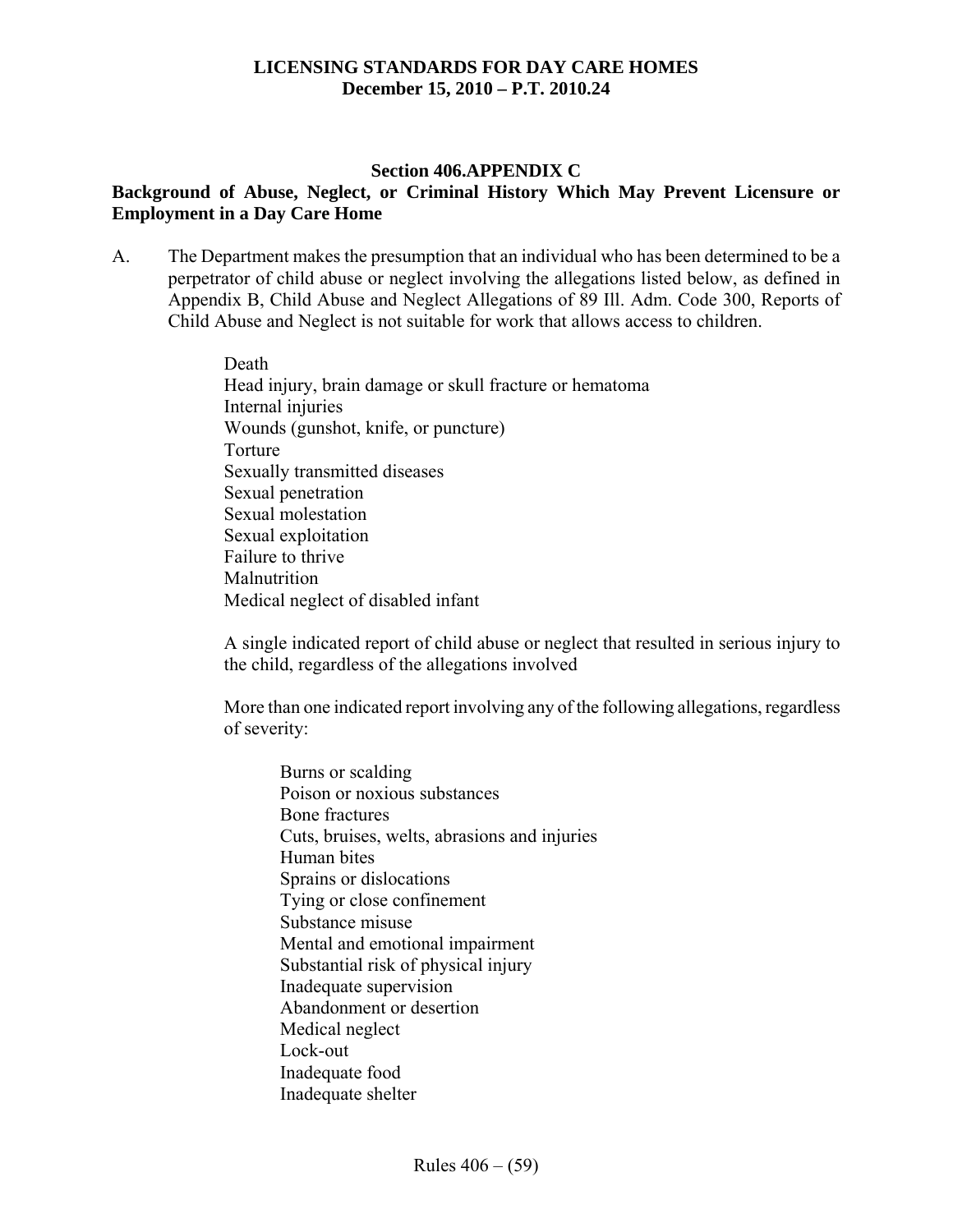## Section 406.APPENDIX C

### Background of Abuse, Neglect, or Criminal History Which May Prevent Licensure or Employment in a Day Care Home

A. The Department makes the presumption that an individual who has been determined to be a perpetrator of child abuse or neglect involving the allegations listed below, as defined in Appendix B, Child Abuse and Neglect Allegations of 89 Ill. Adm. Code 300, Reports of Child Abuse and Neglect is not suitable for work that allows access to children.

   Death
   Head injury, brain damage or skull fracture or hematoma
   Internal injuries
   Wounds (gunshot, knife, or puncture)
   Torture
   Sexually transmitted diseases
   Sexual penetration
   Sexual molestation
   Sexual exploitation
   Failure to thrive
   Malnutrition
   Medical neglect of disabled infant

   A single indicated report of child abuse or neglect that resulted in serious injury to the child, regardless of the allegations involved

   More than one indicated report involving any of the following allegations, regardless of severity:

      Burns or scalding
      Poison or noxious substances
      Bone fractures
      Cuts, bruises, welts, abrasions and injuries
      Human bites
      Sprains or dislocations
      Tying or close confinement
      Substance misuse
      Mental and emotional impairment
      Substantial risk of physical injury
      Inadequate supervision
      Abandonment or desertion
      Medical neglect
      Lock-out
      Inadequate food
      Inadequate shelter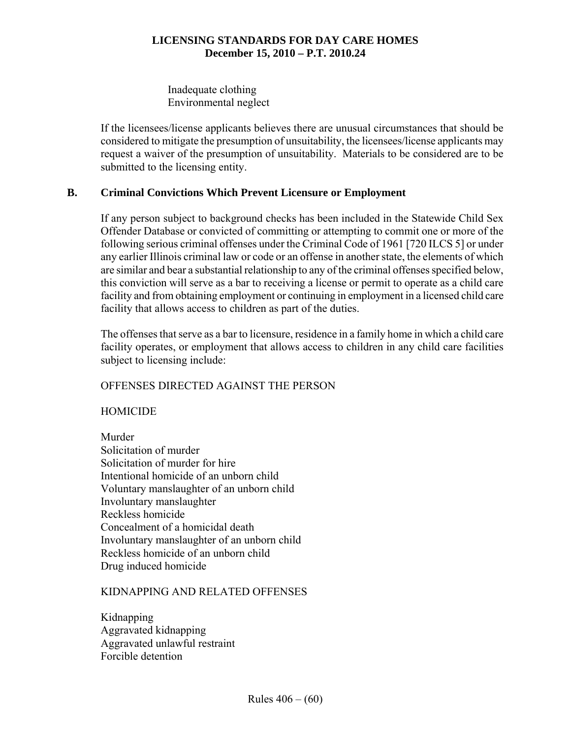Inadequate clothing
Environmental neglect

If the licensees/license applicants believes there are unusual circumstances that should be considered to mitigate the presumption of unsuitability, the licensees/license applicants may request a waiver of the presumption of unsuitability. Materials to be considered are to be submitted to the licensing entity.

## B. Criminal Convictions Which Prevent Licensure or Employment

If any person subject to background checks has been included in the Statewide Child Sex Offender Database or convicted of committing or attempting to commit one or more of the following serious criminal offenses under the Criminal Code of 1961 [720 ILCS 5] or under any earlier Illinois criminal law or code or an offense in another state, the elements of which are similar and bear a substantial relationship to any of the criminal offenses specified below, this conviction will serve as a bar to receiving a license or permit to operate as a child care facility and from obtaining employment or continuing in employment in a licensed child care facility that allows access to children as part of the duties.

The offenses that serve as a bar to licensure, residence in a family home in which a child care facility operates, or employment that allows access to children in any child care facilities subject to licensing include:

OFFENSES DIRECTED AGAINST THE PERSON

HOMICIDE

Murder
Solicitation of murder
Solicitation of murder for hire
Intentional homicide of an unborn child
Voluntary manslaughter of an unborn child
Involuntary manslaughter
Reckless homicide
Concealment of a homicidal death
Involuntary manslaughter of an unborn child
Reckless homicide of an unborn child
Drug induced homicide

KIDNAPPING AND RELATED OFFENSES

Kidnapping
Aggravated kidnapping
Aggravated unlawful restraint
Forcible detention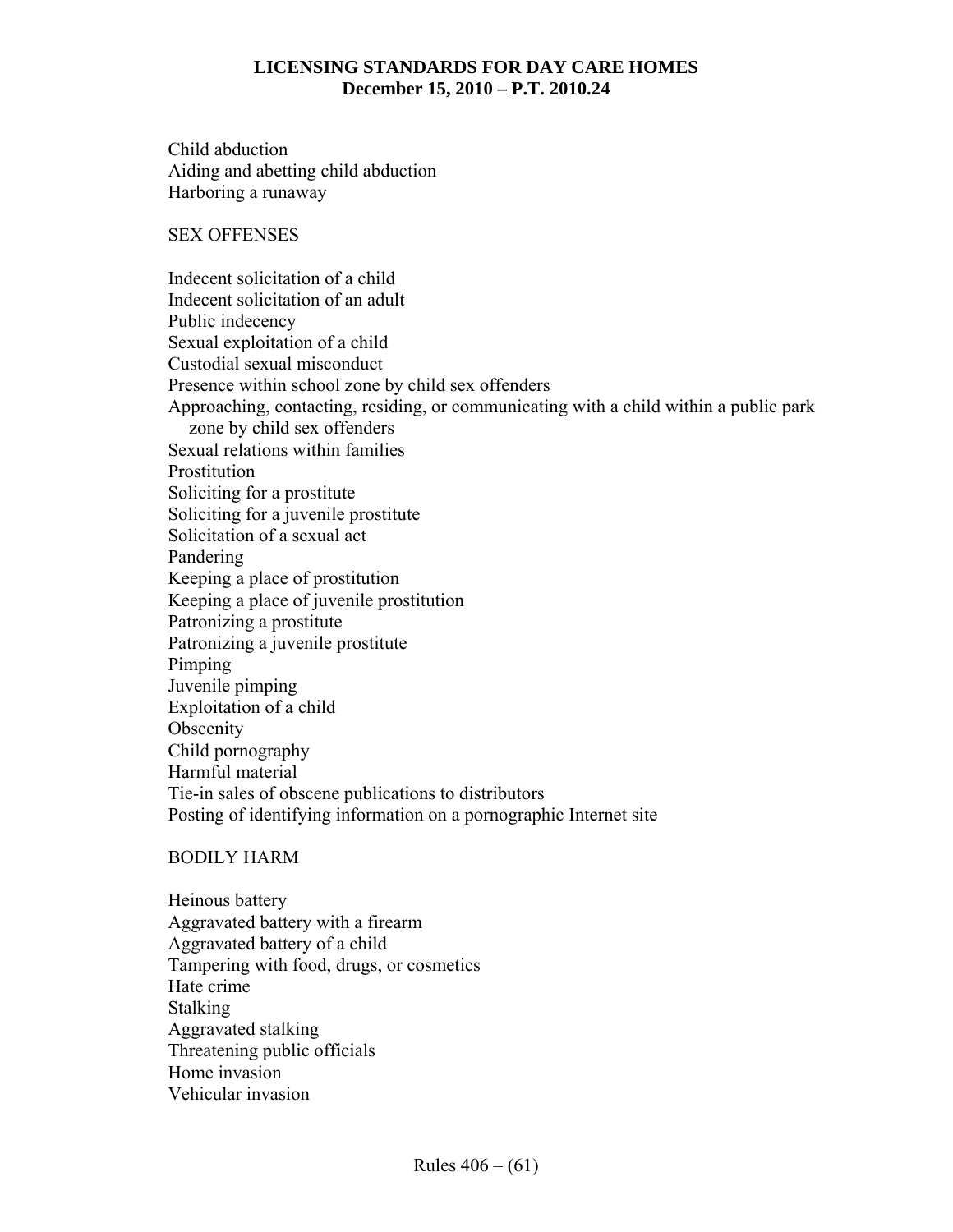Child abduction
Aiding and abetting child abduction
Harboring a runaway

SEX OFFENSES

Indecent solicitation of a child
Indecent solicitation of an adult
Public indecency
Sexual exploitation of a child
Custodial sexual misconduct
Presence within school zone by child sex offenders
Approaching, contacting, residing, or communicating with a child within a public park zone by child sex offenders
Sexual relations within families
Prostitution
Soliciting for a prostitute
Soliciting for a juvenile prostitute
Solicitation of a sexual act
Pandering
Keeping a place of prostitution
Keeping a place of juvenile prostitution
Patronizing a prostitute
Patronizing a juvenile prostitute
Pimping
Juvenile pimping
Exploitation of a child
Obscenity
Child pornography
Harmful material
Tie-in sales of obscene publications to distributors
Posting of identifying information on a pornographic Internet site

BODILY HARM

Heinous battery
Aggravated battery with a firearm
Aggravated battery of a child
Tampering with food, drugs, or cosmetics
Hate crime
Stalking
Aggravated stalking
Threatening public officials
Home invasion
Vehicular invasion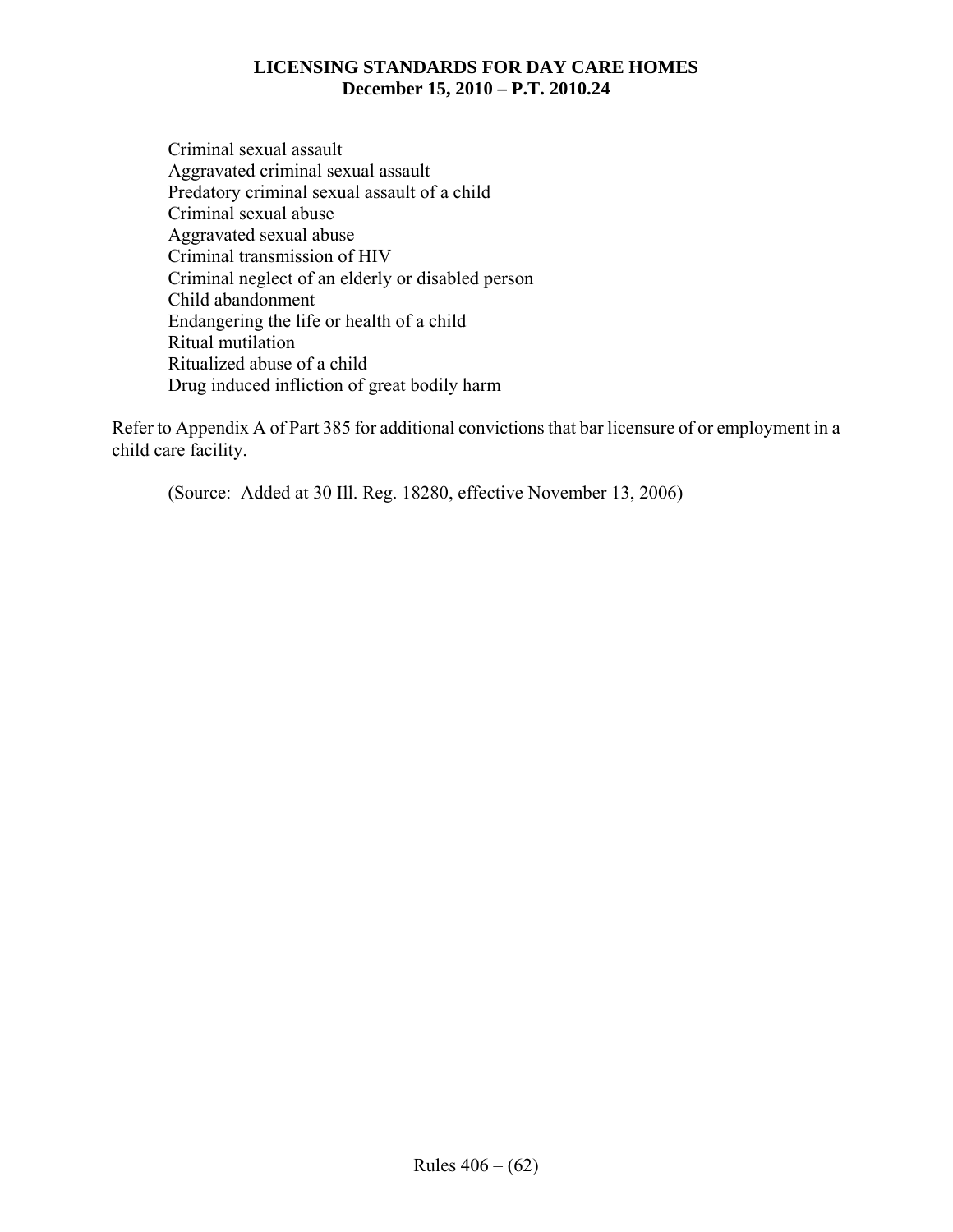Criminal sexual assault
Aggravated criminal sexual assault
Predatory criminal sexual assault of a child
Criminal sexual abuse
Aggravated sexual abuse
Criminal transmission of HIV
Criminal neglect of an elderly or disabled person
Child abandonment
Endangering the life or health of a child
Ritual mutilation
Ritualized abuse of a child
Drug induced infliction of great bodily harm

Refer to Appendix A of Part 385 for additional convictions that bar licensure of or employment in a child care facility.

(Source: Added at 30 Ill. Reg. 18280, effective November 13, 2006)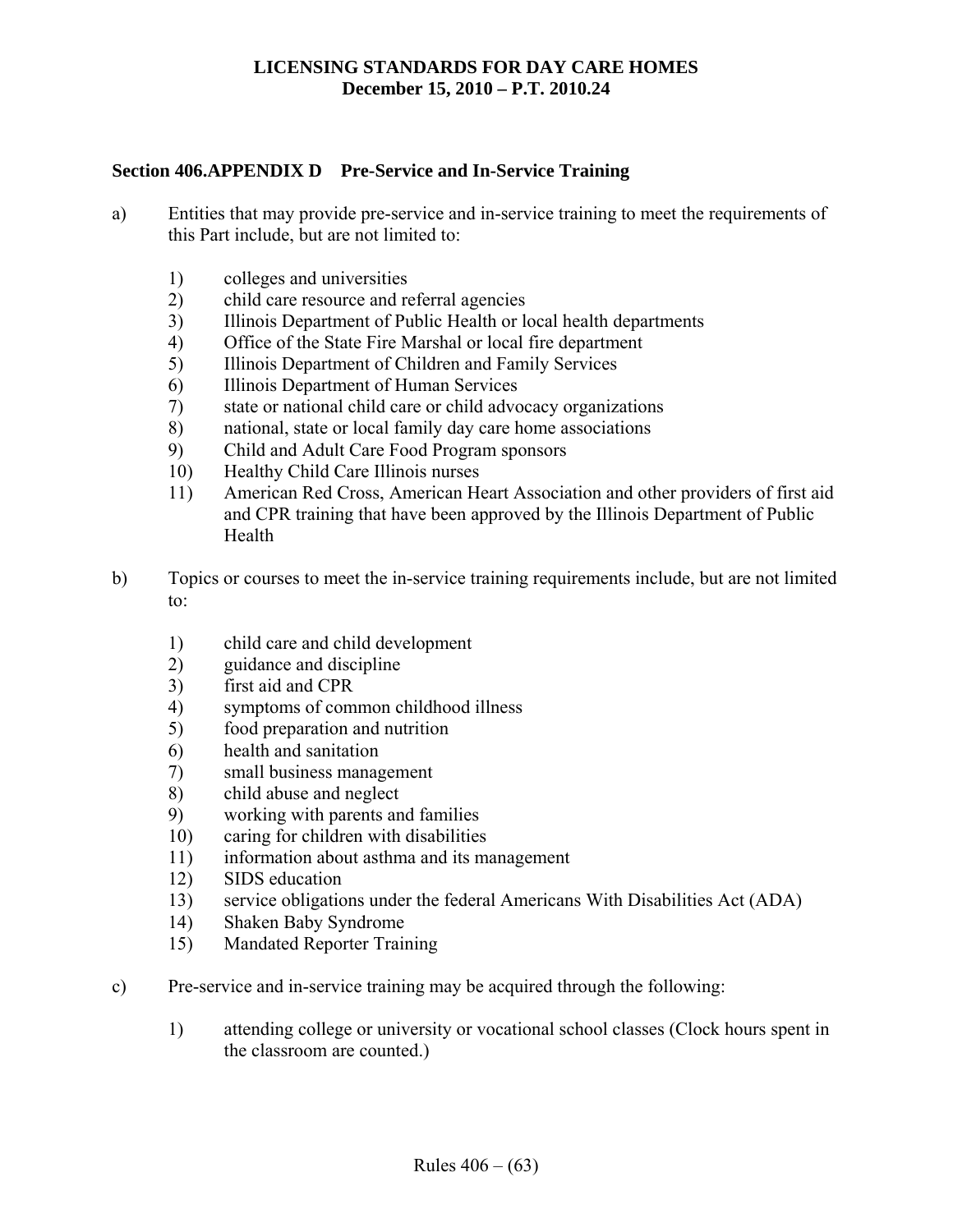## Section 406.APPENDIX D Pre-Service and In-Service Training

a) Entities that may provide pre-service and in-service training to meet the requirements of this Part include, but are not limited to:

1) colleges and universities
2) child care resource and referral agencies
3) Illinois Department of Public Health or local health departments
4) Office of the State Fire Marshal or local fire department
5) Illinois Department of Children and Family Services
6) Illinois Department of Human Services
7) state or national child care or child advocacy organizations
8) national, state or local family day care home associations
9) Child and Adult Care Food Program sponsors
10) Healthy Child Care Illinois nurses
11) American Red Cross, American Heart Association and other providers of first aid and CPR training that have been approved by the Illinois Department of Public Health

b) Topics or courses to meet the in-service training requirements include, but are not limited to:

1) child care and child development
2) guidance and discipline
3) first aid and CPR
4) symptoms of common childhood illness
5) food preparation and nutrition
6) health and sanitation
7) small business management
8) child abuse and neglect
9) working with parents and families
10) caring for children with disabilities
11) information about asthma and its management
12) SIDS education
13) service obligations under the federal Americans With Disabilities Act (ADA)
14) Shaken Baby Syndrome
15) Mandated Reporter Training

c) Pre-service and in-service training may be acquired through the following:

1) attending college or university or vocational school classes (Clock hours spent in the classroom are counted.)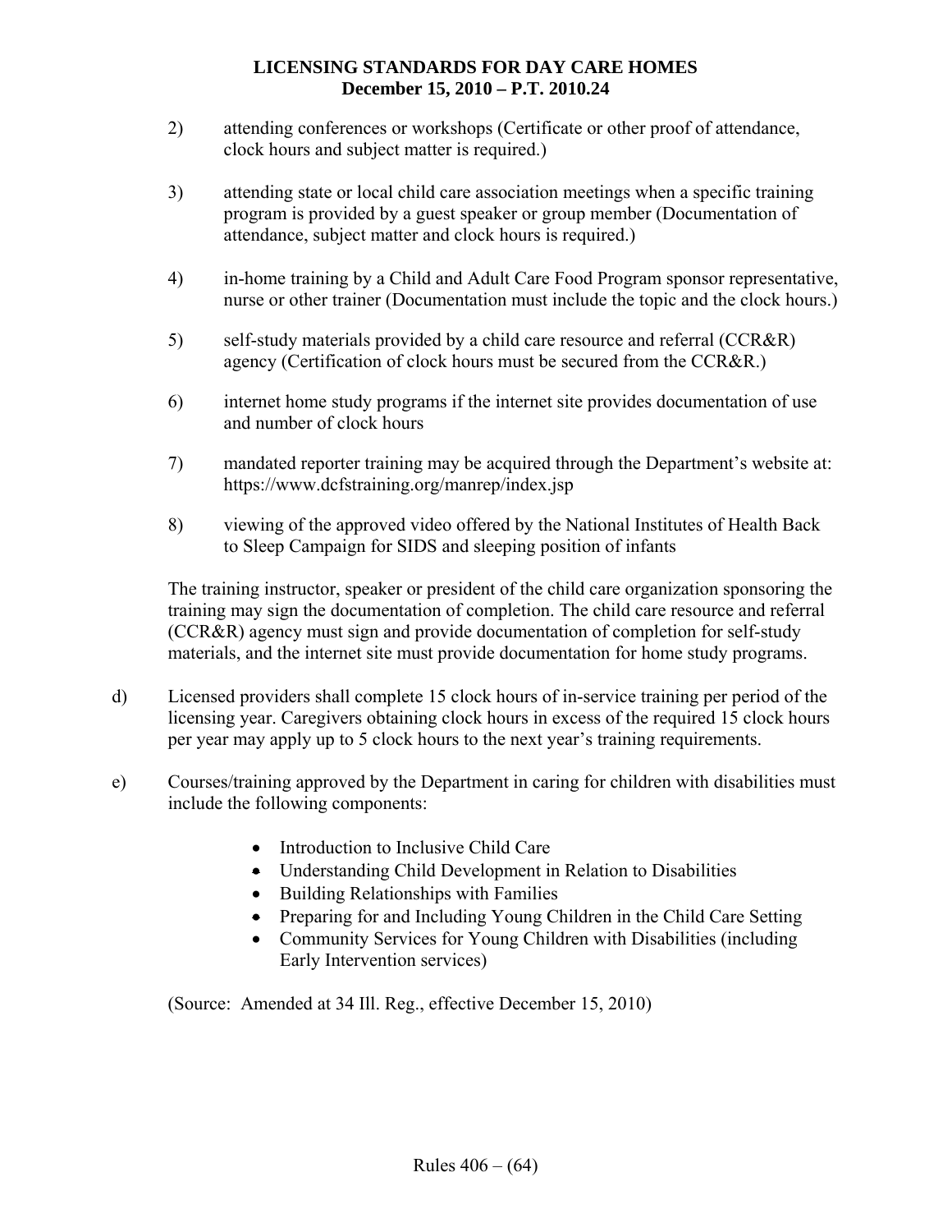2) attending conferences or workshops (Certificate or other proof of attendance, clock hours and subject matter is required.)

3) attending state or local child care association meetings when a specific training program is provided by a guest speaker or group member (Documentation of attendance, subject matter and clock hours is required.)

4) in-home training by a Child and Adult Care Food Program sponsor representative, nurse or other trainer (Documentation must include the topic and the clock hours.)

5) self-study materials provided by a child care resource and referral (CCR&R) agency (Certification of clock hours must be secured from the CCR&R.)

6) internet home study programs if the internet site provides documentation of use and number of clock hours

7) mandated reporter training may be acquired through the Department's website at: https://www.dcfstraining.org/manrep/index.jsp

8) viewing of the approved video offered by the National Institutes of Health Back to Sleep Campaign for SIDS and sleeping position of infants

The training instructor, speaker or president of the child care organization sponsoring the training may sign the documentation of completion. The child care resource and referral (CCR&R) agency must sign and provide documentation of completion for self-study materials, and the internet site must provide documentation for home study programs.

d) Licensed providers shall complete 15 clock hours of in-service training per period of the licensing year. Caregivers obtaining clock hours in excess of the required 15 clock hours per year may apply up to 5 clock hours to the next year's training requirements.

e) Courses/training approved by the Department in caring for children with disabilities must include the following components:

- Introduction to Inclusive Child Care
- Understanding Child Development in Relation to Disabilities
- Building Relationships with Families
- Preparing for and Including Young Children in the Child Care Setting
- Community Services for Young Children with Disabilities (including Early Intervention services)

(Source: Amended at 34 Ill. Reg., effective December 15, 2010)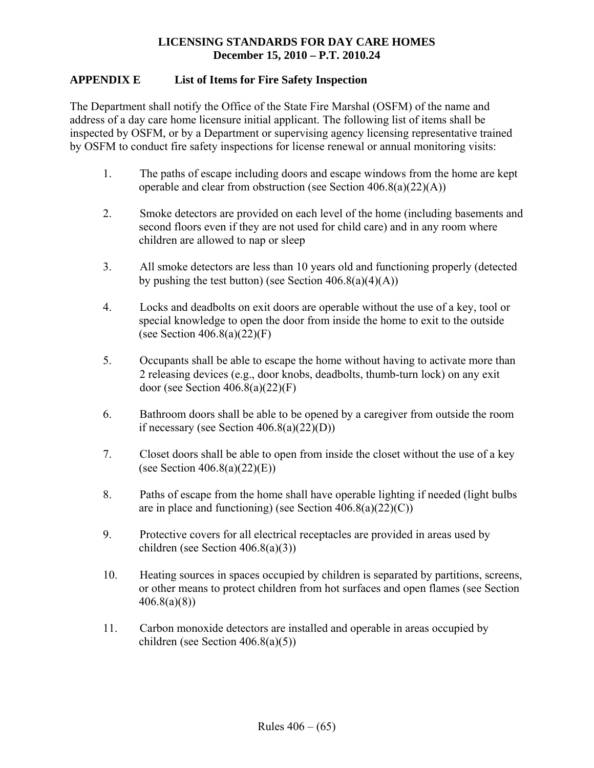## APPENDIX E List of Items for Fire Safety Inspection

The Department shall notify the Office of the State Fire Marshal (OSFM) of the name and address of a day care home licensure initial applicant. The following list of items shall be inspected by OSFM, or by a Department or supervising agency licensing representative trained by OSFM to conduct fire safety inspections for license renewal or annual monitoring visits:

1. The paths of escape including doors and escape windows from the home are kept operable and clear from obstruction (see Section 406.8(a)(22)(A))

2. Smoke detectors are provided on each level of the home (including basements and second floors even if they are not used for child care) and in any room where children are allowed to nap or sleep

3. All smoke detectors are less than 10 years old and functioning properly (detected by pushing the test button) (see Section 406.8(a)(4)(A))

4. Locks and deadbolts on exit doors are operable without the use of a key, tool or special knowledge to open the door from inside the home to exit to the outside (see Section 406.8(a)(22)(F)

5. Occupants shall be able to escape the home without having to activate more than 2 releasing devices (e.g., door knobs, deadbolts, thumb-turn lock) on any exit door (see Section 406.8(a)(22)(F)

6. Bathroom doors shall be able to be opened by a caregiver from outside the room if necessary (see Section 406.8(a)(22)(D))

7. Closet doors shall be able to open from inside the closet without the use of a key (see Section 406.8(a)(22)(E))

8. Paths of escape from the home shall have operable lighting if needed (light bulbs are in place and functioning) (see Section 406.8(a)(22)(C))

9. Protective covers for all electrical receptacles are provided in areas used by children (see Section 406.8(a)(3))

10. Heating sources in spaces occupied by children is separated by partitions, screens, or other means to protect children from hot surfaces and open flames (see Section 406.8(a)(8))

11. Carbon monoxide detectors are installed and operable in areas occupied by children (see Section 406.8(a)(5))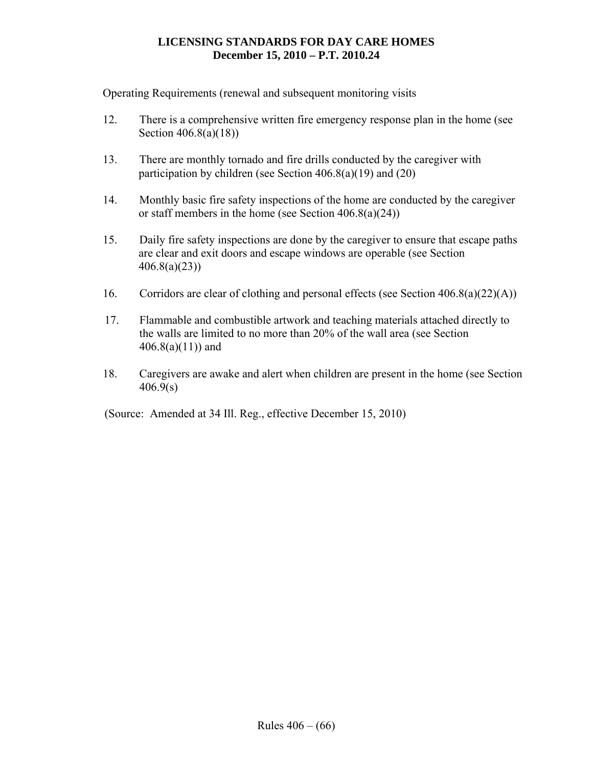Operating Requirements (renewal and subsequent monitoring visits

12. There is a comprehensive written fire emergency response plan in the home (see Section 406.8(a)(18))

13. There are monthly tornado and fire drills conducted by the caregiver with participation by children (see Section 406.8(a)(19) and (20)

14. Monthly basic fire safety inspections of the home are conducted by the caregiver or staff members in the home (see Section 406.8(a)(24))

15. Daily fire safety inspections are done by the caregiver to ensure that escape paths are clear and exit doors and escape windows are operable (see Section 406.8(a)(23))

16. Corridors are clear of clothing and personal effects (see Section 406.8(a)(22)(A))

17. Flammable and combustible artwork and teaching materials attached directly to the walls are limited to no more than 20% of the wall area (see Section 406.8(a)(11)) and

18. Caregivers are awake and alert when children are present in the home (see Section 406.9(s)

(Source: Amended at 34 Ill. Reg., effective December 15, 2010)